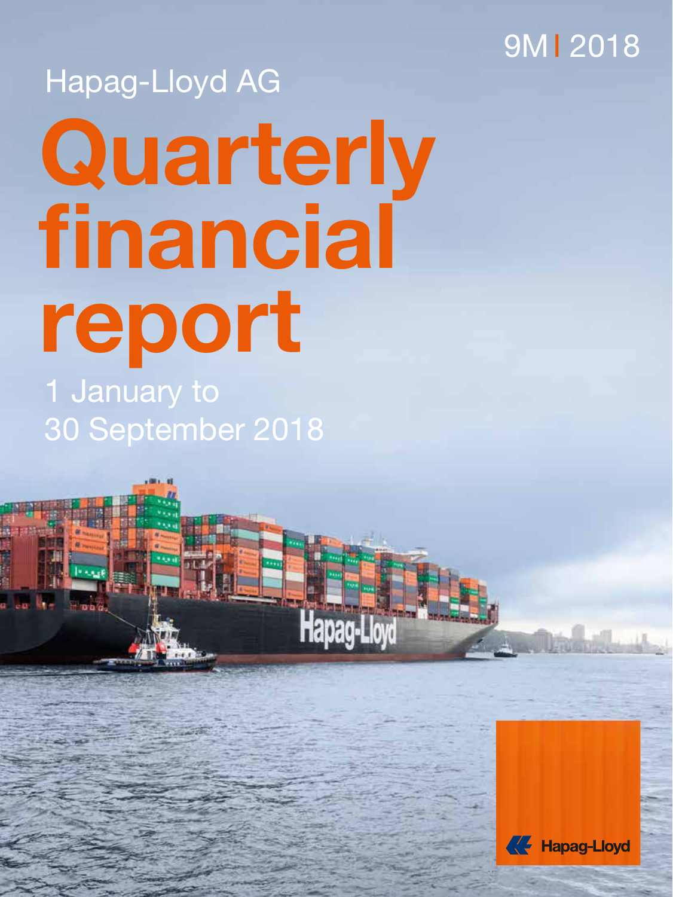9M I 2018

Hapag-Lloyd AG

# Quarterly financial report

1 January to 30 September 2018

Hapag-Lloyd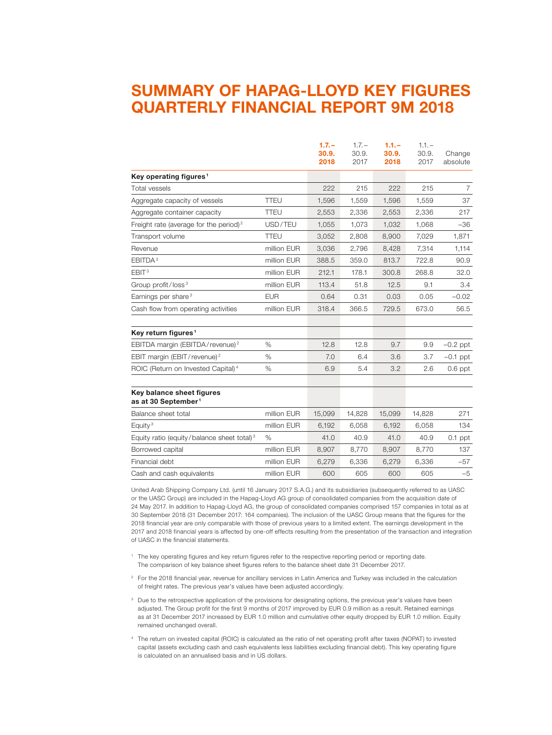# SUMMARY OF HAPAG-LLOYD KEY FIGURES QUARTERLY FINANCIAL REPORT 9M 2018

| | | **1.7.– 30.9. 2018** | 1.7.– 30.9. 2017 | **1.1.– 30.9. 2018** | 1.1.– 30.9. 2017 | Change absolute |
|---|---|---|---|---|---|---|
| **Key operating figures**[1] | | | | | | |
| Total vessels | | 222 | 215 | 222 | 215 | 7 |
| Aggregate capacity of vessels | TTEU | 1,596 | 1,559 | 1,596 | 1,559 | 37 |
| Aggregate container capacity | TTEU | 2,553 | 2,336 | 2,553 | 2,336 | 217 |
| Freight rate (average for the period)[2] | USD/TEU | 1,055 | 1,073 | 1,032 | 1,068 | –36 |
| Transport volume | TTEU | 3,052 | 2,808 | 8,900 | 7,029 | 1,871 |
| Revenue | million EUR | 3,036 | 2,796 | 8,428 | 7,314 | 1,114 |
| EBITDA[3] | million EUR | 388.5 | 359.0 | 813.7 | 722.8 | 90.9 |
| EBIT[3] | million EUR | 212.1 | 178.1 | 300.8 | 268.8 | 32.0 |
| Group profit/loss[3] | million EUR | 113.4 | 51.8 | 12.5 | 9.1 | 3.4 |
| Earnings per share[3] | EUR | 0.64 | 0.31 | 0.03 | 0.05 | –0.02 |
| Cash flow from operating activities | million EUR | 318.4 | 366.5 | 729.5 | 673.0 | 56.5 |
| **Key return figures**[1] | | | | | | |
| EBITDA margin (EBITDA/revenue)[2] | % | 12.8 | 12.8 | 9.7 | 9.9 | –0.2 ppt |
| EBIT margin (EBIT/revenue)[2] | % | 7.0 | 6.4 | 3.6 | 3.7 | –0.1 ppt |
| ROIC (Return on Invested Capital)[4] | % | 6.9 | 5.4 | 3.2 | 2.6 | 0.6 ppt |
| **Key balance sheet figures as at 30 September**[1] | | | | | | |
| Balance sheet total | million EUR | 15,099 | 14,828 | 15,099 | 14,828 | 271 |
| Equity[3] | million EUR | 6,192 | 6,058 | 6,192 | 6,058 | 134 |
| Equity ratio (equity/balance sheet total)[3] | % | 41.0 | 40.9 | 41.0 | 40.9 | 0.1 ppt |
| Borrowed capital | million EUR | 8,907 | 8,770 | 8,907 | 8,770 | 137 |
| Financial debt | million EUR | 6,279 | 6,336 | 6,279 | 6,336 | –57 |
| Cash and cash equivalents | million EUR | 600 | 605 | 600 | 605 | –5 |

United Arab Shipping Company Ltd. (until 16 January 2017 S.A.G.) and its subsidiaries (subsequently referred to as UASC or the UASC Group) are included in the Hapag-Lloyd AG group of consolidated companies from the acquisition date of 24 May 2017. In addition to Hapag-Lloyd AG, the group of consolidated companies comprised 157 companies in total as at 30 September 2018 (31 December 2017: 164 companies). The inclusion of the UASC Group means that the figures for the 2018 financial year are only comparable with those of previous years to a limited extent. The earnings development in the 2017 and 2018 financial years is affected by one-off effects resulting from the presentation of the transaction and integration of UASC in the financial statements.

[1] The key operating figures and key return figures refer to the respective reporting period or reporting date. The comparison of key balance sheet figures refers to the balance sheet date 31 December 2017.

[2] For the 2018 financial year, revenue for ancillary services in Latin America and Turkey was included in the calculation of freight rates. The previous year's values have been adjusted accordingly.

[3] Due to the retrospective application of the provisions for designating options, the previous year's values have been adjusted. The Group profit for the first 9 months of 2017 improved by EUR 0.9 million as a result. Retained earnings as at 31 December 2017 increased by EUR 1.0 million and cumulative other equity dropped by EUR 1.0 million. Equity remained unchanged overall.

[4] The return on invested capital (ROIC) is calculated as the ratio of net operating profit after taxes (NOPAT) to invested capital (assets excluding cash and cash equivalents less liabilities excluding financial debt). This key operating figure is calculated on an annualised basis and in US dollars.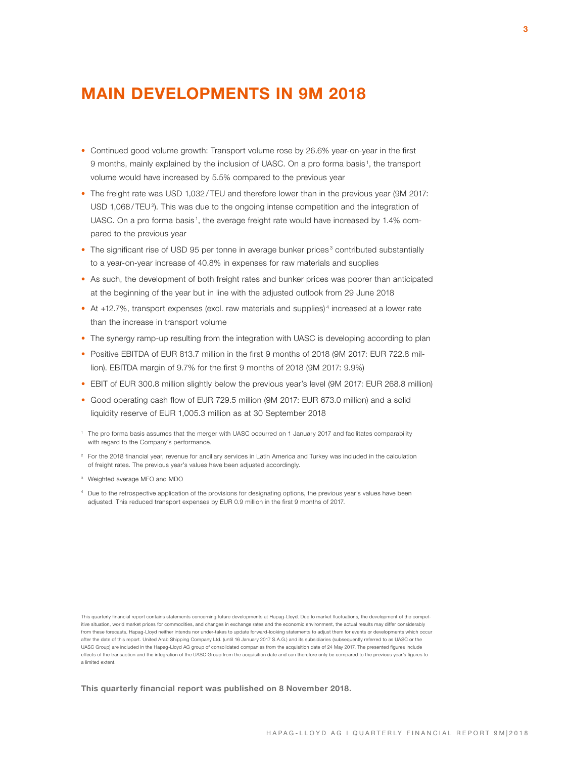# MAIN DEVELOPMENTS IN 9M 2018

- Continued good volume growth: Transport volume rose by 26.6% year-on-year in the first 9 months, mainly explained by the inclusion of UASC. On a pro forma basis[1], the transport volume would have increased by 5.5% compared to the previous year
- The freight rate was USD 1,032/TEU and therefore lower than in the previous year (9M 2017: USD 1,068/TEU[2]). This was due to the ongoing intense competition and the integration of UASC. On a pro forma basis[1], the average freight rate would have increased by 1.4% compared to the previous year
- The significant rise of USD 95 per tonne in average bunker prices[3] contributed substantially to a year-on-year increase of 40.8% in expenses for raw materials and supplies
- As such, the development of both freight rates and bunker prices was poorer than anticipated at the beginning of the year but in line with the adjusted outlook from 29 June 2018
- At +12.7%, transport expenses (excl. raw materials and supplies)[4] increased at a lower rate than the increase in transport volume
- The synergy ramp-up resulting from the integration with UASC is developing according to plan
- Positive EBITDA of EUR 813.7 million in the first 9 months of 2018 (9M 2017: EUR 722.8 million). EBITDA margin of 9.7% for the first 9 months of 2018 (9M 2017: 9.9%)
- EBIT of EUR 300.8 million slightly below the previous year's level (9M 2017: EUR 268.8 million)
- Good operating cash flow of EUR 729.5 million (9M 2017: EUR 673.0 million) and a solid liquidity reserve of EUR 1,005.3 million as at 30 September 2018

[1] The pro forma basis assumes that the merger with UASC occurred on 1 January 2017 and facilitates comparability with regard to the Company's performance.

[2] For the 2018 financial year, revenue for ancillary services in Latin America and Turkey was included in the calculation of freight rates. The previous year's values have been adjusted accordingly.

[3] Weighted average MFO and MDO

[4] Due to the retrospective application of the provisions for designating options, the previous year's values have been adjusted. This reduced transport expenses by EUR 0.9 million in the first 9 months of 2017.

This quarterly financial report contains statements concerning future developments at Hapag-Lloyd. Due to market fluctuations, the development of the competitive situation, world market prices for commodities, and changes in exchange rates and the economic environment, the actual results may differ considerably from these forecasts. Hapag-Lloyd neither intends nor under-takes to update forward-looking statements to adjust them for events or developments which occur after the date of this report. United Arab Shipping Company Ltd. (until 16 January 2017 S.A.G.) and its subsidiaries (subsequently referred to as UASC or the UASC Group) are included in the Hapag-Lloyd AG group of consolidated companies from the acquisition date of 24 May 2017. The presented figures include effects of the transaction and the integration of the UASC Group from the acquisition date and can therefore only be compared to the previous year's figures to a limited extent.

**This quarterly financial report was published on 8 November 2018.**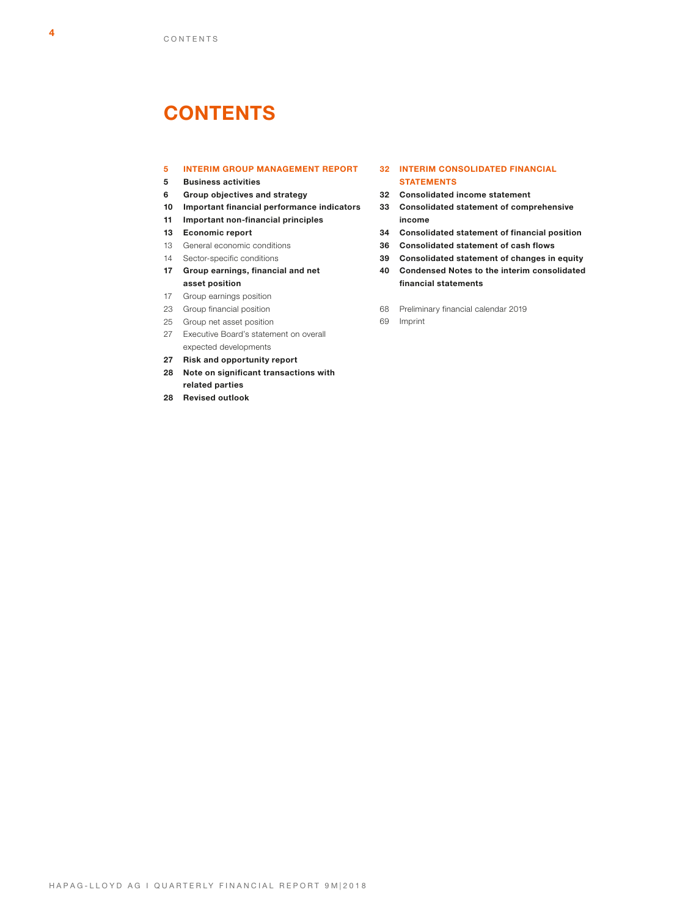# CONTENTS

**5 INTERIM GROUP MANAGEMENT REPORT**

**5 Business activities**

**6 Group objectives and strategy**

**10 Important financial performance indicators**

**11 Important non-financial principles**

**13 Economic report**

13 General economic conditions

14 Sector-specific conditions

**17 Group earnings, financial and net asset position**

17 Group earnings position

23 Group financial position

25 Group net asset position

27 Executive Board's statement on overall expected developments

**27 Risk and opportunity report**

**28 Note on significant transactions with related parties**

**28 Revised outlook**

**32 INTERIM CONSOLIDATED FINANCIAL STATEMENTS**

**32 Consolidated income statement**

**33 Consolidated statement of comprehensive income**

**34 Consolidated statement of financial position**

**36 Consolidated statement of cash flows**

**39 Consolidated statement of changes in equity**

**40 Condensed Notes to the interim consolidated financial statements**

68 Preliminary financial calendar 2019

69 Imprint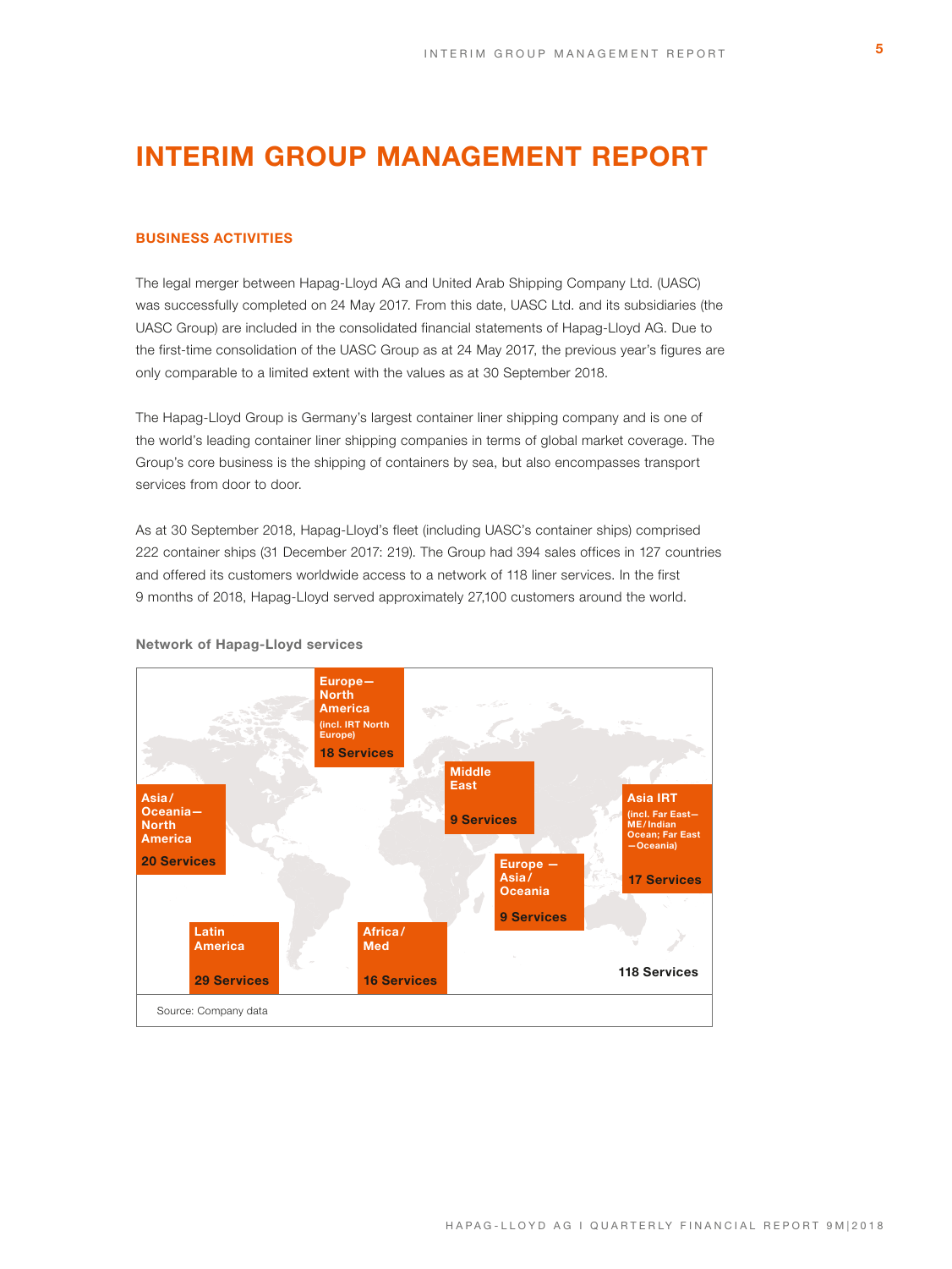# INTERIM GROUP MANAGEMENT REPORT

## BUSINESS ACTIVITIES

The legal merger between Hapag-Lloyd AG and United Arab Shipping Company Ltd. (UASC) was successfully completed on 24 May 2017. From this date, UASC Ltd. and its subsidiaries (the UASC Group) are included in the consolidated financial statements of Hapag-Lloyd AG. Due to the first-time consolidation of the UASC Group as at 24 May 2017, the previous year's figures are only comparable to a limited extent with the values as at 30 September 2018.

The Hapag-Lloyd Group is Germany's largest container liner shipping company and is one of the world's leading container liner shipping companies in terms of global market coverage. The Group's core business is the shipping of containers by sea, but also encompasses transport services from door to door.

As at 30 September 2018, Hapag-Lloyd's fleet (including UASC's container ships) comprised 222 container ships (31 December 2017: 219). The Group had 394 sales offices in 127 countries and offered its customers worldwide access to a network of 118 liner services. In the first 9 months of 2018, Hapag-Lloyd served approximately 27,100 customers around the world.

**Network of Hapag-Lloyd services**

| Trade | Services |
|---|---|
| Europe—North America (incl. IRT North Europe) | 18 Services |
| Middle East | 9 Services |
| Asia/Oceania—North America | 20 Services |
| Asia IRT (incl. Far East—ME/Indian Ocean; Far East—Oceania) | 17 Services |
| Europe — Asia/Oceania | 9 Services |
| Latin America | 29 Services |
| Africa/Med | 16 Services |
| | 118 Services |

Source: Company data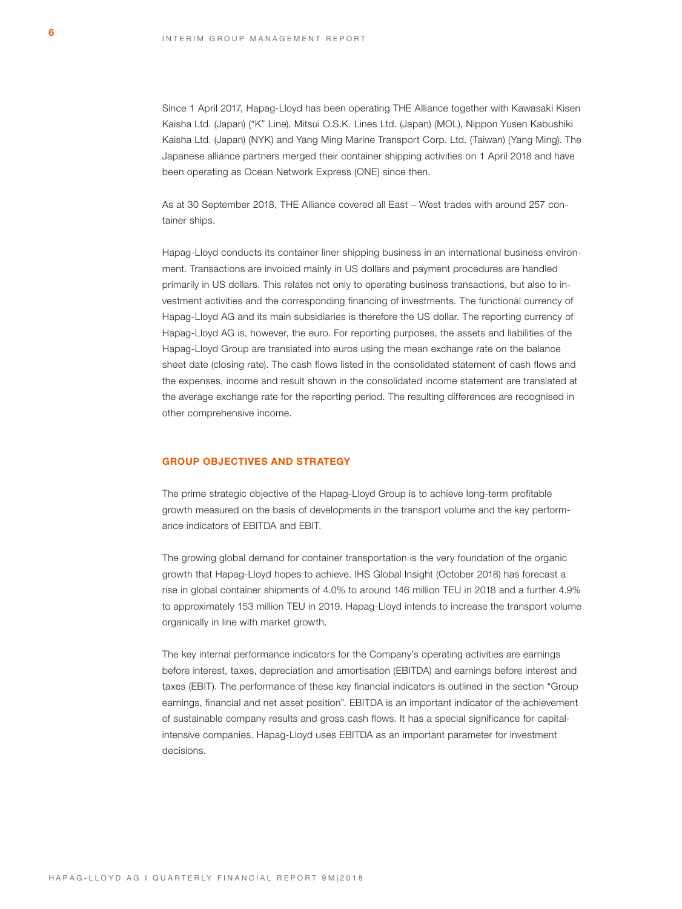Since 1 April 2017, Hapag-Lloyd has been operating THE Alliance together with Kawasaki Kisen Kaisha Ltd. (Japan) ("K" Line), Mitsui O.S.K. Lines Ltd. (Japan) (MOL), Nippon Yusen Kabushiki Kaisha Ltd. (Japan) (NYK) and Yang Ming Marine Transport Corp. Ltd. (Taiwan) (Yang Ming). The Japanese alliance partners merged their container shipping activities on 1 April 2018 and have been operating as Ocean Network Express (ONE) since then.

As at 30 September 2018, THE Alliance covered all East – West trades with around 257 container ships.

Hapag-Lloyd conducts its container liner shipping business in an international business environment. Transactions are invoiced mainly in US dollars and payment procedures are handled primarily in US dollars. This relates not only to operating business transactions, but also to investment activities and the corresponding financing of investments. The functional currency of Hapag-Lloyd AG and its main subsidiaries is therefore the US dollar. The reporting currency of Hapag-Lloyd AG is, however, the euro. For reporting purposes, the assets and liabilities of the Hapag-Lloyd Group are translated into euros using the mean exchange rate on the balance sheet date (closing rate). The cash flows listed in the consolidated statement of cash flows and the expenses, income and result shown in the consolidated income statement are translated at the average exchange rate for the reporting period. The resulting differences are recognised in other comprehensive income.

## GROUP OBJECTIVES AND STRATEGY

The prime strategic objective of the Hapag-Lloyd Group is to achieve long-term profitable growth measured on the basis of developments in the transport volume and the key performance indicators of EBITDA and EBIT.

The growing global demand for container transportation is the very foundation of the organic growth that Hapag-Lloyd hopes to achieve. IHS Global Insight (October 2018) has forecast a rise in global container shipments of 4.0% to around 146 million TEU in 2018 and a further 4.9% to approximately 153 million TEU in 2019. Hapag-Lloyd intends to increase the transport volume organically in line with market growth.

The key internal performance indicators for the Company's operating activities are earnings before interest, taxes, depreciation and amortisation (EBITDA) and earnings before interest and taxes (EBIT). The performance of these key financial indicators is outlined in the section "Group earnings, financial and net asset position". EBITDA is an important indicator of the achievement of sustainable company results and gross cash flows. It has a special significance for capital-intensive companies. Hapag-Lloyd uses EBITDA as an important parameter for investment decisions.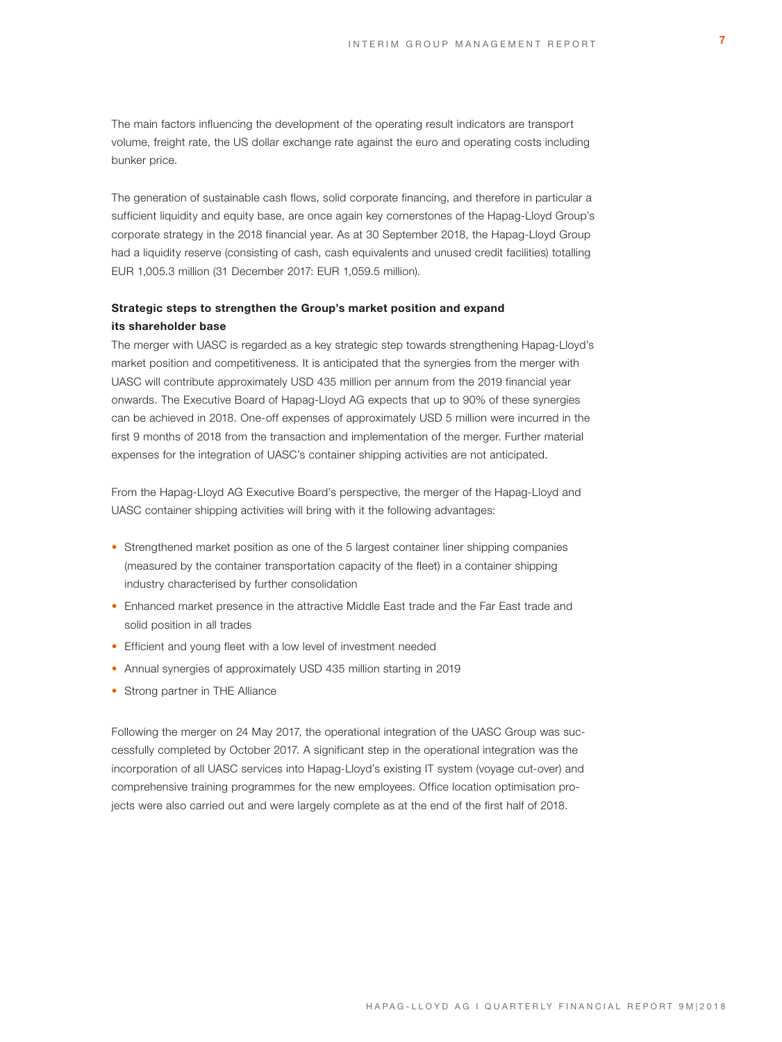The main factors influencing the development of the operating result indicators are transport volume, freight rate, the US dollar exchange rate against the euro and operating costs including bunker price.

The generation of sustainable cash flows, solid corporate financing, and therefore in particular a sufficient liquidity and equity base, are once again key cornerstones of the Hapag-Lloyd Group's corporate strategy in the 2018 financial year. As at 30 September 2018, the Hapag-Lloyd Group had a liquidity reserve (consisting of cash, cash equivalents and unused credit facilities) totalling EUR 1,005.3 million (31 December 2017: EUR 1,059.5 million).

**Strategic steps to strengthen the Group's market position and expand its shareholder base**

The merger with UASC is regarded as a key strategic step towards strengthening Hapag-Lloyd's market position and competitiveness. It is anticipated that the synergies from the merger with UASC will contribute approximately USD 435 million per annum from the 2019 financial year onwards. The Executive Board of Hapag-Lloyd AG expects that up to 90% of these synergies can be achieved in 2018. One-off expenses of approximately USD 5 million were incurred in the first 9 months of 2018 from the transaction and implementation of the merger. Further material expenses for the integration of UASC's container shipping activities are not anticipated.

From the Hapag-Lloyd AG Executive Board's perspective, the merger of the Hapag-Lloyd and UASC container shipping activities will bring with it the following advantages:

- Strengthened market position as one of the 5 largest container liner shipping companies (measured by the container transportation capacity of the fleet) in a container shipping industry characterised by further consolidation
- Enhanced market presence in the attractive Middle East trade and the Far East trade and solid position in all trades
- Efficient and young fleet with a low level of investment needed
- Annual synergies of approximately USD 435 million starting in 2019
- Strong partner in THE Alliance

Following the merger on 24 May 2017, the operational integration of the UASC Group was successfully completed by October 2017. A significant step in the operational integration was the incorporation of all UASC services into Hapag-Lloyd's existing IT system (voyage cut-over) and comprehensive training programmes for the new employees. Office location optimisation projects were also carried out and were largely complete as at the end of the first half of 2018.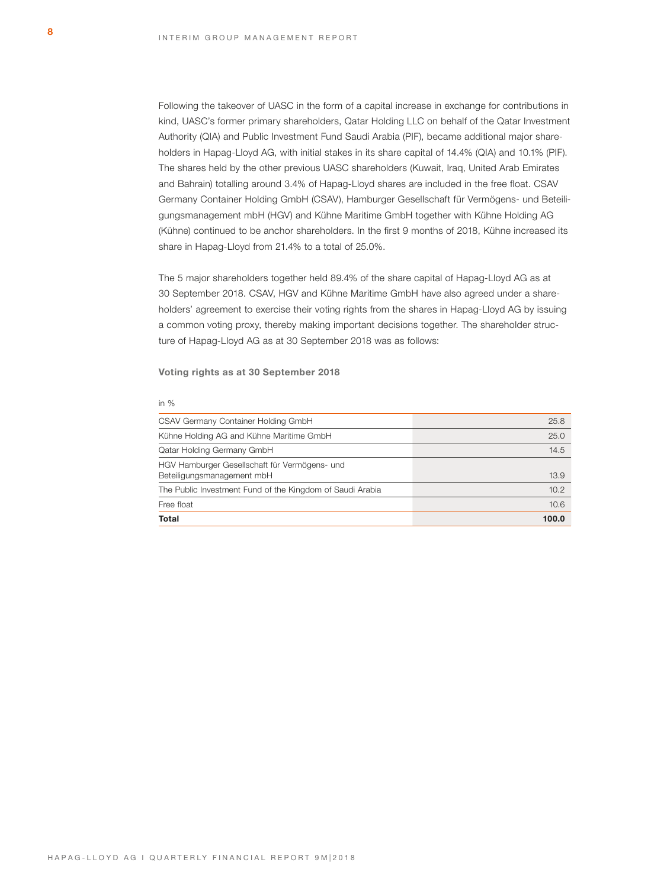Following the takeover of UASC in the form of a capital increase in exchange for contributions in kind, UASC's former primary shareholders, Qatar Holding LLC on behalf of the Qatar Investment Authority (QIA) and Public Investment Fund Saudi Arabia (PIF), became additional major shareholders in Hapag-Lloyd AG, with initial stakes in its share capital of 14.4% (QIA) and 10.1% (PIF). The shares held by the other previous UASC shareholders (Kuwait, Iraq, United Arab Emirates and Bahrain) totalling around 3.4% of Hapag-Lloyd shares are included in the free float. CSAV Germany Container Holding GmbH (CSAV), Hamburger Gesellschaft für Vermögens- und Beteiligungsmanagement mbH (HGV) and Kühne Maritime GmbH together with Kühne Holding AG (Kühne) continued to be anchor shareholders. In the first 9 months of 2018, Kühne increased its share in Hapag-Lloyd from 21.4% to a total of 25.0%.

The 5 major shareholders together held 89.4% of the share capital of Hapag-Lloyd AG as at 30 September 2018. CSAV, HGV and Kühne Maritime GmbH have also agreed under a shareholders' agreement to exercise their voting rights from the shares in Hapag-Lloyd AG by issuing a common voting proxy, thereby making important decisions together. The shareholder structure of Hapag-Lloyd AG as at 30 September 2018 was as follows:

**Voting rights as at 30 September 2018**

| in % | |
|---|---|
| CSAV Germany Container Holding GmbH | 25.8 |
| Kühne Holding AG and Kühne Maritime GmbH | 25.0 |
| Qatar Holding Germany GmbH | 14.5 |
| HGV Hamburger Gesellschaft für Vermögens- und Beteiligungsmanagement mbH | 13.9 |
| The Public Investment Fund of the Kingdom of Saudi Arabia | 10.2 |
| Free float | 10.6 |
| **Total** | **100.0** |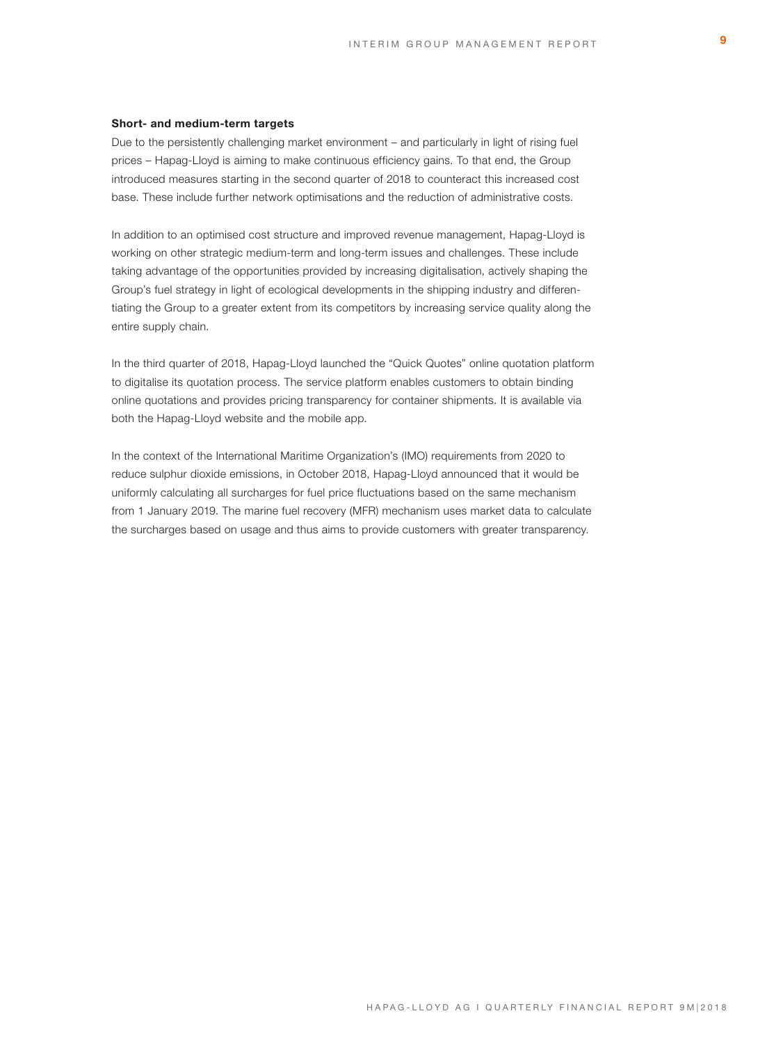### Short- and medium-term targets

Due to the persistently challenging market environment – and particularly in light of rising fuel prices – Hapag-Lloyd is aiming to make continuous efficiency gains. To that end, the Group introduced measures starting in the second quarter of 2018 to counteract this increased cost base. These include further network optimisations and the reduction of administrative costs.

In addition to an optimised cost structure and improved revenue management, Hapag-Lloyd is working on other strategic medium-term and long-term issues and challenges. These include taking advantage of the opportunities provided by increasing digitalisation, actively shaping the Group's fuel strategy in light of ecological developments in the shipping industry and differentiating the Group to a greater extent from its competitors by increasing service quality along the entire supply chain.

In the third quarter of 2018, Hapag-Lloyd launched the "Quick Quotes" online quotation platform to digitalise its quotation process. The service platform enables customers to obtain binding online quotations and provides pricing transparency for container shipments. It is available via both the Hapag-Lloyd website and the mobile app.

In the context of the International Maritime Organization's (IMO) requirements from 2020 to reduce sulphur dioxide emissions, in October 2018, Hapag-Lloyd announced that it would be uniformly calculating all surcharges for fuel price fluctuations based on the same mechanism from 1 January 2019. The marine fuel recovery (MFR) mechanism uses market data to calculate the surcharges based on usage and thus aims to provide customers with greater transparency.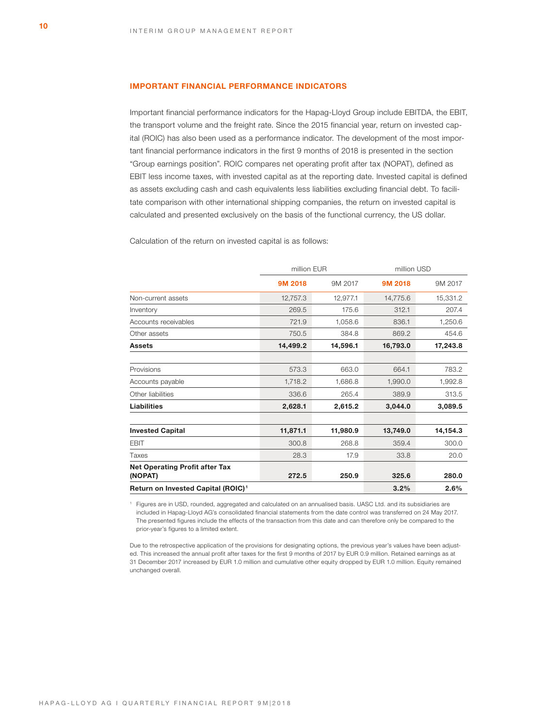## IMPORTANT FINANCIAL PERFORMANCE INDICATORS

Important financial performance indicators for the Hapag-Lloyd Group include EBITDA, the EBIT, the transport volume and the freight rate. Since the 2015 financial year, return on invested capital (ROIC) has also been used as a performance indicator. The development of the most important financial performance indicators in the first 9 months of 2018 is presented in the section "Group earnings position". ROIC compares net operating profit after tax (NOPAT), defined as EBIT less income taxes, with invested capital as at the reporting date. Invested capital is defined as assets excluding cash and cash equivalents less liabilities excluding financial debt. To facilitate comparison with other international shipping companies, the return on invested capital is calculated and presented exclusively on the basis of the functional currency, the US dollar.

Calculation of the return on invested capital is as follows:

| | million EUR | | million USD | |
|---|---|---|---|---|
| | **9M 2018** | 9M 2017 | **9M 2018** | 9M 2017 |
| Non-current assets | 12,757.3 | 12,977.1 | 14,775.6 | 15,331.2 |
| Inventory | 269.5 | 175.6 | 312.1 | 207.4 |
| Accounts receivables | 721.9 | 1,058.6 | 836.1 | 1,250.6 |
| Other assets | 750.5 | 384.8 | 869.2 | 454.6 |
| **Assets** | **14,499.2** | **14,596.1** | **16,793.0** | **17,243.8** |
| | | | | |
| Provisions | 573.3 | 663.0 | 664.1 | 783.2 |
| Accounts payable | 1,718.2 | 1,686.8 | 1,990.0 | 1,992.8 |
| Other liabilities | 336.6 | 265.4 | 389.9 | 313.5 |
| **Liabilities** | **2,628.1** | **2,615.2** | **3,044.0** | **3,089.5** |
| | | | | |
| **Invested Capital** | **11,871.1** | **11,980.9** | **13,749.0** | **14,154.3** |
| EBIT | 300.8 | 268.8 | 359.4 | 300.0 |
| Taxes | 28.3 | 17.9 | 33.8 | 20.0 |
| **Net Operating Profit after Tax (NOPAT)** | **272.5** | **250.9** | **325.6** | **280.0** |
| **Return on Invested Capital (ROIC)[1]** | | | **3.2%** | **2.6%** |

[1] Figures are in USD, rounded, aggregated and calculated on an annualised basis. UASC Ltd. and its subsidiaries are included in Hapag-Lloyd AG's consolidated financial statements from the date control was transferred on 24 May 2017. The presented figures include the effects of the transaction from this date and can therefore only be compared to the prior-year's figures to a limited extent.

Due to the retrospective application of the provisions for designating options, the previous year's values have been adjusted. This increased the annual profit after taxes for the first 9 months of 2017 by EUR 0.9 million. Retained earnings as at 31 December 2017 increased by EUR 1.0 million and cumulative other equity dropped by EUR 1.0 million. Equity remained unchanged overall.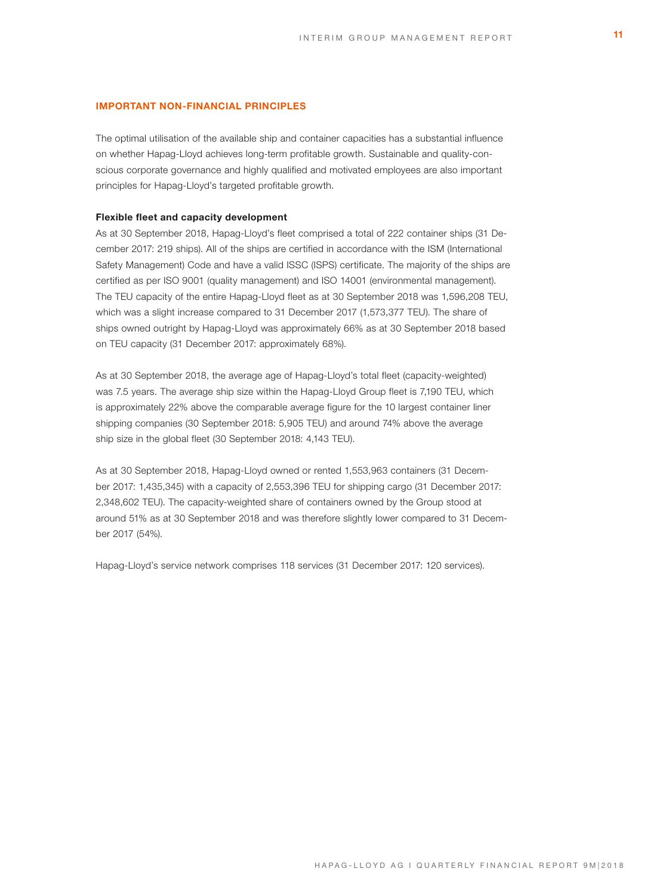## IMPORTANT NON-FINANCIAL PRINCIPLES

The optimal utilisation of the available ship and container capacities has a substantial influence on whether Hapag-Lloyd achieves long-term profitable growth. Sustainable and quality-conscious corporate governance and highly qualified and motivated employees are also important principles for Hapag-Lloyd's targeted profitable growth.

### Flexible fleet and capacity development

As at 30 September 2018, Hapag-Lloyd's fleet comprised a total of 222 container ships (31 December 2017: 219 ships). All of the ships are certified in accordance with the ISM (International Safety Management) Code and have a valid ISSC (ISPS) certificate. The majority of the ships are certified as per ISO 9001 (quality management) and ISO 14001 (environmental management). The TEU capacity of the entire Hapag-Lloyd fleet as at 30 September 2018 was 1,596,208 TEU, which was a slight increase compared to 31 December 2017 (1,573,377 TEU). The share of ships owned outright by Hapag-Lloyd was approximately 66% as at 30 September 2018 based on TEU capacity (31 December 2017: approximately 68%).

As at 30 September 2018, the average age of Hapag-Lloyd's total fleet (capacity-weighted) was 7.5 years. The average ship size within the Hapag-Lloyd Group fleet is 7,190 TEU, which is approximately 22% above the comparable average figure for the 10 largest container liner shipping companies (30 September 2018: 5,905 TEU) and around 74% above the average ship size in the global fleet (30 September 2018: 4,143 TEU).

As at 30 September 2018, Hapag-Lloyd owned or rented 1,553,963 containers (31 December 2017: 1,435,345) with a capacity of 2,553,396 TEU for shipping cargo (31 December 2017: 2,348,602 TEU). The capacity-weighted share of containers owned by the Group stood at around 51% as at 30 September 2018 and was therefore slightly lower compared to 31 December 2017 (54%).

Hapag-Lloyd's service network comprises 118 services (31 December 2017: 120 services).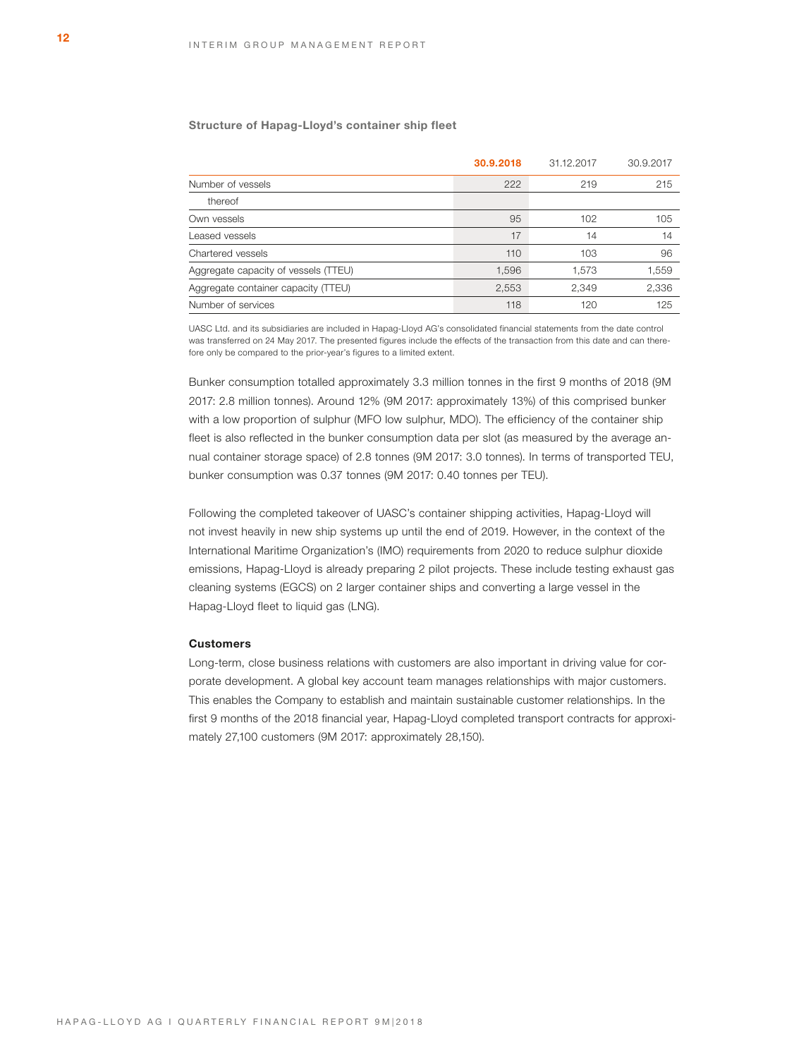**Structure of Hapag-Lloyd's container ship fleet**

| | 30.9.2018 | 31.12.2017 | 30.9.2017 |
|---|---|---|---|
| Number of vessels | 222 | 219 | 215 |
| thereof | | | |
| Own vessels | 95 | 102 | 105 |
| Leased vessels | 17 | 14 | 14 |
| Chartered vessels | 110 | 103 | 96 |
| Aggregate capacity of vessels (TTEU) | 1,596 | 1,573 | 1,559 |
| Aggregate container capacity (TTEU) | 2,553 | 2,349 | 2,336 |
| Number of services | 118 | 120 | 125 |

UASC Ltd. and its subsidiaries are included in Hapag-Lloyd AG's consolidated financial statements from the date control was transferred on 24 May 2017. The presented figures include the effects of the transaction from this date and can therefore only be compared to the prior-year's figures to a limited extent.

Bunker consumption totalled approximately 3.3 million tonnes in the first 9 months of 2018 (9M 2017: 2.8 million tonnes). Around 12% (9M 2017: approximately 13%) of this comprised bunker with a low proportion of sulphur (MFO low sulphur, MDO). The efficiency of the container ship fleet is also reflected in the bunker consumption data per slot (as measured by the average annual container storage space) of 2.8 tonnes (9M 2017: 3.0 tonnes). In terms of transported TEU, bunker consumption was 0.37 tonnes (9M 2017: 0.40 tonnes per TEU).

Following the completed takeover of UASC's container shipping activities, Hapag-Lloyd will not invest heavily in new ship systems up until the end of 2019. However, in the context of the International Maritime Organization's (IMO) requirements from 2020 to reduce sulphur dioxide emissions, Hapag-Lloyd is already preparing 2 pilot projects. These include testing exhaust gas cleaning systems (EGCS) on 2 larger container ships and converting a large vessel in the Hapag-Lloyd fleet to liquid gas (LNG).

**Customers**

Long-term, close business relations with customers are also important in driving value for corporate development. A global key account team manages relationships with major customers. This enables the Company to establish and maintain sustainable customer relationships. In the first 9 months of the 2018 financial year, Hapag-Lloyd completed transport contracts for approximately 27,100 customers (9M 2017: approximately 28,150).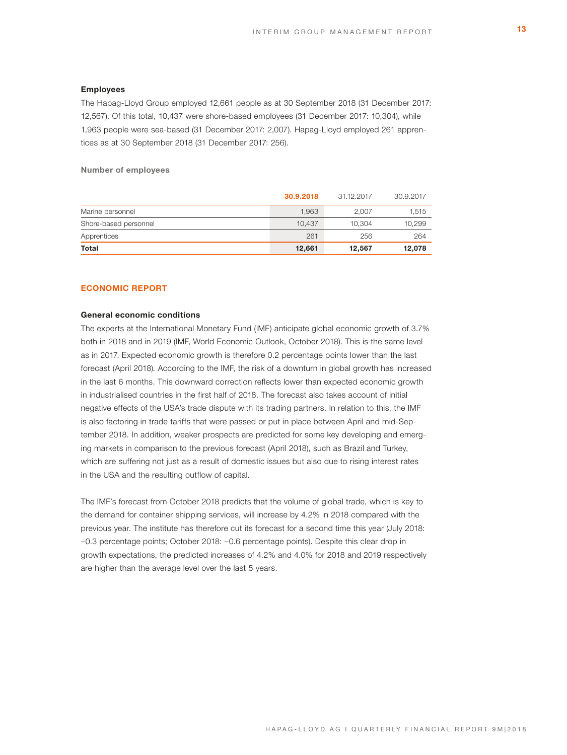### Employees

The Hapag-Lloyd Group employed 12,661 people as at 30 September 2018 (31 December 2017: 12,567). Of this total, 10,437 were shore-based employees (31 December 2017: 10,304), while 1,963 people were sea-based (31 December 2017: 2,007). Hapag-Lloyd employed 261 apprentices as at 30 September 2018 (31 December 2017: 256).

**Number of employees**

| | 30.9.2018 | 31.12.2017 | 30.9.2017 |
|---|---|---|---|
| Marine personnel | 1,963 | 2,007 | 1,515 |
| Shore-based personnel | 10,437 | 10,304 | 10,299 |
| Apprentices | 261 | 256 | 264 |
| **Total** | **12,661** | **12,567** | **12,078** |

## ECONOMIC REPORT

### General economic conditions

The experts at the International Monetary Fund (IMF) anticipate global economic growth of 3.7% both in 2018 and in 2019 (IMF, World Economic Outlook, October 2018). This is the same level as in 2017. Expected economic growth is therefore 0.2 percentage points lower than the last forecast (April 2018). According to the IMF, the risk of a downturn in global growth has increased in the last 6 months. This downward correction reflects lower than expected economic growth in industrialised countries in the first half of 2018. The forecast also takes account of initial negative effects of the USA's trade dispute with its trading partners. In relation to this, the IMF is also factoring in trade tariffs that were passed or put in place between April and mid-September 2018. In addition, weaker prospects are predicted for some key developing and emerging markets in comparison to the previous forecast (April 2018), such as Brazil and Turkey, which are suffering not just as a result of domestic issues but also due to rising interest rates in the USA and the resulting outflow of capital.

The IMF's forecast from October 2018 predicts that the volume of global trade, which is key to the demand for container shipping services, will increase by 4.2% in 2018 compared with the previous year. The institute has therefore cut its forecast for a second time this year (July 2018: –0.3 percentage points; October 2018: –0.6 percentage points). Despite this clear drop in growth expectations, the predicted increases of 4.2% and 4.0% for 2018 and 2019 respectively are higher than the average level over the last 5 years.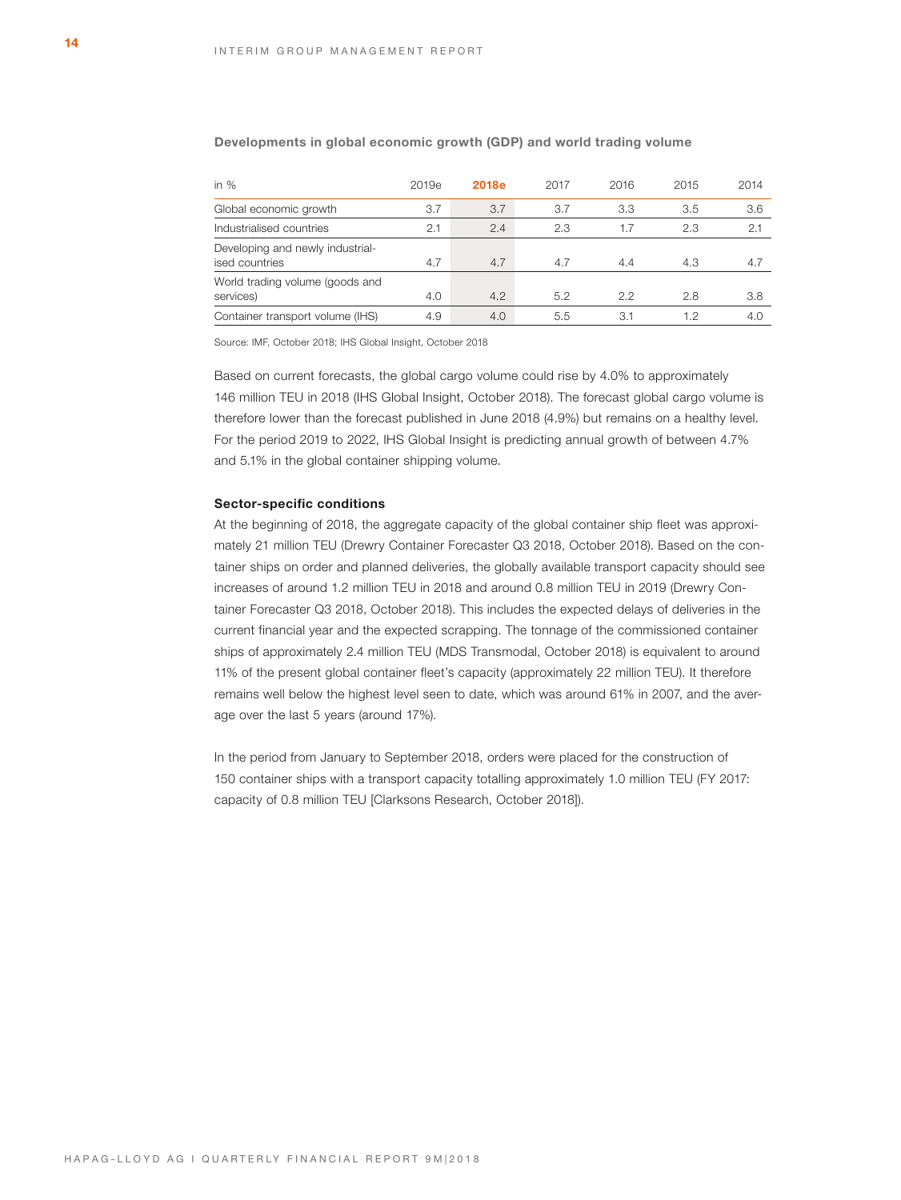**Developments in global economic growth (GDP) and world trading volume**

| in % | 2019e | 2018e | 2017 | 2016 | 2015 | 2014 |
|---|---|---|---|---|---|---|
| Global economic growth | 3.7 | 3.7 | 3.7 | 3.3 | 3.5 | 3.6 |
| Industrialised countries | 2.1 | 2.4 | 2.3 | 1.7 | 2.3 | 2.1 |
| Developing and newly industrialised countries | 4.7 | 4.7 | 4.7 | 4.4 | 4.3 | 4.7 |
| World trading volume (goods and services) | 4.0 | 4.2 | 5.2 | 2.2 | 2.8 | 3.8 |
| Container transport volume (IHS) | 4.9 | 4.0 | 5.5 | 3.1 | 1.2 | 4.0 |

Source: IMF, October 2018; IHS Global Insight, October 2018

Based on current forecasts, the global cargo volume could rise by 4.0% to approximately 146 million TEU in 2018 (IHS Global Insight, October 2018). The forecast global cargo volume is therefore lower than the forecast published in June 2018 (4.9%) but remains on a healthy level. For the period 2019 to 2022, IHS Global Insight is predicting annual growth of between 4.7% and 5.1% in the global container shipping volume.

**Sector-specific conditions**

At the beginning of 2018, the aggregate capacity of the global container ship fleet was approximately 21 million TEU (Drewry Container Forecaster Q3 2018, October 2018). Based on the container ships on order and planned deliveries, the globally available transport capacity should see increases of around 1.2 million TEU in 2018 and around 0.8 million TEU in 2019 (Drewry Container Forecaster Q3 2018, October 2018). This includes the expected delays of deliveries in the current financial year and the expected scrapping. The tonnage of the commissioned container ships of approximately 2.4 million TEU (MDS Transmodal, October 2018) is equivalent to around 11% of the present global container fleet's capacity (approximately 22 million TEU). It therefore remains well below the highest level seen to date, which was around 61% in 2007, and the average over the last 5 years (around 17%).

In the period from January to September 2018, orders were placed for the construction of 150 container ships with a transport capacity totalling approximately 1.0 million TEU (FY 2017: capacity of 0.8 million TEU [Clarksons Research, October 2018]).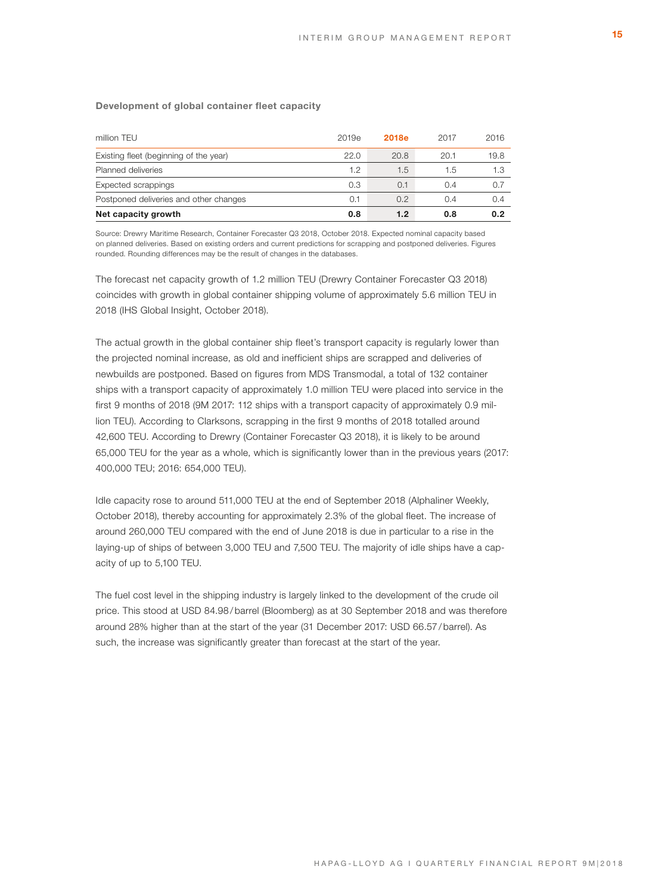**Development of global container fleet capacity**

| million TEU | 2019e | **2018e** | 2017 | 2016 |
|---|---|---|---|---|
| Existing fleet (beginning of the year) | 22.0 | 20.8 | 20.1 | 19.8 |
| Planned deliveries | 1.2 | 1.5 | 1.5 | 1.3 |
| Expected scrappings | 0.3 | 0.1 | 0.4 | 0.7 |
| Postponed deliveries and other changes | 0.1 | 0.2 | 0.4 | 0.4 |
| **Net capacity growth** | **0.8** | **1.2** | **0.8** | **0.2** |

Source: Drewry Maritime Research, Container Forecaster Q3 2018, October 2018. Expected nominal capacity based on planned deliveries. Based on existing orders and current predictions for scrapping and postponed deliveries. Figures rounded. Rounding differences may be the result of changes in the databases.

The forecast net capacity growth of 1.2 million TEU (Drewry Container Forecaster Q3 2018) coincides with growth in global container shipping volume of approximately 5.6 million TEU in 2018 (IHS Global Insight, October 2018).

The actual growth in the global container ship fleet's transport capacity is regularly lower than the projected nominal increase, as old and inefficient ships are scrapped and deliveries of newbuilds are postponed. Based on figures from MDS Transmodal, a total of 132 container ships with a transport capacity of approximately 1.0 million TEU were placed into service in the first 9 months of 2018 (9M 2017: 112 ships with a transport capacity of approximately 0.9 million TEU). According to Clarksons, scrapping in the first 9 months of 2018 totalled around 42,600 TEU. According to Drewry (Container Forecaster Q3 2018), it is likely to be around 65,000 TEU for the year as a whole, which is significantly lower than in the previous years (2017: 400,000 TEU; 2016: 654,000 TEU).

Idle capacity rose to around 511,000 TEU at the end of September 2018 (Alphaliner Weekly, October 2018), thereby accounting for approximately 2.3% of the global fleet. The increase of around 260,000 TEU compared with the end of June 2018 is due in particular to a rise in the laying-up of ships of between 3,000 TEU and 7,500 TEU. The majority of idle ships have a capacity of up to 5,100 TEU.

The fuel cost level in the shipping industry is largely linked to the development of the crude oil price. This stood at USD 84.98/barrel (Bloomberg) as at 30 September 2018 and was therefore around 28% higher than at the start of the year (31 December 2017: USD 66.57/barrel). As such, the increase was significantly greater than forecast at the start of the year.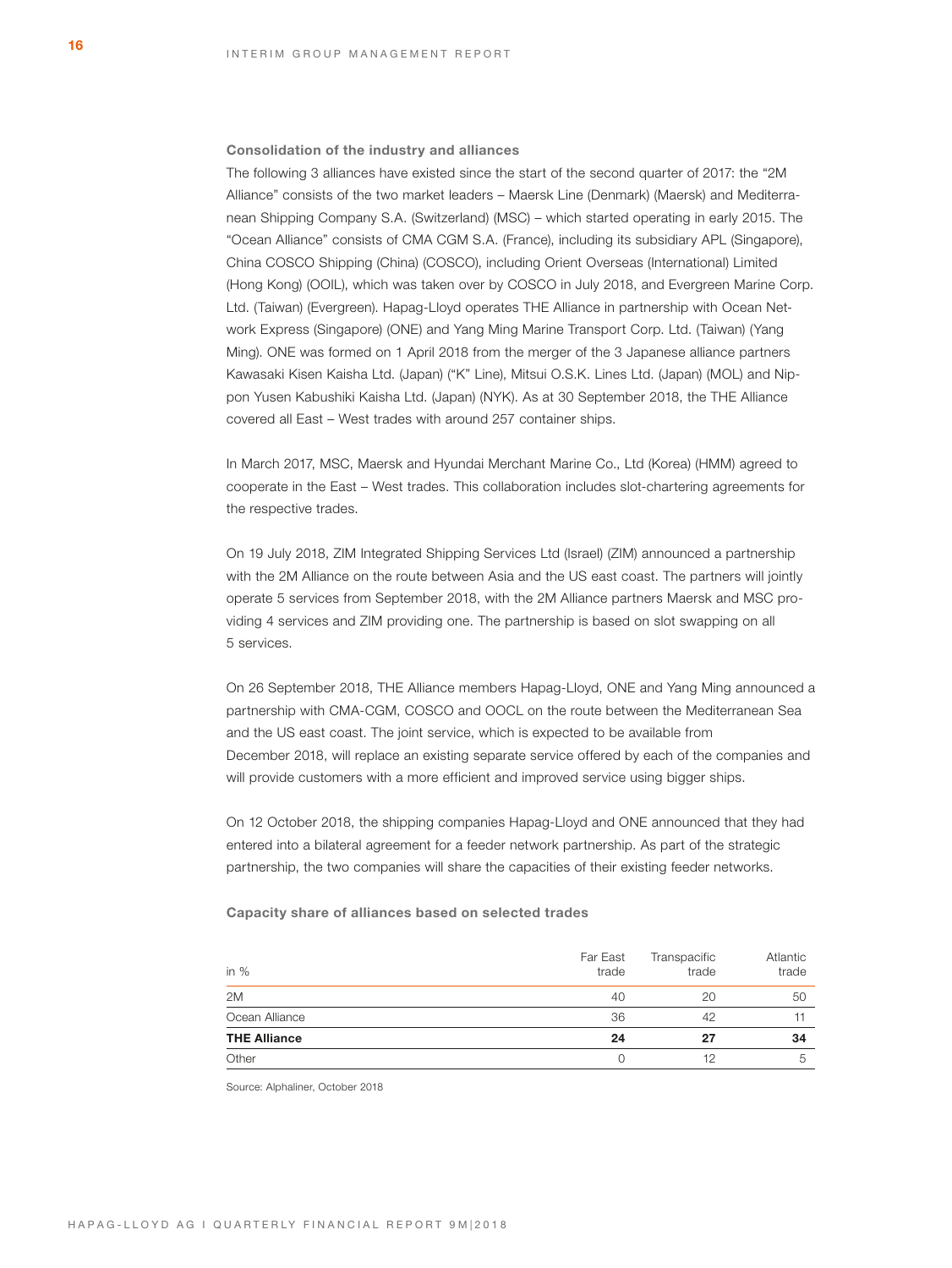### Consolidation of the industry and alliances

The following 3 alliances have existed since the start of the second quarter of 2017: the "2M Alliance" consists of the two market leaders – Maersk Line (Denmark) (Maersk) and Mediterranean Shipping Company S.A. (Switzerland) (MSC) – which started operating in early 2015. The "Ocean Alliance" consists of CMA CGM S.A. (France), including its subsidiary APL (Singapore), China COSCO Shipping (China) (COSCO), including Orient Overseas (International) Limited (Hong Kong) (OOIL), which was taken over by COSCO in July 2018, and Evergreen Marine Corp. Ltd. (Taiwan) (Evergreen). Hapag-Lloyd operates THE Alliance in partnership with Ocean Network Express (Singapore) (ONE) and Yang Ming Marine Transport Corp. Ltd. (Taiwan) (Yang Ming). ONE was formed on 1 April 2018 from the merger of the 3 Japanese alliance partners Kawasaki Kisen Kaisha Ltd. (Japan) ("K" Line), Mitsui O.S.K. Lines Ltd. (Japan) (MOL) and Nippon Yusen Kabushiki Kaisha Ltd. (Japan) (NYK). As at 30 September 2018, the THE Alliance covered all East – West trades with around 257 container ships.

In March 2017, MSC, Maersk and Hyundai Merchant Marine Co., Ltd (Korea) (HMM) agreed to cooperate in the East – West trades. This collaboration includes slot-chartering agreements for the respective trades.

On 19 July 2018, ZIM Integrated Shipping Services Ltd (Israel) (ZIM) announced a partnership with the 2M Alliance on the route between Asia and the US east coast. The partners will jointly operate 5 services from September 2018, with the 2M Alliance partners Maersk and MSC providing 4 services and ZIM providing one. The partnership is based on slot swapping on all 5 services.

On 26 September 2018, THE Alliance members Hapag-Lloyd, ONE and Yang Ming announced a partnership with CMA-CGM, COSCO and OOCL on the route between the Mediterranean Sea and the US east coast. The joint service, which is expected to be available from December 2018, will replace an existing separate service offered by each of the companies and will provide customers with a more efficient and improved service using bigger ships.

On 12 October 2018, the shipping companies Hapag-Lloyd and ONE announced that they had entered into a bilateral agreement for a feeder network partnership. As part of the strategic partnership, the two companies will share the capacities of their existing feeder networks.

**Capacity share of alliances based on selected trades**

| in % | Far East trade | Transpacific trade | Atlantic trade |
|---|---|---|---|
| 2M | 40 | 20 | 50 |
| Ocean Alliance | 36 | 42 | 11 |
| **THE Alliance** | **24** | **27** | **34** |
| Other | 0 | 12 | 5 |

Source: Alphaliner, October 2018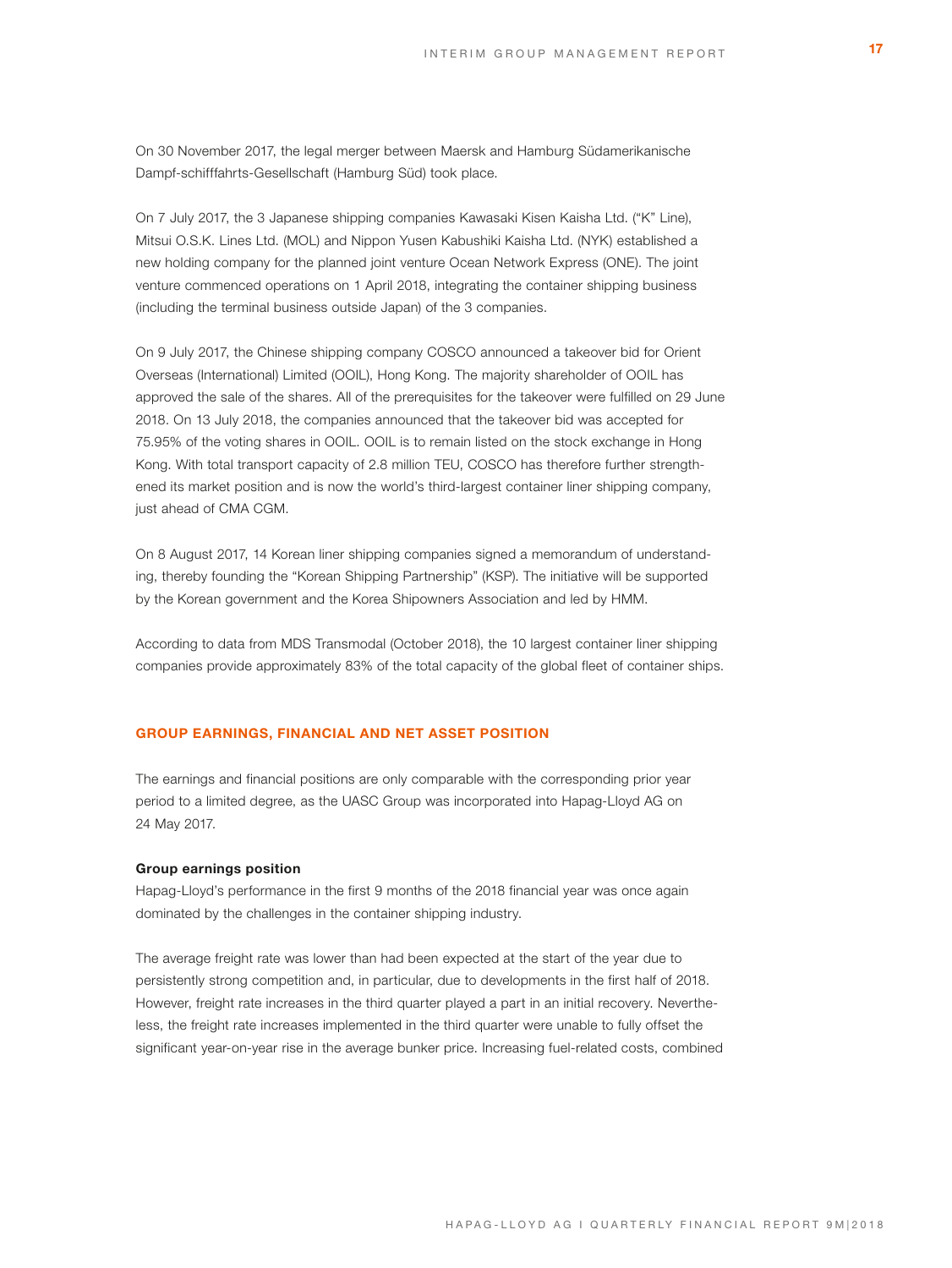On 30 November 2017, the legal merger between Maersk and Hamburg Südamerikanische Dampf-schifffahrts-Gesellschaft (Hamburg Süd) took place.

On 7 July 2017, the 3 Japanese shipping companies Kawasaki Kisen Kaisha Ltd. ("K" Line), Mitsui O.S.K. Lines Ltd. (MOL) and Nippon Yusen Kabushiki Kaisha Ltd. (NYK) established a new holding company for the planned joint venture Ocean Network Express (ONE). The joint venture commenced operations on 1 April 2018, integrating the container shipping business (including the terminal business outside Japan) of the 3 companies.

On 9 July 2017, the Chinese shipping company COSCO announced a takeover bid for Orient Overseas (International) Limited (OOIL), Hong Kong. The majority shareholder of OOIL has approved the sale of the shares. All of the prerequisites for the takeover were fulfilled on 29 June 2018. On 13 July 2018, the companies announced that the takeover bid was accepted for 75.95% of the voting shares in OOIL. OOIL is to remain listed on the stock exchange in Hong Kong. With total transport capacity of 2.8 million TEU, COSCO has therefore further strengthened its market position and is now the world's third-largest container liner shipping company, just ahead of CMA CGM.

On 8 August 2017, 14 Korean liner shipping companies signed a memorandum of understanding, thereby founding the "Korean Shipping Partnership" (KSP). The initiative will be supported by the Korean government and the Korea Shipowners Association and led by HMM.

According to data from MDS Transmodal (October 2018), the 10 largest container liner shipping companies provide approximately 83% of the total capacity of the global fleet of container ships.

## GROUP EARNINGS, FINANCIAL AND NET ASSET POSITION

The earnings and financial positions are only comparable with the corresponding prior year period to a limited degree, as the UASC Group was incorporated into Hapag-Lloyd AG on 24 May 2017.

### Group earnings position

Hapag-Lloyd's performance in the first 9 months of the 2018 financial year was once again dominated by the challenges in the container shipping industry.

The average freight rate was lower than had been expected at the start of the year due to persistently strong competition and, in particular, due to developments in the first half of 2018. However, freight rate increases in the third quarter played a part in an initial recovery. Nevertheless, the freight rate increases implemented in the third quarter were unable to fully offset the significant year-on-year rise in the average bunker price. Increasing fuel-related costs, combined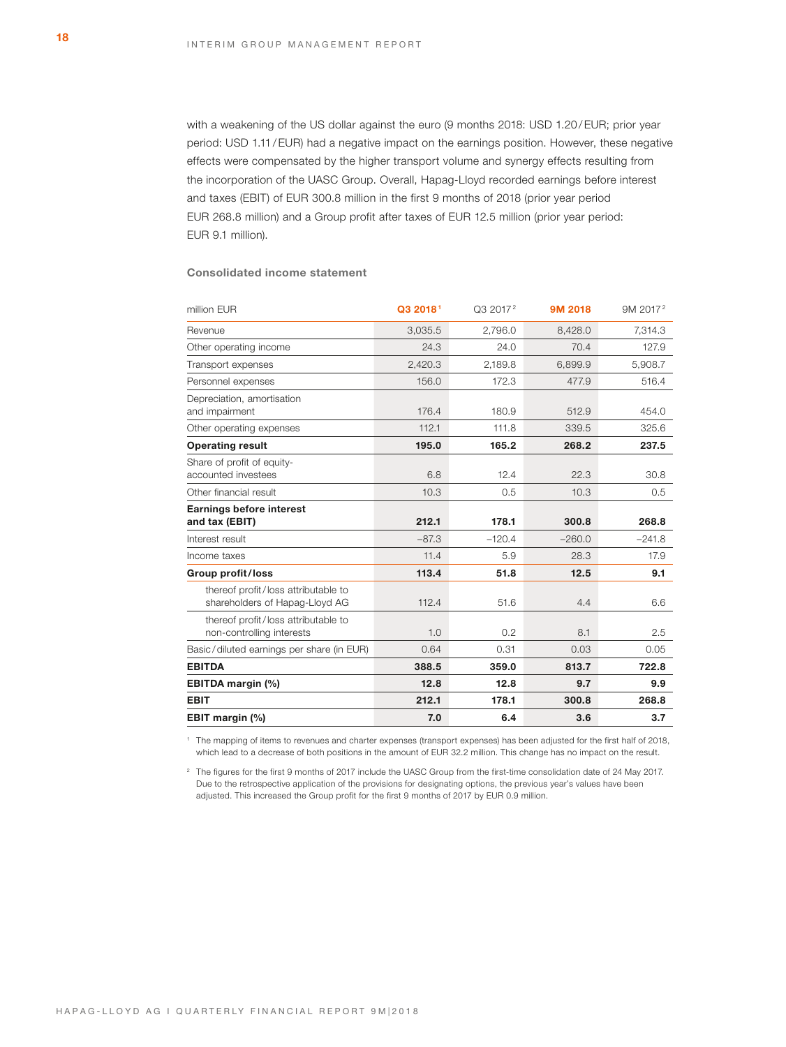with a weakening of the US dollar against the euro (9 months 2018: USD 1.20/EUR; prior year period: USD 1.11/EUR) had a negative impact on the earnings position. However, these negative effects were compensated by the higher transport volume and synergy effects resulting from the incorporation of the UASC Group. Overall, Hapag-Lloyd recorded earnings before interest and taxes (EBIT) of EUR 300.8 million in the first 9 months of 2018 (prior year period EUR 268.8 million) and a Group profit after taxes of EUR 12.5 million (prior year period: EUR 9.1 million).

### Consolidated income statement

| million EUR | Q3 2018[1] | Q3 2017[2] | 9M 2018 | 9M 2017[2] |
|---|---|---|---|---|
| Revenue | 3,035.5 | 2,796.0 | 8,428.0 | 7,314.3 |
| Other operating income | 24.3 | 24.0 | 70.4 | 127.9 |
| Transport expenses | 2,420.3 | 2,189.8 | 6,899.9 | 5,908.7 |
| Personnel expenses | 156.0 | 172.3 | 477.9 | 516.4 |
| Depreciation, amortisation and impairment | 176.4 | 180.9 | 512.9 | 454.0 |
| Other operating expenses | 112.1 | 111.8 | 339.5 | 325.6 |
| **Operating result** | **195.0** | **165.2** | **268.2** | **237.5** |
| Share of profit of equity-accounted investees | 6.8 | 12.4 | 22.3 | 30.8 |
| Other financial result | 10.3 | 0.5 | 10.3 | 0.5 |
| **Earnings before interest and tax (EBIT)** | **212.1** | **178.1** | **300.8** | **268.8** |
| Interest result | –87.3 | –120.4 | –260.0 | –241.8 |
| Income taxes | 11.4 | 5.9 | 28.3 | 17.9 |
| **Group profit/loss** | **113.4** | **51.8** | **12.5** | **9.1** |
| thereof profit/loss attributable to shareholders of Hapag-Lloyd AG | 112.4 | 51.6 | 4.4 | 6.6 |
| thereof profit/loss attributable to non-controlling interests | 1.0 | 0.2 | 8.1 | 2.5 |
| Basic/diluted earnings per share (in EUR) | 0.64 | 0.31 | 0.03 | 0.05 |
| **EBITDA** | **388.5** | **359.0** | **813.7** | **722.8** |
| **EBITDA margin (%)** | **12.8** | **12.8** | **9.7** | **9.9** |
| **EBIT** | **212.1** | **178.1** | **300.8** | **268.8** |
| **EBIT margin (%)** | **7.0** | **6.4** | **3.6** | **3.7** |

[1] The mapping of items to revenues and charter expenses (transport expenses) has been adjusted for the first half of 2018, which lead to a decrease of both positions in the amount of EUR 32.2 million. This change has no impact on the result.

[2] The figures for the first 9 months of 2017 include the UASC Group from the first-time consolidation date of 24 May 2017. Due to the retrospective application of the provisions for designating options, the previous year's values have been adjusted. This increased the Group profit for the first 9 months of 2017 by EUR 0.9 million.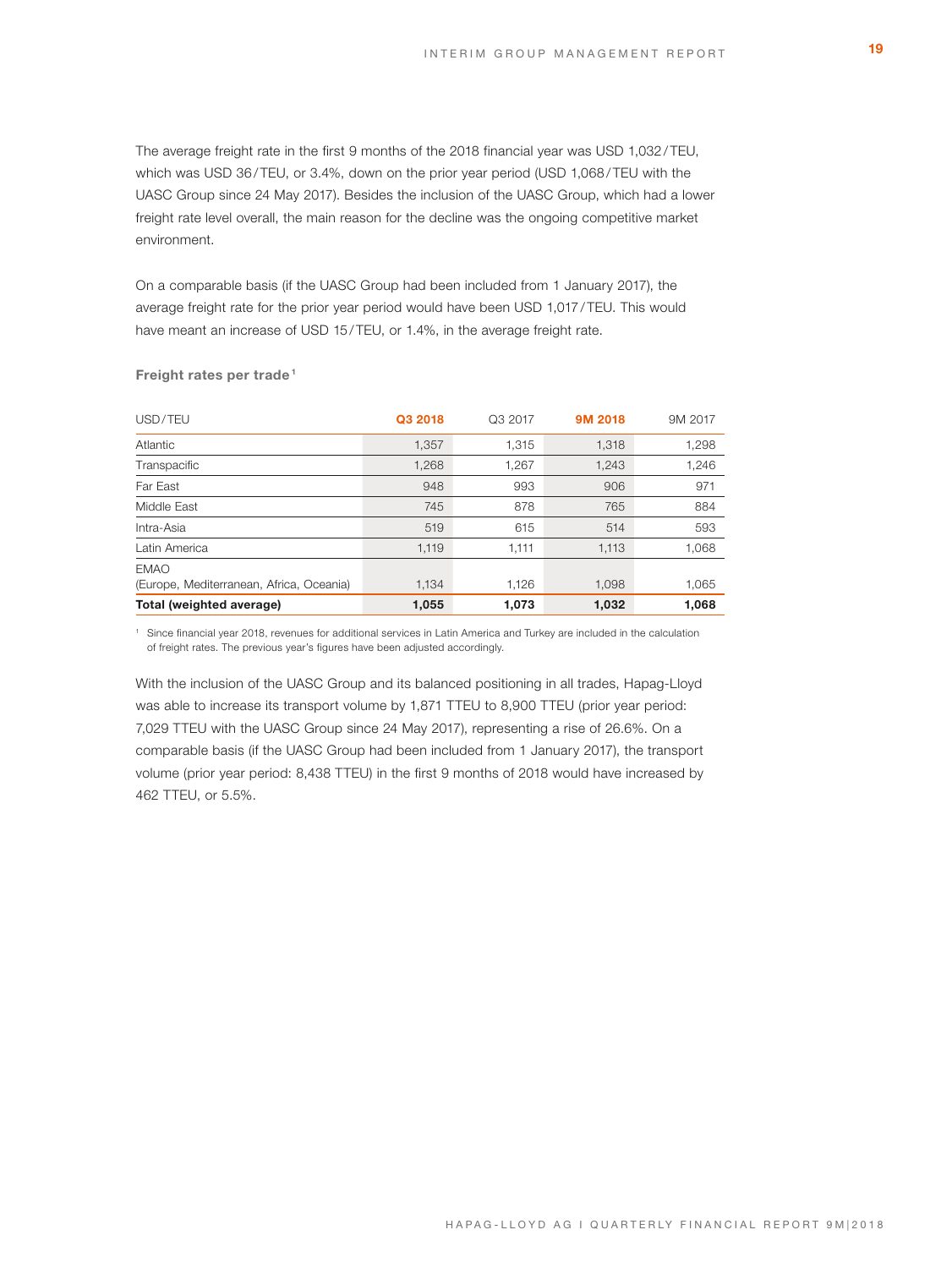The average freight rate in the first 9 months of the 2018 financial year was USD 1,032/TEU, which was USD 36/TEU, or 3.4%, down on the prior year period (USD 1,068/TEU with the UASC Group since 24 May 2017). Besides the inclusion of the UASC Group, which had a lower freight rate level overall, the main reason for the decline was the ongoing competitive market environment.

On a comparable basis (if the UASC Group had been included from 1 January 2017), the average freight rate for the prior year period would have been USD 1,017/TEU. This would have meant an increase of USD 15/TEU, or 1.4%, in the average freight rate.

**Freight rates per trade**[1]

| USD/TEU | Q3 2018 | Q3 2017 | 9M 2018 | 9M 2017 |
|---|---|---|---|---|
| Atlantic | 1,357 | 1,315 | 1,318 | 1,298 |
| Transpacific | 1,268 | 1,267 | 1,243 | 1,246 |
| Far East | 948 | 993 | 906 | 971 |
| Middle East | 745 | 878 | 765 | 884 |
| Intra-Asia | 519 | 615 | 514 | 593 |
| Latin America | 1,119 | 1,111 | 1,113 | 1,068 |
| EMAO (Europe, Mediterranean, Africa, Oceania) | 1,134 | 1,126 | 1,098 | 1,065 |
| **Total (weighted average)** | **1,055** | **1,073** | **1,032** | **1,068** |

[1] Since financial year 2018, revenues for additional services in Latin America and Turkey are included in the calculation of freight rates. The previous year's figures have been adjusted accordingly.

With the inclusion of the UASC Group and its balanced positioning in all trades, Hapag-Lloyd was able to increase its transport volume by 1,871 TTEU to 8,900 TTEU (prior year period: 7,029 TTEU with the UASC Group since 24 May 2017), representing a rise of 26.6%. On a comparable basis (if the UASC Group had been included from 1 January 2017), the transport volume (prior year period: 8,438 TTEU) in the first 9 months of 2018 would have increased by 462 TTEU, or 5.5%.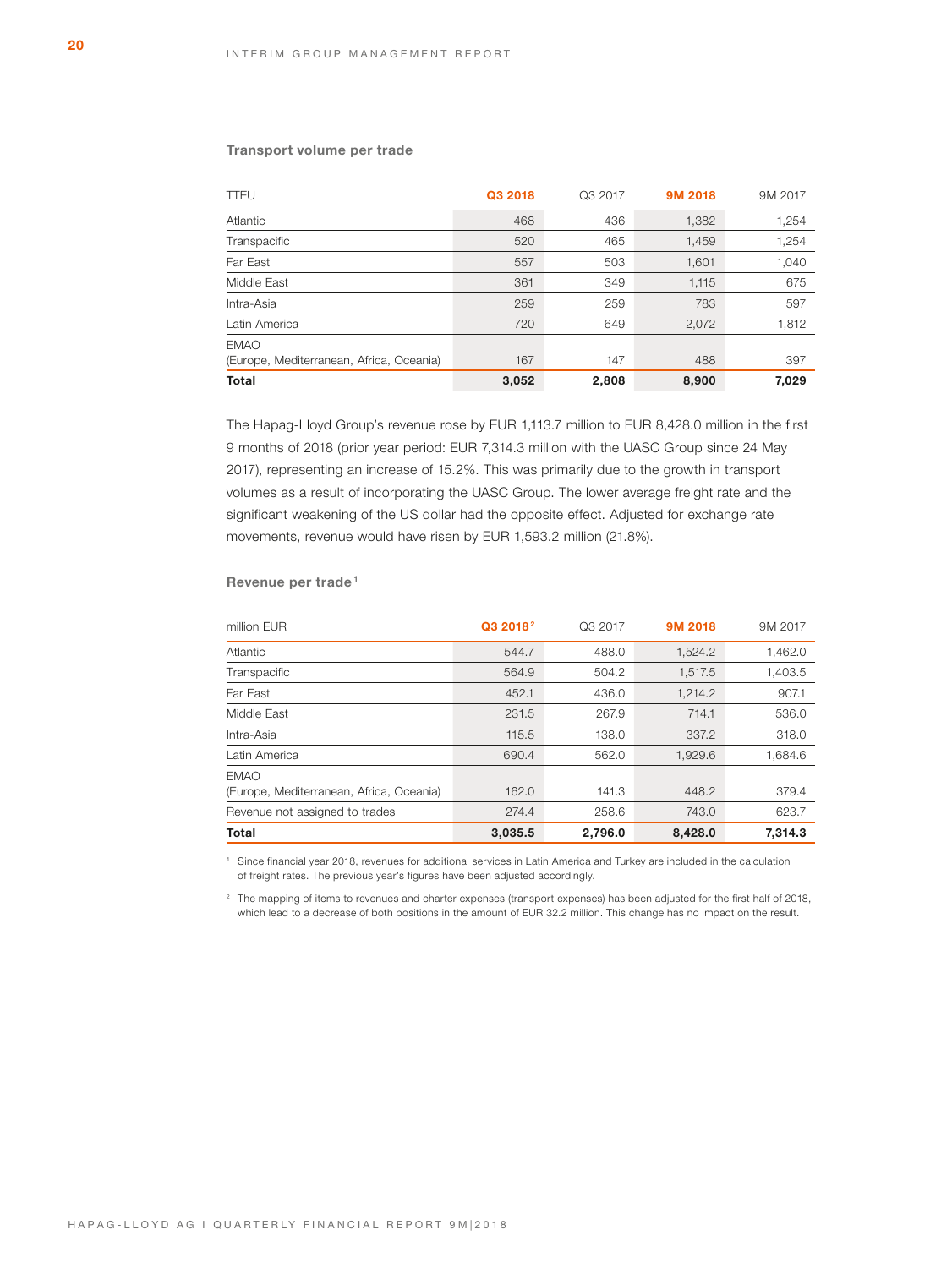### Transport volume per trade

| TTEU | Q3 2018 | Q3 2017 | 9M 2018 | 9M 2017 |
|---|---|---|---|---|
| Atlantic | 468 | 436 | 1,382 | 1,254 |
| Transpacific | 520 | 465 | 1,459 | 1,254 |
| Far East | 557 | 503 | 1,601 | 1,040 |
| Middle East | 361 | 349 | 1,115 | 675 |
| Intra-Asia | 259 | 259 | 783 | 597 |
| Latin America | 720 | 649 | 2,072 | 1,812 |
| EMAO (Europe, Mediterranean, Africa, Oceania) | 167 | 147 | 488 | 397 |
| **Total** | **3,052** | **2,808** | **8,900** | **7,029** |

The Hapag-Lloyd Group's revenue rose by EUR 1,113.7 million to EUR 8,428.0 million in the first 9 months of 2018 (prior year period: EUR 7,314.3 million with the UASC Group since 24 May 2017), representing an increase of 15.2%. This was primarily due to the growth in transport volumes as a result of incorporating the UASC Group. The lower average freight rate and the significant weakening of the US dollar had the opposite effect. Adjusted for exchange rate movements, revenue would have risen by EUR 1,593.2 million (21.8%).

### Revenue per trade[1]

| million EUR | Q3 2018[2] | Q3 2017 | 9M 2018 | 9M 2017 |
|---|---|---|---|---|
| Atlantic | 544.7 | 488.0 | 1,524.2 | 1,462.0 |
| Transpacific | 564.9 | 504.2 | 1,517.5 | 1,403.5 |
| Far East | 452.1 | 436.0 | 1,214.2 | 907.1 |
| Middle East | 231.5 | 267.9 | 714.1 | 536.0 |
| Intra-Asia | 115.5 | 138.0 | 337.2 | 318.0 |
| Latin America | 690.4 | 562.0 | 1,929.6 | 1,684.6 |
| EMAO (Europe, Mediterranean, Africa, Oceania) | 162.0 | 141.3 | 448.2 | 379.4 |
| Revenue not assigned to trades | 274.4 | 258.6 | 743.0 | 623.7 |
| **Total** | **3,035.5** | **2,796.0** | **8,428.0** | **7,314.3** |

[1] Since financial year 2018, revenues for additional services in Latin America and Turkey are included in the calculation of freight rates. The previous year's figures have been adjusted accordingly.

[2] The mapping of items to revenues and charter expenses (transport expenses) has been adjusted for the first half of 2018, which lead to a decrease of both positions in the amount of EUR 32.2 million. This change has no impact on the result.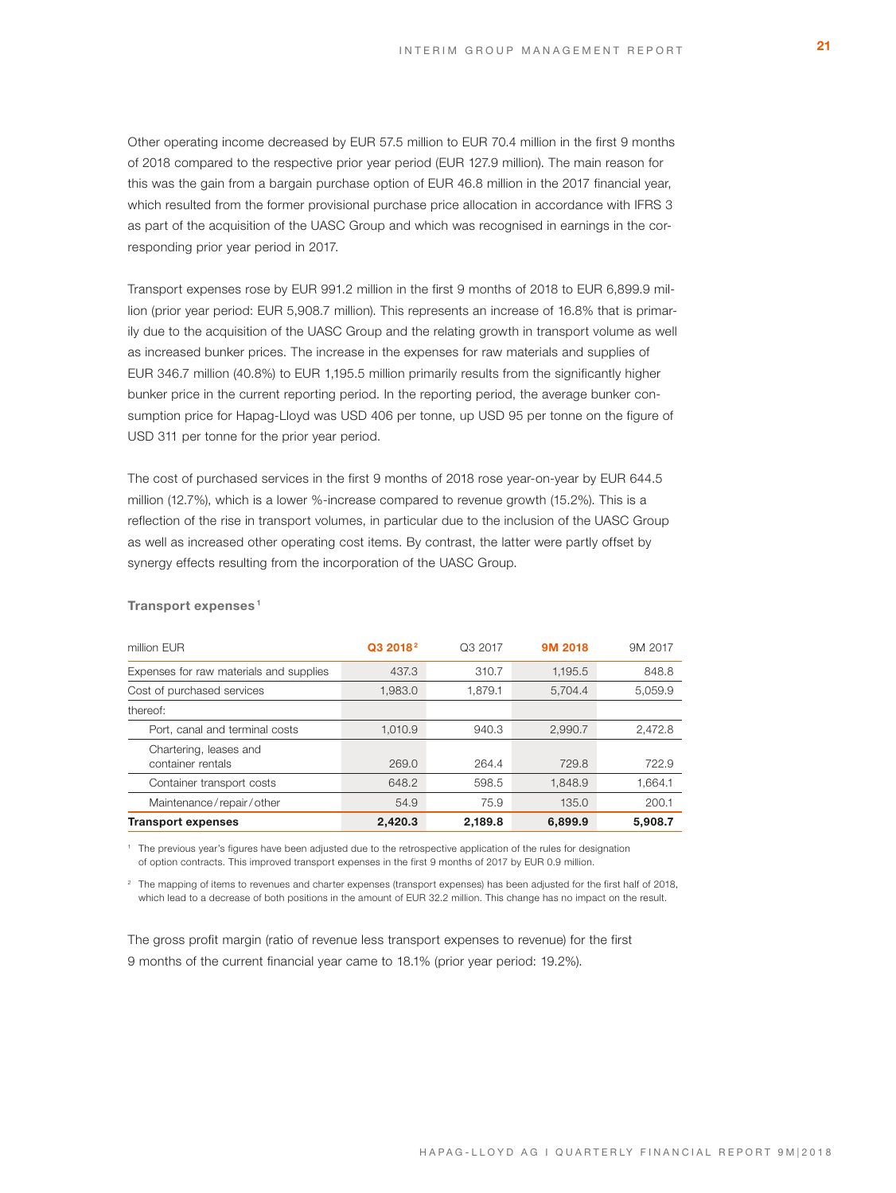Other operating income decreased by EUR 57.5 million to EUR 70.4 million in the first 9 months of 2018 compared to the respective prior year period (EUR 127.9 million). The main reason for this was the gain from a bargain purchase option of EUR 46.8 million in the 2017 financial year, which resulted from the former provisional purchase price allocation in accordance with IFRS 3 as part of the acquisition of the UASC Group and which was recognised in earnings in the corresponding prior year period in 2017.

Transport expenses rose by EUR 991.2 million in the first 9 months of 2018 to EUR 6,899.9 million (prior year period: EUR 5,908.7 million). This represents an increase of 16.8% that is primarily due to the acquisition of the UASC Group and the relating growth in transport volume as well as increased bunker prices. The increase in the expenses for raw materials and supplies of EUR 346.7 million (40.8%) to EUR 1,195.5 million primarily results from the significantly higher bunker price in the current reporting period. In the reporting period, the average bunker consumption price for Hapag-Lloyd was USD 406 per tonne, up USD 95 per tonne on the figure of USD 311 per tonne for the prior year period.

The cost of purchased services in the first 9 months of 2018 rose year-on-year by EUR 644.5 million (12.7%), which is a lower %-increase compared to revenue growth (15.2%). This is a reflection of the rise in transport volumes, in particular due to the inclusion of the UASC Group as well as increased other operating cost items. By contrast, the latter were partly offset by synergy effects resulting from the incorporation of the UASC Group.

**Transport expenses**[1]

| million EUR | Q3 2018[2] | Q3 2017 | 9M 2018 | 9M 2017 |
|---|---|---|---|---|
| Expenses for raw materials and supplies | 437.3 | 310.7 | 1,195.5 | 848.8 |
| Cost of purchased services | 1,983.0 | 1,879.1 | 5,704.4 | 5,059.9 |
| thereof: | | | | |
| Port, canal and terminal costs | 1,010.9 | 940.3 | 2,990.7 | 2,472.8 |
| Chartering, leases and container rentals | 269.0 | 264.4 | 729.8 | 722.9 |
| Container transport costs | 648.2 | 598.5 | 1,848.9 | 1,664.1 |
| Maintenance / repair / other | 54.9 | 75.9 | 135.0 | 200.1 |
| **Transport expenses** | **2,420.3** | **2,189.8** | **6,899.9** | **5,908.7** |

[1] The previous year's figures have been adjusted due to the retrospective application of the rules for designation of option contracts. This improved transport expenses in the first 9 months of 2017 by EUR 0.9 million.

[2] The mapping of items to revenues and charter expenses (transport expenses) has been adjusted for the first half of 2018, which lead to a decrease of both positions in the amount of EUR 32.2 million. This change has no impact on the result.

The gross profit margin (ratio of revenue less transport expenses to revenue) for the first 9 months of the current financial year came to 18.1% (prior year period: 19.2%).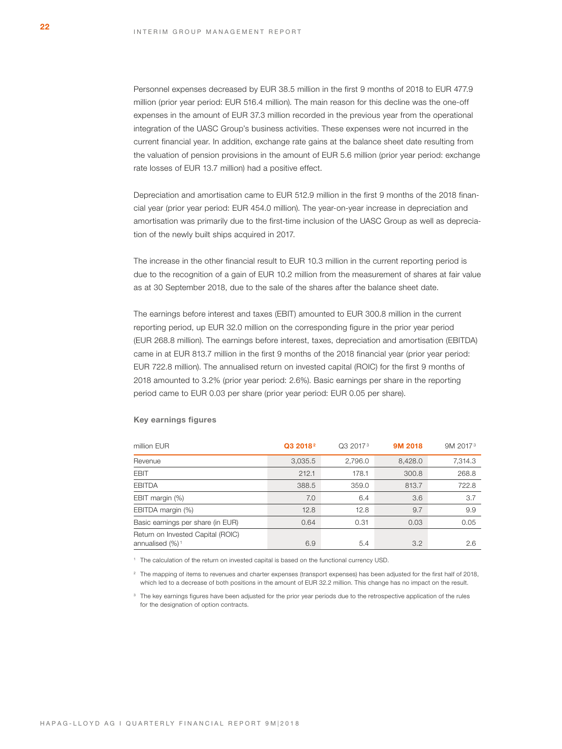Personnel expenses decreased by EUR 38.5 million in the first 9 months of 2018 to EUR 477.9 million (prior year period: EUR 516.4 million). The main reason for this decline was the one-off expenses in the amount of EUR 37.3 million recorded in the previous year from the operational integration of the UASC Group's business activities. These expenses were not incurred in the current financial year. In addition, exchange rate gains at the balance sheet date resulting from the valuation of pension provisions in the amount of EUR 5.6 million (prior year period: exchange rate losses of EUR 13.7 million) had a positive effect.

Depreciation and amortisation came to EUR 512.9 million in the first 9 months of the 2018 financial year (prior year period: EUR 454.0 million). The year-on-year increase in depreciation and amortisation was primarily due to the first-time inclusion of the UASC Group as well as depreciation of the newly built ships acquired in 2017.

The increase in the other financial result to EUR 10.3 million in the current reporting period is due to the recognition of a gain of EUR 10.2 million from the measurement of shares at fair value as at 30 September 2018, due to the sale of the shares after the balance sheet date.

The earnings before interest and taxes (EBIT) amounted to EUR 300.8 million in the current reporting period, up EUR 32.0 million on the corresponding figure in the prior year period (EUR 268.8 million). The earnings before interest, taxes, depreciation and amortisation (EBITDA) came in at EUR 813.7 million in the first 9 months of the 2018 financial year (prior year period: EUR 722.8 million). The annualised return on invested capital (ROIC) for the first 9 months of 2018 amounted to 3.2% (prior year period: 2.6%). Basic earnings per share in the reporting period came to EUR 0.03 per share (prior year period: EUR 0.05 per share).

**Key earnings figures**

| million EUR | Q3 2018[2] | Q3 2017[3] | 9M 2018 | 9M 2017[3] |
|---|---|---|---|---|
| Revenue | 3,035.5 | 2,796.0 | 8,428.0 | 7,314.3 |
| EBIT | 212.1 | 178.1 | 300.8 | 268.8 |
| EBITDA | 388.5 | 359.0 | 813.7 | 722.8 |
| EBIT margin (%) | 7.0 | 6.4 | 3.6 | 3.7 |
| EBITDA margin (%) | 12.8 | 12.8 | 9.7 | 9.9 |
| Basic earnings per share (in EUR) | 0.64 | 0.31 | 0.03 | 0.05 |
| Return on Invested Capital (ROIC) annualised (%)[1] | 6.9 | 5.4 | 3.2 | 2.6 |

[1] The calculation of the return on invested capital is based on the functional currency USD.

[2] The mapping of items to revenues and charter expenses (transport expenses) has been adjusted for the first half of 2018, which led to a decrease of both positions in the amount of EUR 32.2 million. This change has no impact on the result.

[3] The key earnings figures have been adjusted for the prior year periods due to the retrospective application of the rules for the designation of option contracts.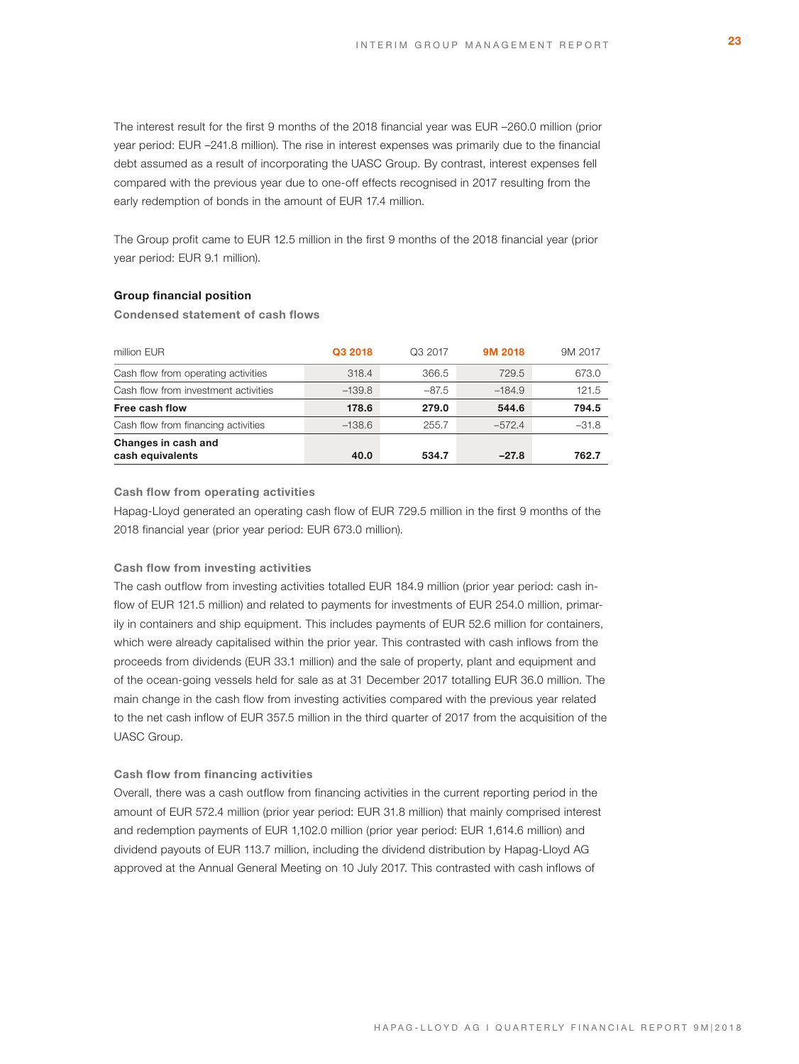The interest result for the first 9 months of the 2018 financial year was EUR –260.0 million (prior year period: EUR –241.8 million). The rise in interest expenses was primarily due to the financial debt assumed as a result of incorporating the UASC Group. By contrast, interest expenses fell compared with the previous year due to one-off effects recognised in 2017 resulting from the early redemption of bonds in the amount of EUR 17.4 million.

The Group profit came to EUR 12.5 million in the first 9 months of the 2018 financial year (prior year period: EUR 9.1 million).

### Group financial position

#### Condensed statement of cash flows

| million EUR | Q3 2018 | Q3 2017 | 9M 2018 | 9M 2017 |
|---|---|---|---|---|
| Cash flow from operating activities | 318.4 | 366.5 | 729.5 | 673.0 |
| Cash flow from investment activities | –139.8 | –87.5 | –184.9 | 121.5 |
| **Free cash flow** | **178.6** | **279.0** | **544.6** | **794.5** |
| Cash flow from financing activities | –138.6 | 255.7 | –572.4 | –31.8 |
| **Changes in cash and cash equivalents** | **40.0** | **534.7** | **–27.8** | **762.7** |

#### Cash flow from operating activities

Hapag-Lloyd generated an operating cash flow of EUR 729.5 million in the first 9 months of the 2018 financial year (prior year period: EUR 673.0 million).

#### Cash flow from investing activities

The cash outflow from investing activities totalled EUR 184.9 million (prior year period: cash inflow of EUR 121.5 million) and related to payments for investments of EUR 254.0 million, primarily in containers and ship equipment. This includes payments of EUR 52.6 million for containers, which were already capitalised within the prior year. This contrasted with cash inflows from the proceeds from dividends (EUR 33.1 million) and the sale of property, plant and equipment and of the ocean-going vessels held for sale as at 31 December 2017 totalling EUR 36.0 million. The main change in the cash flow from investing activities compared with the previous year related to the net cash inflow of EUR 357.5 million in the third quarter of 2017 from the acquisition of the UASC Group.

#### Cash flow from financing activities

Overall, there was a cash outflow from financing activities in the current reporting period in the amount of EUR 572.4 million (prior year period: EUR 31.8 million) that mainly comprised interest and redemption payments of EUR 1,102.0 million (prior year period: EUR 1,614.6 million) and dividend payouts of EUR 113.7 million, including the dividend distribution by Hapag-Lloyd AG approved at the Annual General Meeting on 10 July 2017. This contrasted with cash inflows of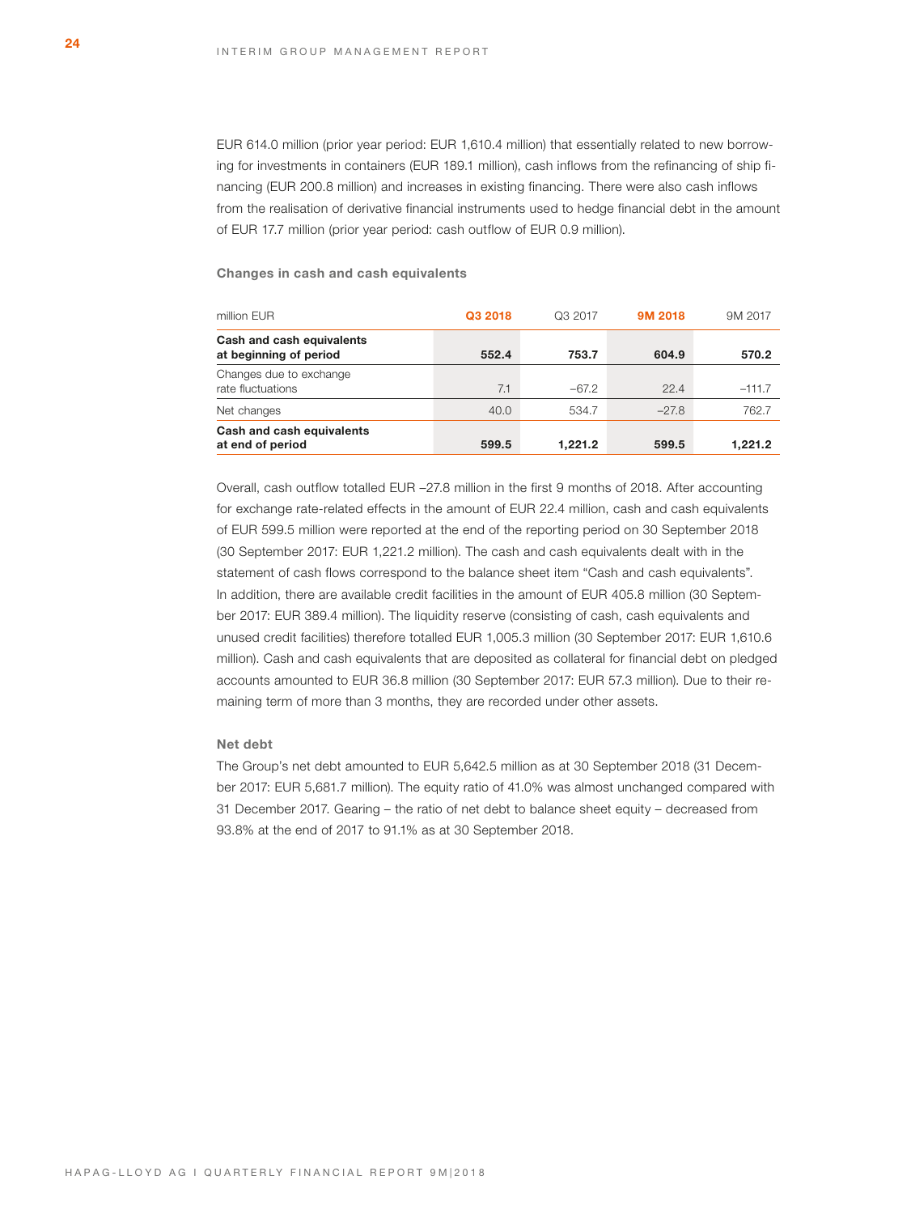EUR 614.0 million (prior year period: EUR 1,610.4 million) that essentially related to new borrowing for investments in containers (EUR 189.1 million), cash inflows from the refinancing of ship financing (EUR 200.8 million) and increases in existing financing. There were also cash inflows from the realisation of derivative financial instruments used to hedge financial debt in the amount of EUR 17.7 million (prior year period: cash outflow of EUR 0.9 million).

**Changes in cash and cash equivalents**

| million EUR | Q3 2018 | Q3 2017 | 9M 2018 | 9M 2017 |
|---|---|---|---|---|
| **Cash and cash equivalents at beginning of period** | **552.4** | **753.7** | **604.9** | **570.2** |
| Changes due to exchange rate fluctuations | 7.1 | –67.2 | 22.4 | –111.7 |
| Net changes | 40.0 | 534.7 | –27.8 | 762.7 |
| **Cash and cash equivalents at end of period** | **599.5** | **1,221.2** | **599.5** | **1,221.2** |

Overall, cash outflow totalled EUR –27.8 million in the first 9 months of 2018. After accounting for exchange rate-related effects in the amount of EUR 22.4 million, cash and cash equivalents of EUR 599.5 million were reported at the end of the reporting period on 30 September 2018 (30 September 2017: EUR 1,221.2 million). The cash and cash equivalents dealt with in the statement of cash flows correspond to the balance sheet item "Cash and cash equivalents". In addition, there are available credit facilities in the amount of EUR 405.8 million (30 September 2017: EUR 389.4 million). The liquidity reserve (consisting of cash, cash equivalents and unused credit facilities) therefore totalled EUR 1,005.3 million (30 September 2017: EUR 1,610.6 million). Cash and cash equivalents that are deposited as collateral for financial debt on pledged accounts amounted to EUR 36.8 million (30 September 2017: EUR 57.3 million). Due to their remaining term of more than 3 months, they are recorded under other assets.

### Net debt

The Group's net debt amounted to EUR 5,642.5 million as at 30 September 2018 (31 December 2017: EUR 5,681.7 million). The equity ratio of 41.0% was almost unchanged compared with 31 December 2017. Gearing – the ratio of net debt to balance sheet equity – decreased from 93.8% at the end of 2017 to 91.1% as at 30 September 2018.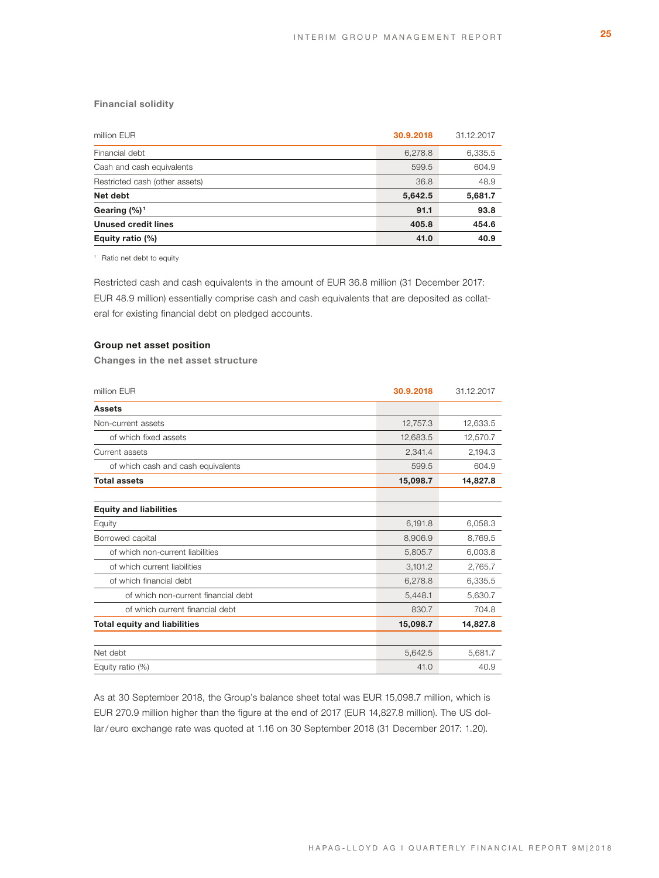### Financial solidity

| million EUR | 30.9.2018 | 31.12.2017 |
|---|---|---|
| Financial debt | 6,278.8 | 6,335.5 |
| Cash and cash equivalents | 599.5 | 604.9 |
| Restricted cash (other assets) | 36.8 | 48.9 |
| **Net debt** | **5,642.5** | **5,681.7** |
| **Gearing (%)**[1] | **91.1** | **93.8** |
| **Unused credit lines** | **405.8** | **454.6** |
| **Equity ratio (%)** | **41.0** | **40.9** |

[1] Ratio net debt to equity

Restricted cash and cash equivalents in the amount of EUR 36.8 million (31 December 2017: EUR 48.9 million) essentially comprise cash and cash equivalents that are deposited as collateral for existing financial debt on pledged accounts.

### Group net asset position

#### Changes in the net asset structure

| million EUR | 30.9.2018 | 31.12.2017 |
|---|---|---|
| **Assets** | | |
| Non-current assets | 12,757.3 | 12,633.5 |
| of which fixed assets | 12,683.5 | 12,570.7 |
| Current assets | 2,341.4 | 2,194.3 |
| of which cash and cash equivalents | 599.5 | 604.9 |
| **Total assets** | **15,098.7** | **14,827.8** |
| | | |
| **Equity and liabilities** | | |
| Equity | 6,191.8 | 6,058.3 |
| Borrowed capital | 8,906.9 | 8,769.5 |
| of which non-current liabilities | 5,805.7 | 6,003.8 |
| of which current liabilities | 3,101.2 | 2,765.7 |
| of which financial debt | 6,278.8 | 6,335.5 |
| of which non-current financial debt | 5,448.1 | 5,630.7 |
| of which current financial debt | 830.7 | 704.8 |
| **Total equity and liabilities** | **15,098.7** | **14,827.8** |
| | | |
| Net debt | 5,642.5 | 5,681.7 |
| Equity ratio (%) | 41.0 | 40.9 |

As at 30 September 2018, the Group's balance sheet total was EUR 15,098.7 million, which is EUR 270.9 million higher than the figure at the end of 2017 (EUR 14,827.8 million). The US dollar/euro exchange rate was quoted at 1.16 on 30 September 2018 (31 December 2017: 1.20).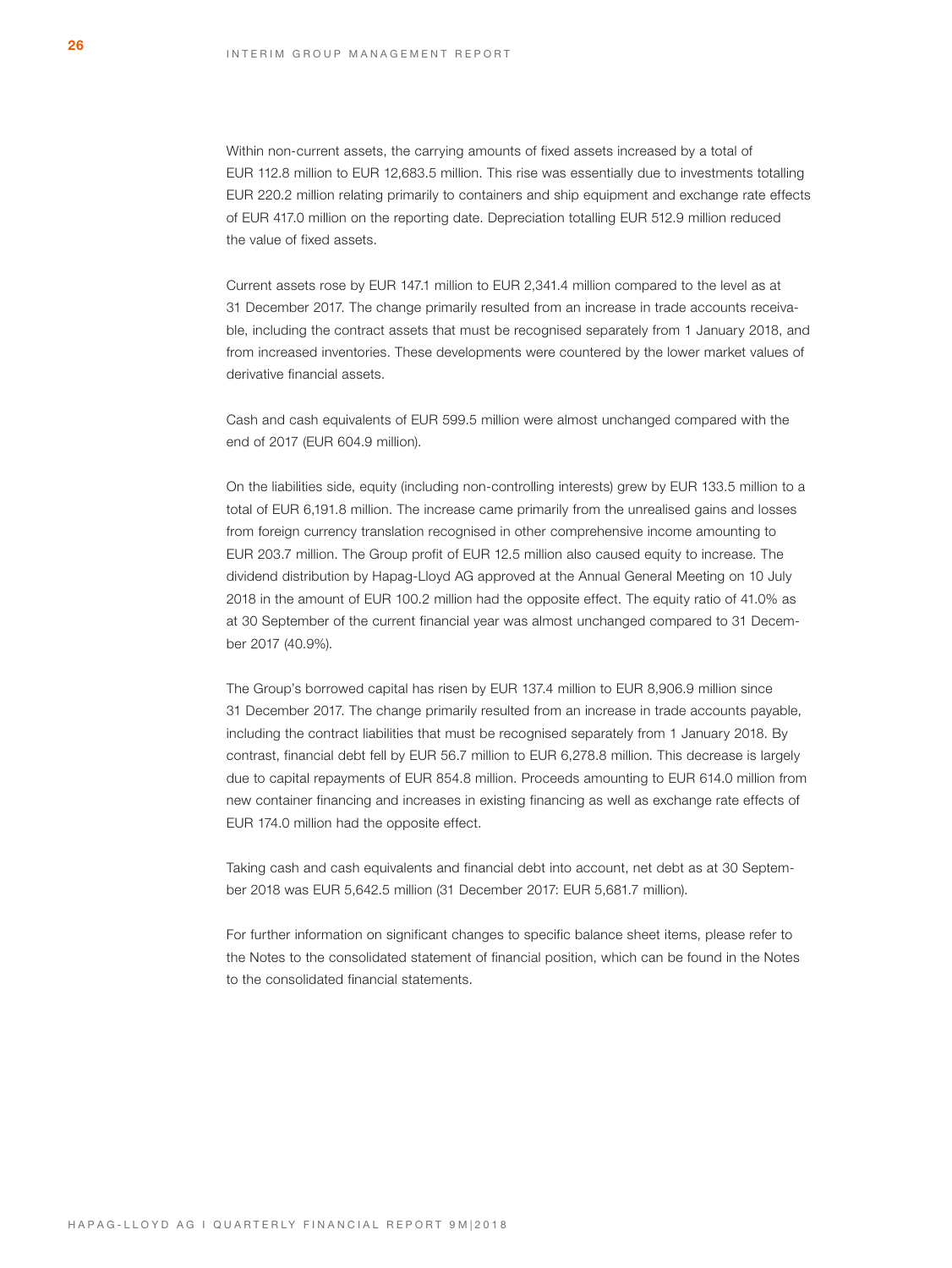Within non-current assets, the carrying amounts of fixed assets increased by a total of EUR 112.8 million to EUR 12,683.5 million. This rise was essentially due to investments totalling EUR 220.2 million relating primarily to containers and ship equipment and exchange rate effects of EUR 417.0 million on the reporting date. Depreciation totalling EUR 512.9 million reduced the value of fixed assets.

Current assets rose by EUR 147.1 million to EUR 2,341.4 million compared to the level as at 31 December 2017. The change primarily resulted from an increase in trade accounts receivable, including the contract assets that must be recognised separately from 1 January 2018, and from increased inventories. These developments were countered by the lower market values of derivative financial assets.

Cash and cash equivalents of EUR 599.5 million were almost unchanged compared with the end of 2017 (EUR 604.9 million).

On the liabilities side, equity (including non-controlling interests) grew by EUR 133.5 million to a total of EUR 6,191.8 million. The increase came primarily from the unrealised gains and losses from foreign currency translation recognised in other comprehensive income amounting to EUR 203.7 million. The Group profit of EUR 12.5 million also caused equity to increase. The dividend distribution by Hapag-Lloyd AG approved at the Annual General Meeting on 10 July 2018 in the amount of EUR 100.2 million had the opposite effect. The equity ratio of 41.0% as at 30 September of the current financial year was almost unchanged compared to 31 December 2017 (40.9%).

The Group's borrowed capital has risen by EUR 137.4 million to EUR 8,906.9 million since 31 December 2017. The change primarily resulted from an increase in trade accounts payable, including the contract liabilities that must be recognised separately from 1 January 2018. By contrast, financial debt fell by EUR 56.7 million to EUR 6,278.8 million. This decrease is largely due to capital repayments of EUR 854.8 million. Proceeds amounting to EUR 614.0 million from new container financing and increases in existing financing as well as exchange rate effects of EUR 174.0 million had the opposite effect.

Taking cash and cash equivalents and financial debt into account, net debt as at 30 September 2018 was EUR 5,642.5 million (31 December 2017: EUR 5,681.7 million).

For further information on significant changes to specific balance sheet items, please refer to the Notes to the consolidated statement of financial position, which can be found in the Notes to the consolidated financial statements.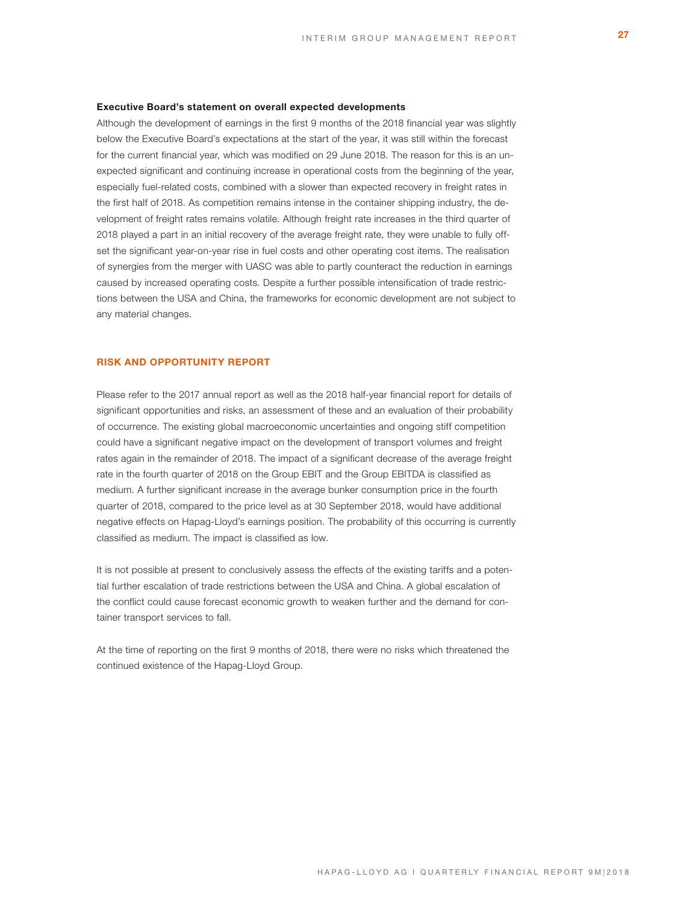**Executive Board's statement on overall expected developments**

Although the development of earnings in the first 9 months of the 2018 financial year was slightly below the Executive Board's expectations at the start of the year, it was still within the forecast for the current financial year, which was modified on 29 June 2018. The reason for this is an unexpected significant and continuing increase in operational costs from the beginning of the year, especially fuel-related costs, combined with a slower than expected recovery in freight rates in the first half of 2018. As competition remains intense in the container shipping industry, the development of freight rates remains volatile. Although freight rate increases in the third quarter of 2018 played a part in an initial recovery of the average freight rate, they were unable to fully offset the significant year-on-year rise in fuel costs and other operating cost items. The realisation of synergies from the merger with UASC was able to partly counteract the reduction in earnings caused by increased operating costs. Despite a further possible intensification of trade restrictions between the USA and China, the frameworks for economic development are not subject to any material changes.

## RISK AND OPPORTUNITY REPORT

Please refer to the 2017 annual report as well as the 2018 half-year financial report for details of significant opportunities and risks, an assessment of these and an evaluation of their probability of occurrence. The existing global macroeconomic uncertainties and ongoing stiff competition could have a significant negative impact on the development of transport volumes and freight rates again in the remainder of 2018. The impact of a significant decrease of the average freight rate in the fourth quarter of 2018 on the Group EBIT and the Group EBITDA is classified as medium. A further significant increase in the average bunker consumption price in the fourth quarter of 2018, compared to the price level as at 30 September 2018, would have additional negative effects on Hapag-Lloyd's earnings position. The probability of this occurring is currently classified as medium. The impact is classified as low.

It is not possible at present to conclusively assess the effects of the existing tariffs and a potential further escalation of trade restrictions between the USA and China. A global escalation of the conflict could cause forecast economic growth to weaken further and the demand for container transport services to fall.

At the time of reporting on the first 9 months of 2018, there were no risks which threatened the continued existence of the Hapag-Lloyd Group.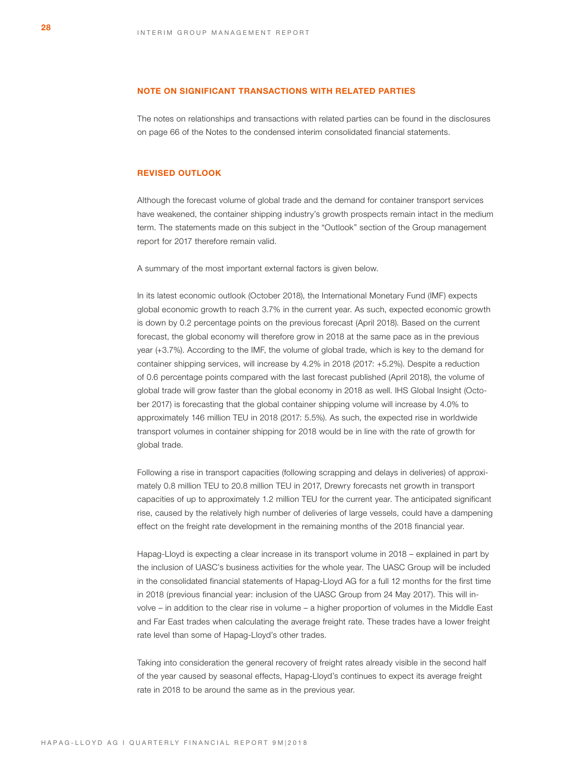## NOTE ON SIGNIFICANT TRANSACTIONS WITH RELATED PARTIES

The notes on relationships and transactions with related parties can be found in the disclosures on page 66 of the Notes to the condensed interim consolidated financial statements.

## REVISED OUTLOOK

Although the forecast volume of global trade and the demand for container transport services have weakened, the container shipping industry's growth prospects remain intact in the medium term. The statements made on this subject in the "Outlook" section of the Group management report for 2017 therefore remain valid.

A summary of the most important external factors is given below.

In its latest economic outlook (October 2018), the International Monetary Fund (IMF) expects global economic growth to reach 3.7% in the current year. As such, expected economic growth is down by 0.2 percentage points on the previous forecast (April 2018). Based on the current forecast, the global economy will therefore grow in 2018 at the same pace as in the previous year (+3.7%). According to the IMF, the volume of global trade, which is key to the demand for container shipping services, will increase by 4.2% in 2018 (2017: +5.2%). Despite a reduction of 0.6 percentage points compared with the last forecast published (April 2018), the volume of global trade will grow faster than the global economy in 2018 as well. IHS Global Insight (October 2017) is forecasting that the global container shipping volume will increase by 4.0% to approximately 146 million TEU in 2018 (2017: 5.5%). As such, the expected rise in worldwide transport volumes in container shipping for 2018 would be in line with the rate of growth for global trade.

Following a rise in transport capacities (following scrapping and delays in deliveries) of approximately 0.8 million TEU to 20.8 million TEU in 2017, Drewry forecasts net growth in transport capacities of up to approximately 1.2 million TEU for the current year. The anticipated significant rise, caused by the relatively high number of deliveries of large vessels, could have a dampening effect on the freight rate development in the remaining months of the 2018 financial year.

Hapag-Lloyd is expecting a clear increase in its transport volume in 2018 – explained in part by the inclusion of UASC's business activities for the whole year. The UASC Group will be included in the consolidated financial statements of Hapag-Lloyd AG for a full 12 months for the first time in 2018 (previous financial year: inclusion of the UASC Group from 24 May 2017). This will involve – in addition to the clear rise in volume – a higher proportion of volumes in the Middle East and Far East trades when calculating the average freight rate. These trades have a lower freight rate level than some of Hapag-Lloyd's other trades.

Taking into consideration the general recovery of freight rates already visible in the second half of the year caused by seasonal effects, Hapag-Lloyd's continues to expect its average freight rate in 2018 to be around the same as in the previous year.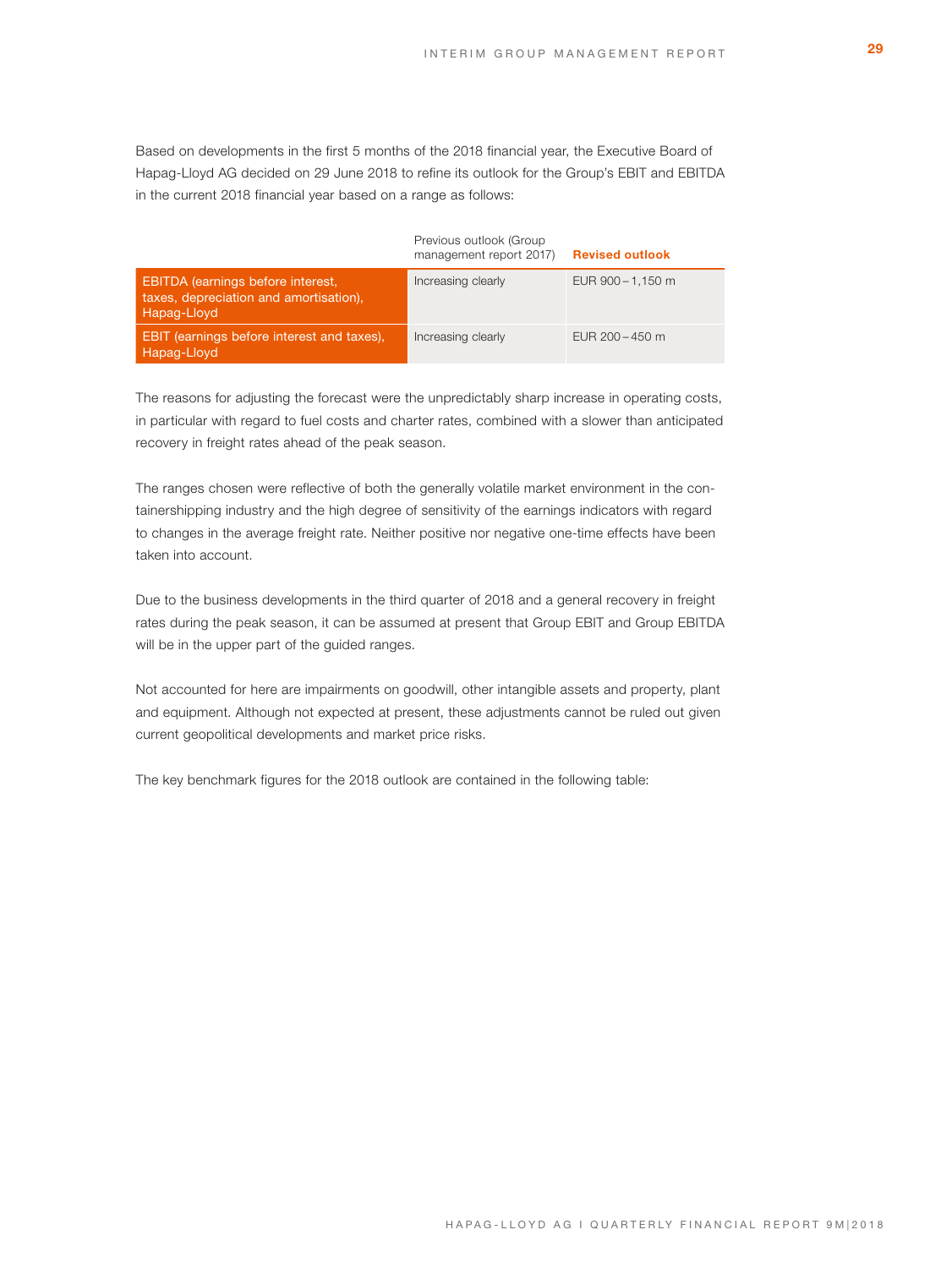Based on developments in the first 5 months of the 2018 financial year, the Executive Board of Hapag-Lloyd AG decided on 29 June 2018 to refine its outlook for the Group's EBIT and EBITDA in the current 2018 financial year based on a range as follows:

| | Previous outlook (Group management report 2017) | **Revised outlook** |
|---|---|---|
| EBITDA (earnings before interest, taxes, depreciation and amortisation), Hapag-Lloyd | Increasing clearly | EUR 900 – 1,150 m |
| EBIT (earnings before interest and taxes), Hapag-Lloyd | Increasing clearly | EUR 200 – 450 m |

The reasons for adjusting the forecast were the unpredictably sharp increase in operating costs, in particular with regard to fuel costs and charter rates, combined with a slower than anticipated recovery in freight rates ahead of the peak season.

The ranges chosen were reflective of both the generally volatile market environment in the containershipping industry and the high degree of sensitivity of the earnings indicators with regard to changes in the average freight rate. Neither positive nor negative one-time effects have been taken into account.

Due to the business developments in the third quarter of 2018 and a general recovery in freight rates during the peak season, it can be assumed at present that Group EBIT and Group EBITDA will be in the upper part of the guided ranges.

Not accounted for here are impairments on goodwill, other intangible assets and property, plant and equipment. Although not expected at present, these adjustments cannot be ruled out given current geopolitical developments and market price risks.

The key benchmark figures for the 2018 outlook are contained in the following table: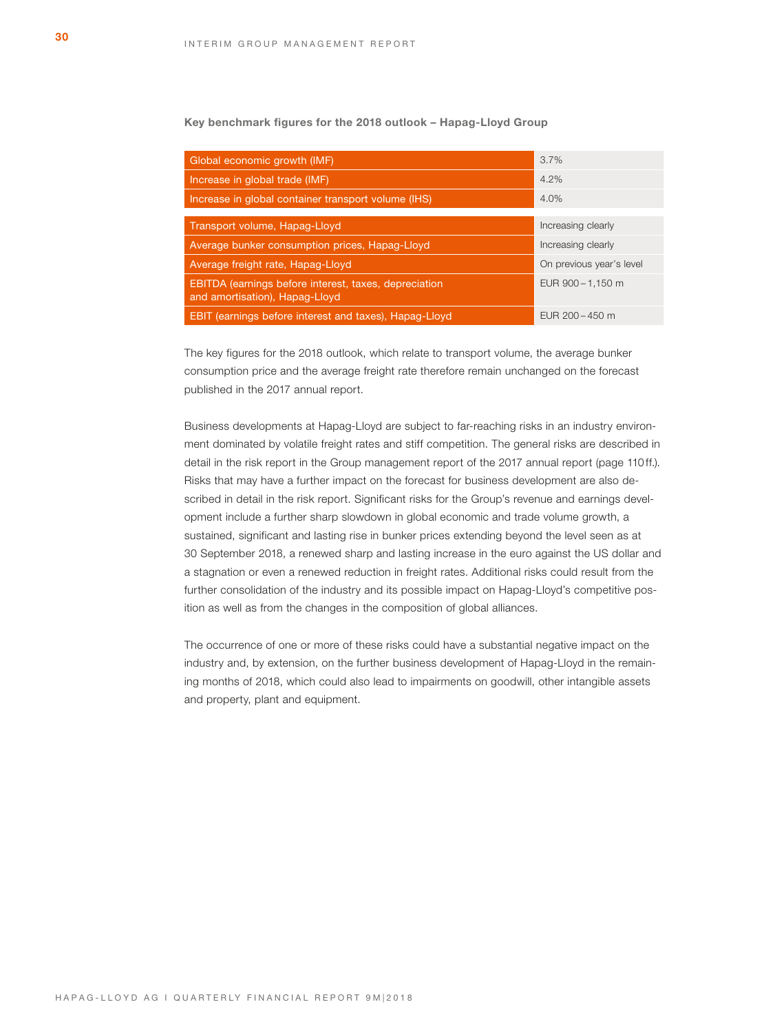**Key benchmark figures for the 2018 outlook – Hapag-Lloyd Group**

| | |
|---|---|
| Global economic growth (IMF) | 3.7% |
| Increase in global trade (IMF) | 4.2% |
| Increase in global container transport volume (IHS) | 4.0% |
| Transport volume, Hapag-Lloyd | Increasing clearly |
| Average bunker consumption prices, Hapag-Lloyd | Increasing clearly |
| Average freight rate, Hapag-Lloyd | On previous year's level |
| EBITDA (earnings before interest, taxes, depreciation and amortisation), Hapag-Lloyd | EUR 900 – 1,150 m |
| EBIT (earnings before interest and taxes), Hapag-Lloyd | EUR 200 – 450 m |

The key figures for the 2018 outlook, which relate to transport volume, the average bunker consumption price and the average freight rate therefore remain unchanged on the forecast published in the 2017 annual report.

Business developments at Hapag-Lloyd are subject to far-reaching risks in an industry environment dominated by volatile freight rates and stiff competition. The general risks are described in detail in the risk report in the Group management report of the 2017 annual report (page 110 ff.). Risks that may have a further impact on the forecast for business development are also described in detail in the risk report. Significant risks for the Group's revenue and earnings development include a further sharp slowdown in global economic and trade volume growth, a sustained, significant and lasting rise in bunker prices extending beyond the level seen as at 30 September 2018, a renewed sharp and lasting increase in the euro against the US dollar and a stagnation or even a renewed reduction in freight rates. Additional risks could result from the further consolidation of the industry and its possible impact on Hapag-Lloyd's competitive position as well as from the changes in the composition of global alliances.

The occurrence of one or more of these risks could have a substantial negative impact on the industry and, by extension, on the further business development of Hapag-Lloyd in the remaining months of 2018, which could also lead to impairments on goodwill, other intangible assets and property, plant and equipment.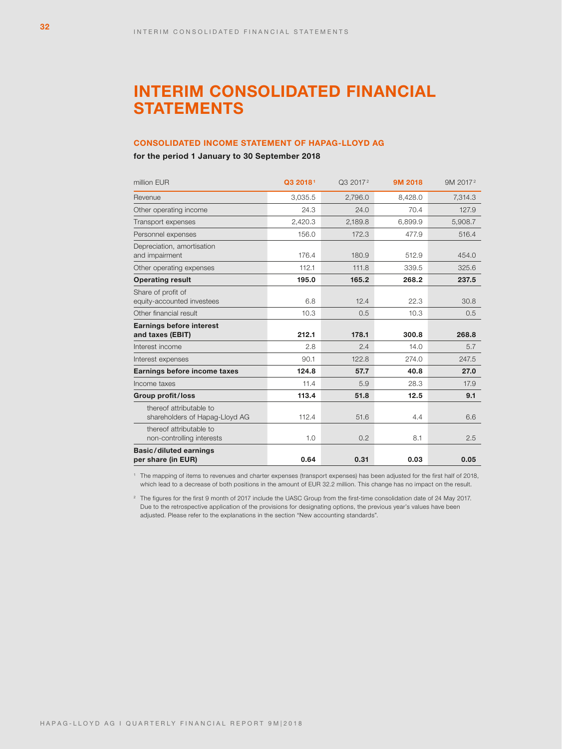# INTERIM CONSOLIDATED FINANCIAL STATEMENTS

## CONSOLIDATED INCOME STATEMENT OF HAPAG-LLOYD AG

**for the period 1 January to 30 September 2018**

| million EUR | Q3 2018[1] | Q3 2017[2] | 9M 2018 | 9M 2017[2] |
|---|---|---|---|---|
| Revenue | 3,035.5 | 2,796.0 | 8,428.0 | 7,314.3 |
| Other operating income | 24.3 | 24.0 | 70.4 | 127.9 |
| Transport expenses | 2,420.3 | 2,189.8 | 6,899.9 | 5,908.7 |
| Personnel expenses | 156.0 | 172.3 | 477.9 | 516.4 |
| Depreciation, amortisation and impairment | 176.4 | 180.9 | 512.9 | 454.0 |
| Other operating expenses | 112.1 | 111.8 | 339.5 | 325.6 |
| **Operating result** | **195.0** | **165.2** | **268.2** | **237.5** |
| Share of profit of equity-accounted investees | 6.8 | 12.4 | 22.3 | 30.8 |
| Other financial result | 10.3 | 0.5 | 10.3 | 0.5 |
| **Earnings before interest and taxes (EBIT)** | **212.1** | **178.1** | **300.8** | **268.8** |
| Interest income | 2.8 | 2.4 | 14.0 | 5.7 |
| Interest expenses | 90.1 | 122.8 | 274.0 | 247.5 |
| **Earnings before income taxes** | **124.8** | **57.7** | **40.8** | **27.0** |
| Income taxes | 11.4 | 5.9 | 28.3 | 17.9 |
| **Group profit/loss** | **113.4** | **51.8** | **12.5** | **9.1** |
| thereof attributable to shareholders of Hapag-Lloyd AG | 112.4 | 51.6 | 4.4 | 6.6 |
| thereof attributable to non-controlling interests | 1.0 | 0.2 | 8.1 | 2.5 |
| **Basic/diluted earnings per share (in EUR)** | **0.64** | **0.31** | **0.03** | **0.05** |

[1] The mapping of items to revenues and charter expenses (transport expenses) has been adjusted for the first half of 2018, which lead to a decrease of both positions in the amount of EUR 32.2 million. This change has no impact on the result.

[2] The figures for the first 9 month of 2017 include the UASC Group from the first-time consolidation date of 24 May 2017. Due to the retrospective application of the provisions for designating options, the previous year's values have been adjusted. Please refer to the explanations in the section "New accounting standards".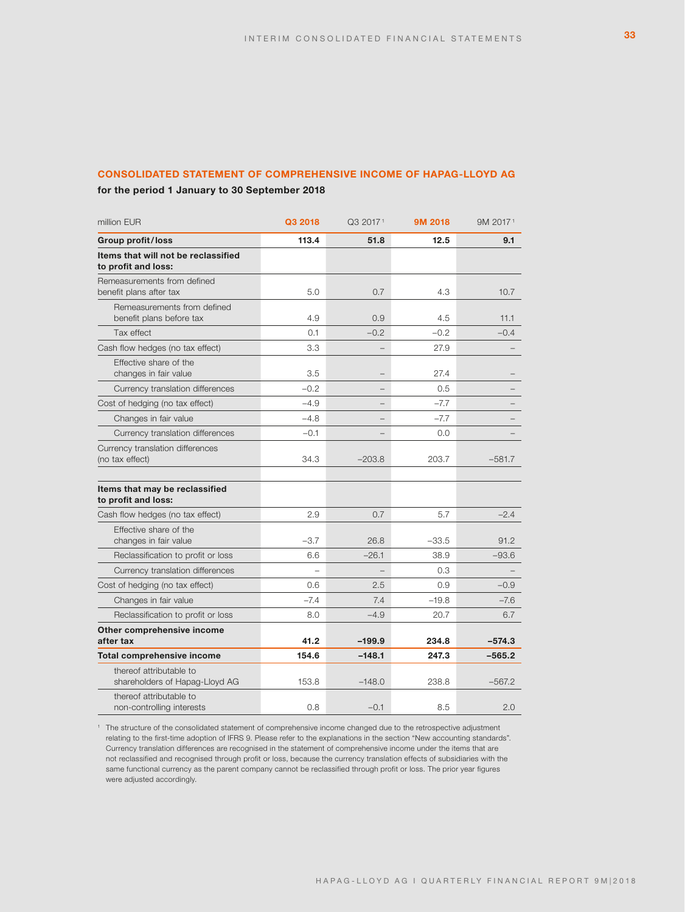## CONSOLIDATED STATEMENT OF COMPREHENSIVE INCOME OF HAPAG-LLOYD AG

**for the period 1 January to 30 September 2018**

| million EUR | Q3 2018 | Q3 2017[1] | 9M 2018 | 9M 2017[1] |
|---|---|---|---|---|
| **Group profit/loss** | **113.4** | **51.8** | **12.5** | **9.1** |
| **Items that will not be reclassified to profit and loss:** | | | | |
| Remeasurements from defined benefit plans after tax | 5.0 | 0.7 | 4.3 | 10.7 |
| Remeasurements from defined benefit plans before tax | 4.9 | 0.9 | 4.5 | 11.1 |
| Tax effect | 0.1 | –0.2 | –0.2 | –0.4 |
| Cash flow hedges (no tax effect) | 3.3 | – | 27.9 | – |
| Effective share of the changes in fair value | 3.5 | – | 27.4 | – |
| Currency translation differences | –0.2 | – | 0.5 | – |
| Cost of hedging (no tax effect) | –4.9 | – | –7.7 | – |
| Changes in fair value | –4.8 | – | –7.7 | – |
| Currency translation differences | –0.1 | – | 0.0 | – |
| Currency translation differences (no tax effect) | 34.3 | –203.8 | 203.7 | –581.7 |
| **Items that may be reclassified to profit and loss:** | | | | |
| Cash flow hedges (no tax effect) | 2.9 | 0.7 | 5.7 | –2.4 |
| Effective share of the changes in fair value | –3.7 | 26.8 | –33.5 | 91.2 |
| Reclassification to profit or loss | 6.6 | –26.1 | 38.9 | –93.6 |
| Currency translation differences | – | – | 0.3 | – |
| Cost of hedging (no tax effect) | 0.6 | 2.5 | 0.9 | –0.9 |
| Changes in fair value | –7.4 | 7.4 | –19.8 | –7.6 |
| Reclassification to profit or loss | 8.0 | –4.9 | 20.7 | 6.7 |
| **Other comprehensive income after tax** | **41.2** | **–199.9** | **234.8** | **–574.3** |
| **Total comprehensive income** | **154.6** | **–148.1** | **247.3** | **–565.2** |
| thereof attributable to shareholders of Hapag-Lloyd AG | 153.8 | –148.0 | 238.8 | –567.2 |
| thereof attributable to non-controlling interests | 0.8 | –0.1 | 8.5 | 2.0 |

[1] The structure of the consolidated statement of comprehensive income changed due to the retrospective adjustment relating to the first-time adoption of IFRS 9. Please refer to the explanations in the section "New accounting standards". Currency translation differences are recognised in the statement of comprehensive income under the items that are not reclassified and recognised through profit or loss, because the currency translation effects of subsidiaries with the same functional currency as the parent company cannot be reclassified through profit or loss. The prior year figures were adjusted accordingly.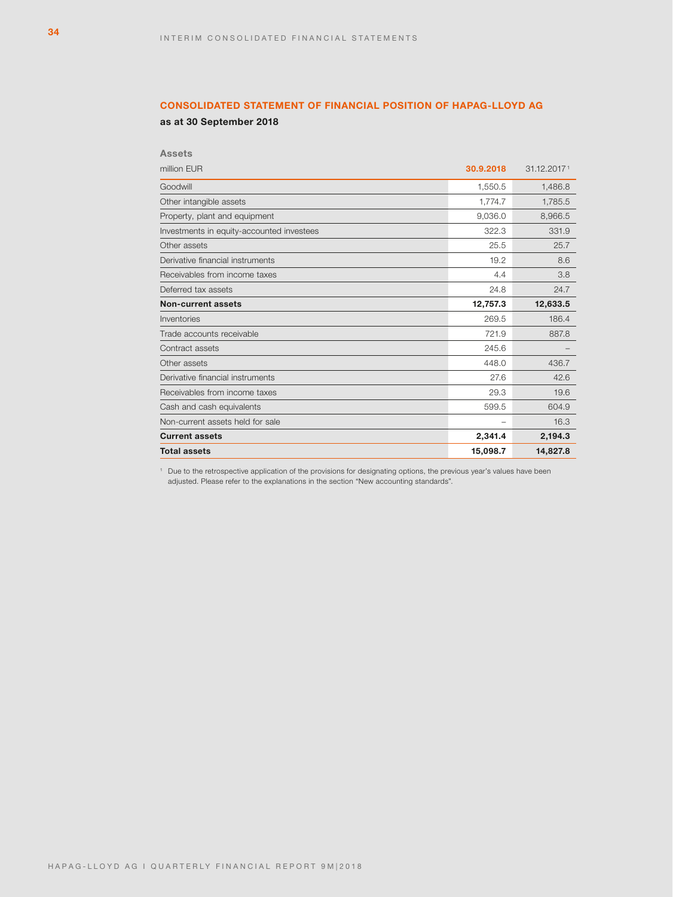## CONSOLIDATED STATEMENT OF FINANCIAL POSITION OF HAPAG-LLOYD AG

**as at 30 September 2018**

**Assets**

| million EUR | 30.9.2018 | 31.12.2017[1] |
|---|---|---|
| Goodwill | 1,550.5 | 1,486.8 |
| Other intangible assets | 1,774.7 | 1,785.5 |
| Property, plant and equipment | 9,036.0 | 8,966.5 |
| Investments in equity-accounted investees | 322.3 | 331.9 |
| Other assets | 25.5 | 25.7 |
| Derivative financial instruments | 19.2 | 8.6 |
| Receivables from income taxes | 4.4 | 3.8 |
| Deferred tax assets | 24.8 | 24.7 |
| **Non-current assets** | **12,757.3** | **12,633.5** |
| Inventories | 269.5 | 186.4 |
| Trade accounts receivable | 721.9 | 887.8 |
| Contract assets | 245.6 | – |
| Other assets | 448.0 | 436.7 |
| Derivative financial instruments | 27.6 | 42.6 |
| Receivables from income taxes | 29.3 | 19.6 |
| Cash and cash equivalents | 599.5 | 604.9 |
| Non-current assets held for sale | – | 16.3 |
| **Current assets** | **2,341.4** | **2,194.3** |
| **Total assets** | **15,098.7** | **14,827.8** |

[1] Due to the retrospective application of the provisions for designating options, the previous year's values have been adjusted. Please refer to the explanations in the section "New accounting standards".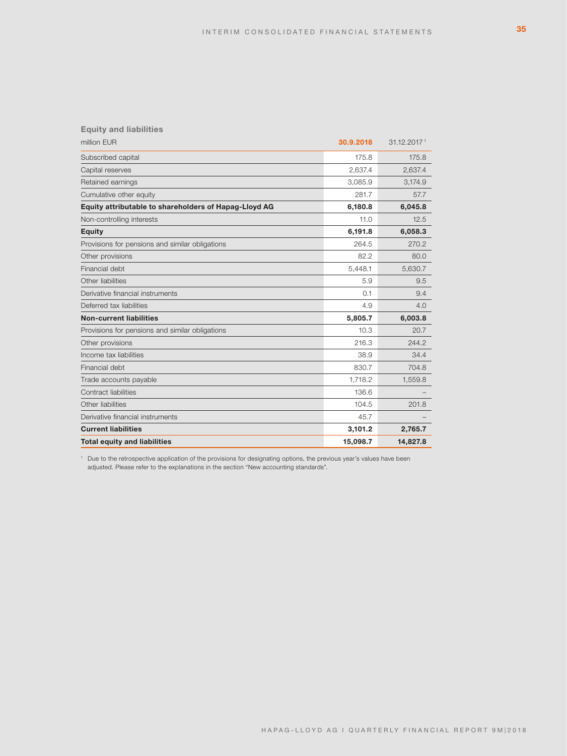### Equity and liabilities

| million EUR | 30.9.2018 | 31.12.2017[1] |
|---|---|---|
| Subscribed capital | 175.8 | 175.8 |
| Capital reserves | 2,637.4 | 2,637.4 |
| Retained earnings | 3,085.9 | 3,174.9 |
| Cumulative other equity | 281.7 | 57.7 |
| **Equity attributable to shareholders of Hapag-Lloyd AG** | **6,180.8** | **6,045.8** |
| Non-controlling interests | 11.0 | 12.5 |
| **Equity** | **6,191.8** | **6,058.3** |
| Provisions for pensions and similar obligations | 264.5 | 270.2 |
| Other provisions | 82.2 | 80.0 |
| Financial debt | 5,448.1 | 5,630.7 |
| Other liabilities | 5.9 | 9.5 |
| Derivative financial instruments | 0.1 | 9.4 |
| Deferred tax liabilities | 4.9 | 4.0 |
| **Non-current liabilities** | **5,805.7** | **6,003.8** |
| Provisions for pensions and similar obligations | 10.3 | 20.7 |
| Other provisions | 216.3 | 244.2 |
| Income tax liabilities | 38.9 | 34.4 |
| Financial debt | 830.7 | 704.8 |
| Trade accounts payable | 1,718.2 | 1,559.8 |
| Contract liabilities | 136.6 | – |
| Other liabilities | 104.5 | 201.8 |
| Derivative financial instruments | 45.7 | – |
| **Current liabilities** | **3,101.2** | **2,765.7** |
| **Total equity and liabilities** | **15,098.7** | **14,827.8** |

[1] Due to the retrospective application of the provisions for designating options, the previous year's values have been adjusted. Please refer to the explanations in the section "New accounting standards".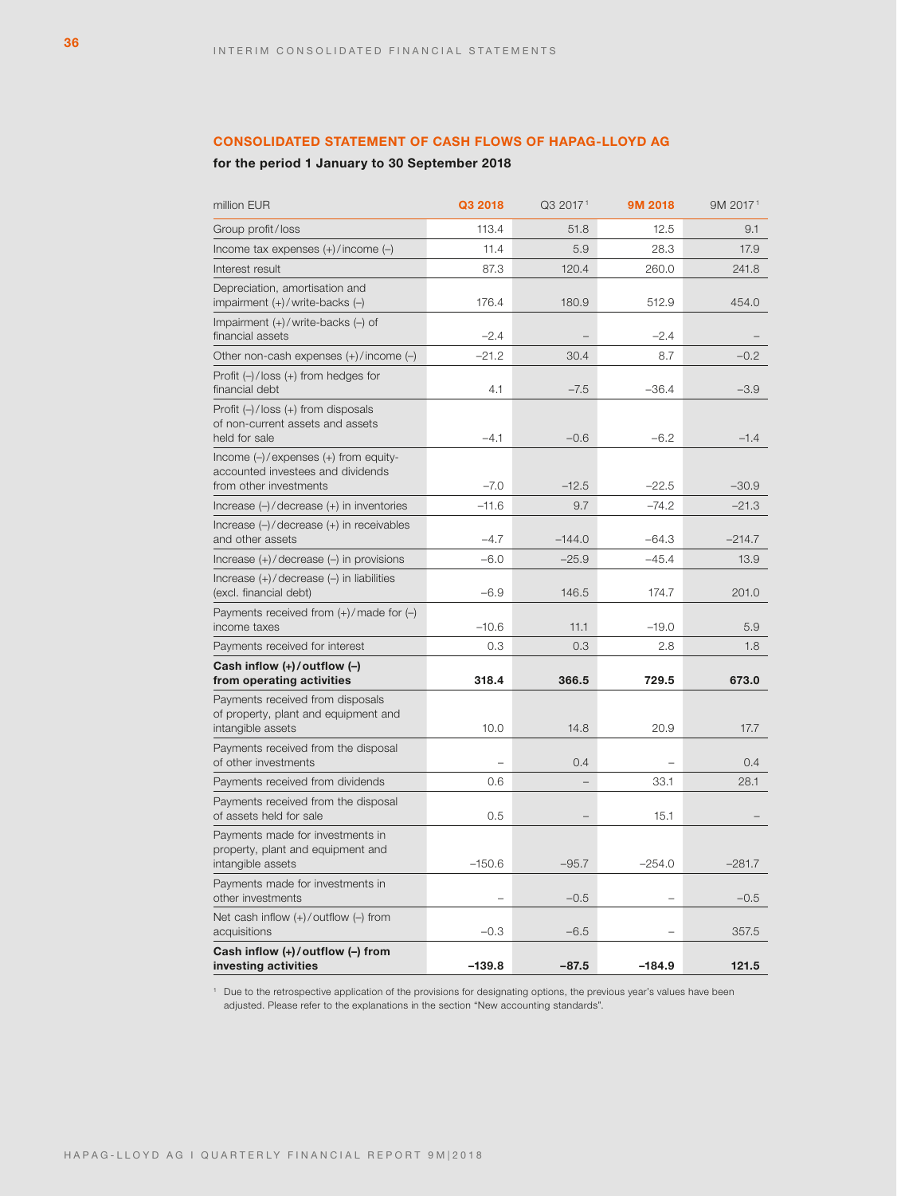## CONSOLIDATED STATEMENT OF CASH FLOWS OF HAPAG-LLOYD AG

**for the period 1 January to 30 September 2018**

| million EUR | Q3 2018 | Q3 2017 [1] | 9M 2018 | 9M 2017 [1] |
|---|---|---|---|---|
| Group profit/loss | 113.4 | 51.8 | 12.5 | 9.1 |
| Income tax expenses (+)/income (–) | 11.4 | 5.9 | 28.3 | 17.9 |
| Interest result | 87.3 | 120.4 | 260.0 | 241.8 |
| Depreciation, amortisation and impairment (+)/write-backs (–) | 176.4 | 180.9 | 512.9 | 454.0 |
| Impairment (+)/write-backs (–) of financial assets | –2.4 | – | –2.4 | – |
| Other non-cash expenses (+)/income (–) | –21.2 | 30.4 | 8.7 | –0.2 |
| Profit (–)/loss (+) from hedges for financial debt | 4.1 | –7.5 | –36.4 | –3.9 |
| Profit (–)/loss (+) from disposals of non-current assets and assets held for sale | –4.1 | –0.6 | –6.2 | –1.4 |
| Income (–)/expenses (+) from equity-accounted investees and dividends from other investments | –7.0 | –12.5 | –22.5 | –30.9 |
| Increase (–)/decrease (+) in inventories | –11.6 | 9.7 | –74.2 | –21.3 |
| Increase (–)/decrease (+) in receivables and other assets | –4.7 | –144.0 | –64.3 | –214.7 |
| Increase (+)/decrease (–) in provisions | –6.0 | –25.9 | –45.4 | 13.9 |
| Increase (+)/decrease (–) in liabilities (excl. financial debt) | –6.9 | 146.5 | 174.7 | 201.0 |
| Payments received from (+)/made for (–) income taxes | –10.6 | 11.1 | –19.0 | 5.9 |
| Payments received for interest | 0.3 | 0.3 | 2.8 | 1.8 |
| **Cash inflow (+)/outflow (–) from operating activities** | **318.4** | **366.5** | **729.5** | **673.0** |
| Payments received from disposals of property, plant and equipment and intangible assets | 10.0 | 14.8 | 20.9 | 17.7 |
| Payments received from the disposal of other investments | – | 0.4 | – | 0.4 |
| Payments received from dividends | 0.6 | – | 33.1 | 28.1 |
| Payments received from the disposal of assets held for sale | 0.5 | – | 15.1 | – |
| Payments made for investments in property, plant and equipment and intangible assets | –150.6 | –95.7 | –254.0 | –281.7 |
| Payments made for investments in other investments | – | –0.5 | – | –0.5 |
| Net cash inflow (+)/outflow (–) from acquisitions | –0.3 | –6.5 | – | 357.5 |
| **Cash inflow (+)/outflow (–) from investing activities** | **–139.8** | **–87.5** | **–184.9** | **121.5** |

[1] Due to the retrospective application of the provisions for designating options, the previous year's values have been adjusted. Please refer to the explanations in the section "New accounting standards".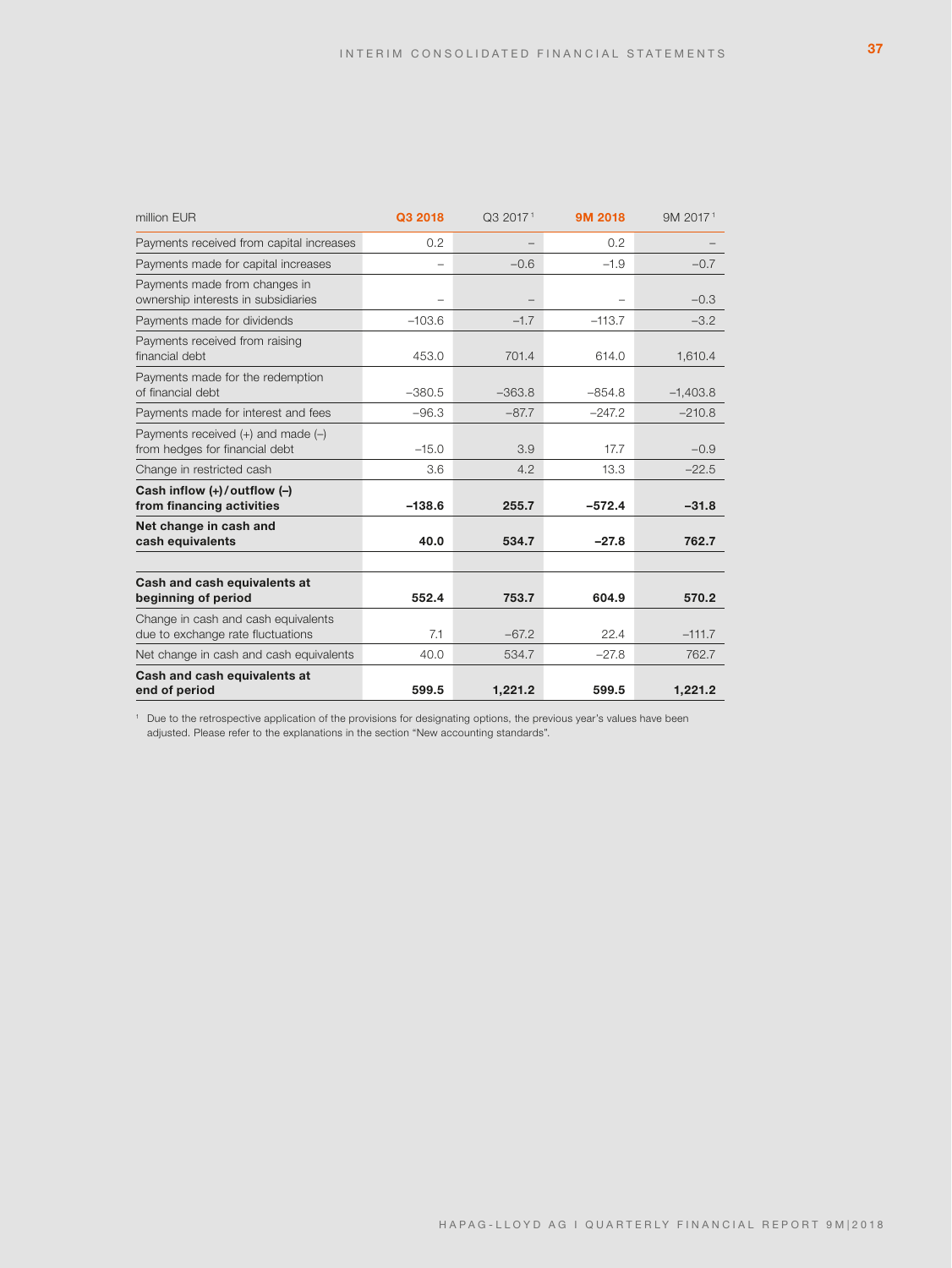| million EUR | Q3 2018 | Q3 2017 [1] | 9M 2018 | 9M 2017 [1] |
|---|---|---|---|---|
| Payments received from capital increases | 0.2 | – | 0.2 | – |
| Payments made for capital increases | – | –0.6 | –1.9 | –0.7 |
| Payments made from changes in ownership interests in subsidiaries | – | – | – | –0.3 |
| Payments made for dividends | –103.6 | –1.7 | –113.7 | –3.2 |
| Payments received from raising financial debt | 453.0 | 701.4 | 614.0 | 1,610.4 |
| Payments made for the redemption of financial debt | –380.5 | –363.8 | –854.8 | –1,403.8 |
| Payments made for interest and fees | –96.3 | –87.7 | –247.2 | –210.8 |
| Payments received (+) and made (–) from hedges for financial debt | –15.0 | 3.9 | 17.7 | –0.9 |
| Change in restricted cash | 3.6 | 4.2 | 13.3 | –22.5 |
| **Cash inflow (+)/outflow (–) from financing activities** | **–138.6** | **255.7** | **–572.4** | **–31.8** |
| **Net change in cash and cash equivalents** | **40.0** | **534.7** | **–27.8** | **762.7** |
| | | | | |
| **Cash and cash equivalents at beginning of period** | **552.4** | **753.7** | **604.9** | **570.2** |
| Change in cash and cash equivalents due to exchange rate fluctuations | 7.1 | –67.2 | 22.4 | –111.7 |
| Net change in cash and cash equivalents | 40.0 | 534.7 | –27.8 | 762.7 |
| **Cash and cash equivalents at end of period** | **599.5** | **1,221.2** | **599.5** | **1,221.2** |

[1] Due to the retrospective application of the provisions for designating options, the previous year's values have been adjusted. Please refer to the explanations in the section "New accounting standards".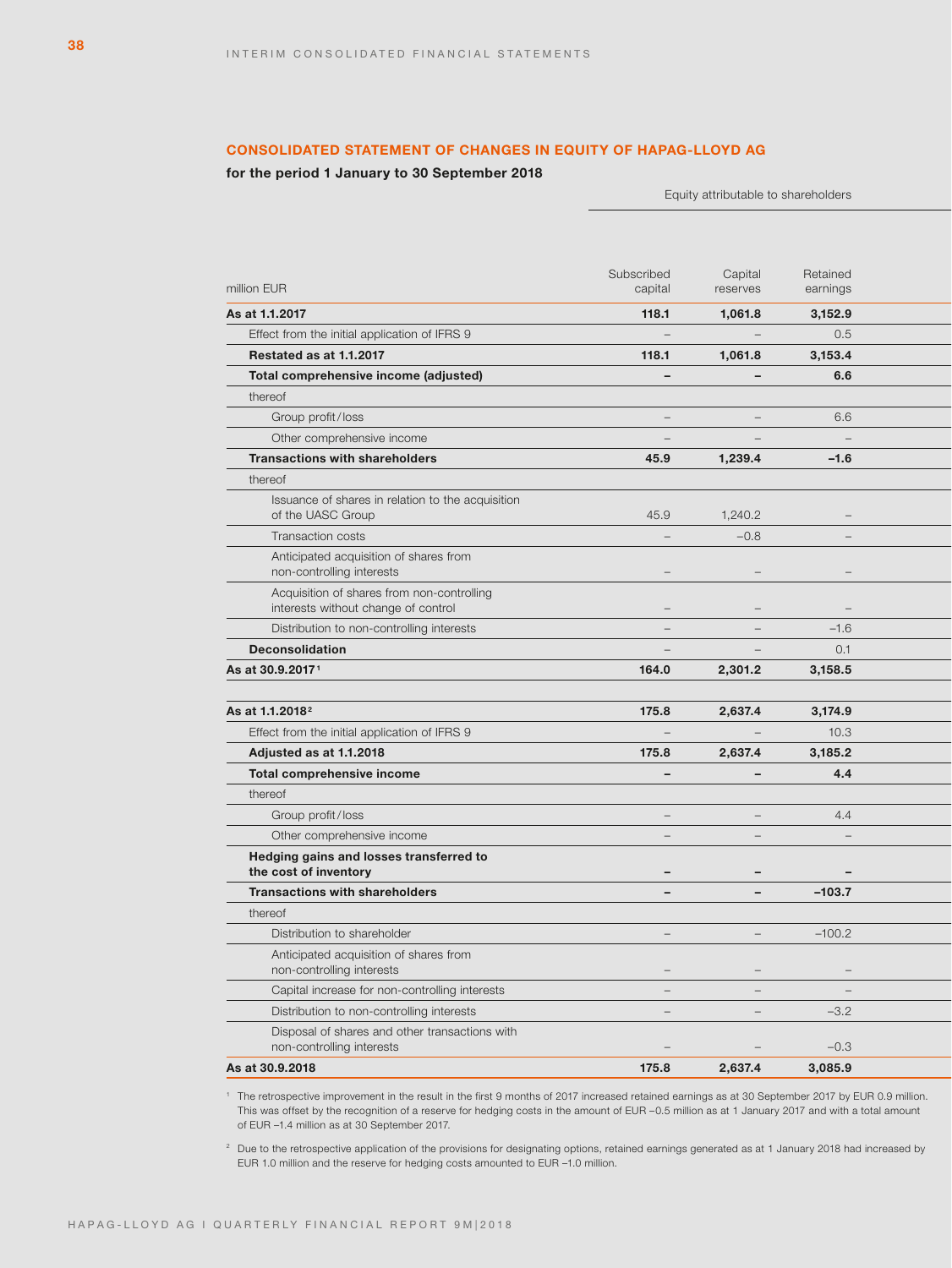## CONSOLIDATED STATEMENT OF CHANGES IN EQUITY OF HAPAG-LLOYD AG

**for the period 1 January to 30 September 2018**

| | Equity attributable to shareholders | | |
|---|---|---|---|
| million EUR | Subscribed capital | Capital reserves | Retained earnings |
| **As at 1.1.2017** | **118.1** | **1,061.8** | **3,152.9** |
| Effect from the initial application of IFRS 9 | – | – | 0.5 |
| **Restated as at 1.1.2017** | **118.1** | **1,061.8** | **3,153.4** |
| **Total comprehensive income (adjusted)** | **–** | **–** | **6.6** |
| thereof | | | |
| Group profit/loss | – | – | 6.6 |
| Other comprehensive income | – | – | – |
| **Transactions with shareholders** | **45.9** | **1,239.4** | **–1.6** |
| thereof | | | |
| Issuance of shares in relation to the acquisition of the UASC Group | 45.9 | 1,240.2 | – |
| Transaction costs | – | –0.8 | – |
| Anticipated acquisition of shares from non-controlling interests | – | – | – |
| Acquisition of shares from non-controlling interests without change of control | – | – | – |
| Distribution to non-controlling interests | – | – | –1.6 |
| **Deconsolidation** | – | – | 0.1 |
| **As at 30.9.2017**[1] | **164.0** | **2,301.2** | **3,158.5** |
| | | | |
| **As at 1.1.2018**[2] | **175.8** | **2,637.4** | **3,174.9** |
| Effect from the initial application of IFRS 9 | – | – | 10.3 |
| **Adjusted as at 1.1.2018** | **175.8** | **2,637.4** | **3,185.2** |
| **Total comprehensive income** | **–** | **–** | **4.4** |
| thereof | | | |
| Group profit/loss | – | – | 4.4 |
| Other comprehensive income | – | – | – |
| **Hedging gains and losses transferred to the cost of inventory** | **–** | **–** | **–** |
| **Transactions with shareholders** | **–** | **–** | **–103.7** |
| thereof | | | |
| Distribution to shareholder | – | – | –100.2 |
| Anticipated acquisition of shares from non-controlling interests | – | – | – |
| Capital increase for non-controlling interests | – | – | – |
| Distribution to non-controlling interests | – | – | –3.2 |
| Disposal of shares and other transactions with non-controlling interests | – | – | –0.3 |
| **As at 30.9.2018** | **175.8** | **2,637.4** | **3,085.9** |

[1] The retrospective improvement in the result in the first 9 months of 2017 increased retained earnings as at 30 September 2017 by EUR 0.9 million. This was offset by the recognition of a reserve for hedging costs in the amount of EUR –0.5 million as at 1 January 2017 and with a total amount of EUR –1.4 million as at 30 September 2017.

[2] Due to the retrospective application of the provisions for designating options, retained earnings generated as at 1 January 2018 had increased by EUR 1.0 million and the reserve for hedging costs amounted to EUR –1.0 million.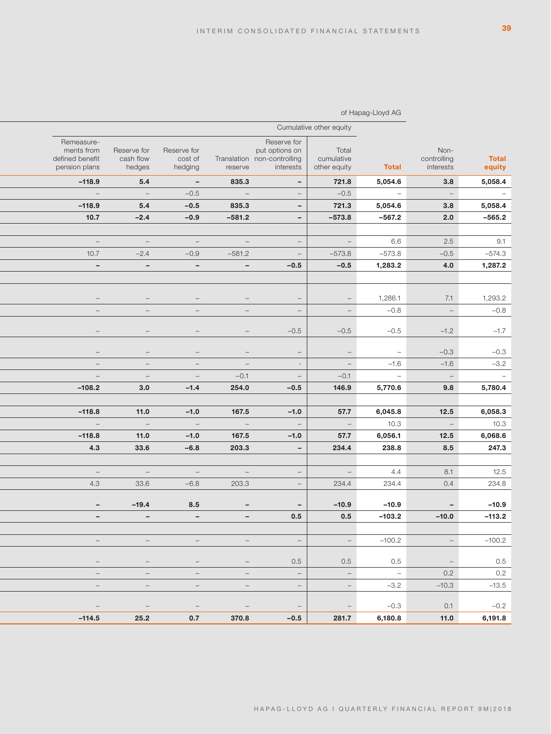| | | | | | | of Hapag-Lloyd AG | | |
|---|---|---|---|---|---|---|---|---|
| Cumulative other equity | | | | | | | | |
| Remeasurements from defined benefit pension plans | Reserve for cash flow hedges | Reserve for cost of hedging | Translation reserve | Reserve for put options on non-controlling interests | Total cumulative other equity | **Total** | Non-controlling interests | **Total equity** |
| **–118.9** | **5.4** | **–** | **835.3** | **–** | **721.8** | **5,054.6** | **3.8** | **5,058.4** |
| – | – | –0.5 | – | – | –0.5 | – | – | – |
| **–118.9** | **5.4** | **–0.5** | **835.3** | **–** | **721.3** | **5,054.6** | **3.8** | **5,058.4** |
| **10.7** | **–2.4** | **–0.9** | **–581.2** | **–** | **–573.8** | **–567.2** | **2.0** | **–565.2** |
| | | | | | | | | |
| – | – | – | – | – | – | 6.6 | 2.5 | 9.1 |
| 10.7 | –2.4 | –0.9 | –581.2 | – | –573.8 | –573.8 | –0.5 | –574.3 |
| **–** | **–** | **–** | **–** | **–0.5** | **–0.5** | **1,283.2** | **4.0** | **1,287.2** |
| | | | | | | | | |
| – | – | – | – | – | – | 1,286.1 | 7.1 | 1,293.2 |
| – | – | – | – | – | – | –0.8 | – | –0.8 |
| – | – | – | – | –0.5 | –0.5 | –0.5 | –1.2 | –1.7 |
| – | – | – | – | – | – | – | –0.3 | –0.3 |
| – | – | – | – | - | – | –1.6 | –1.6 | –3.2 |
| – | – | – | –0.1 | – | –0.1 | – | – | – |
| **–108.2** | **3.0** | **–1.4** | **254.0** | **–0.5** | **146.9** | **5,770.6** | **9.8** | **5,780.4** |
| | | | | | | | | |
| **–118.8** | **11.0** | **–1.0** | **167.5** | **–1.0** | **57.7** | **6,045.8** | **12.5** | **6,058.3** |
| – | – | – | – | – | – | 10.3 | – | 10.3 |
| **–118.8** | **11.0** | **–1.0** | **167.5** | **–1.0** | **57.7** | **6,056.1** | **12.5** | **6,068.6** |
| **4.3** | **33.6** | **–6.8** | **203.3** | **–** | **234.4** | **238.8** | **8.5** | **247.3** |
| | | | | | | | | |
| – | – | – | – | – | – | 4.4 | 8.1 | 12.5 |
| 4.3 | 33.6 | –6.8 | 203.3 | – | 234.4 | 234.4 | 0.4 | 234.8 |
| **–** | **–19.4** | **8.5** | **–** | **–** | **–10.9** | **–10.9** | **–** | **–10.9** |
| **–** | **–** | **–** | **–** | **0.5** | **0.5** | **–103.2** | **–10.0** | **–113.2** |
| | | | | | | | | |
| – | – | – | – | – | – | –100.2 | – | –100.2 |
| – | – | – | – | 0.5 | 0.5 | 0.5 | – | 0.5 |
| – | – | – | – | – | – | – | 0.2 | 0.2 |
| – | – | – | – | – | – | –3.2 | –10.3 | –13.5 |
| – | – | – | – | – | – | –0.3 | 0.1 | –0.2 |
| **–114.5** | **25.2** | **0.7** | **370.8** | **–0.5** | **281.7** | **6,180.8** | **11.0** | **6,191.8** |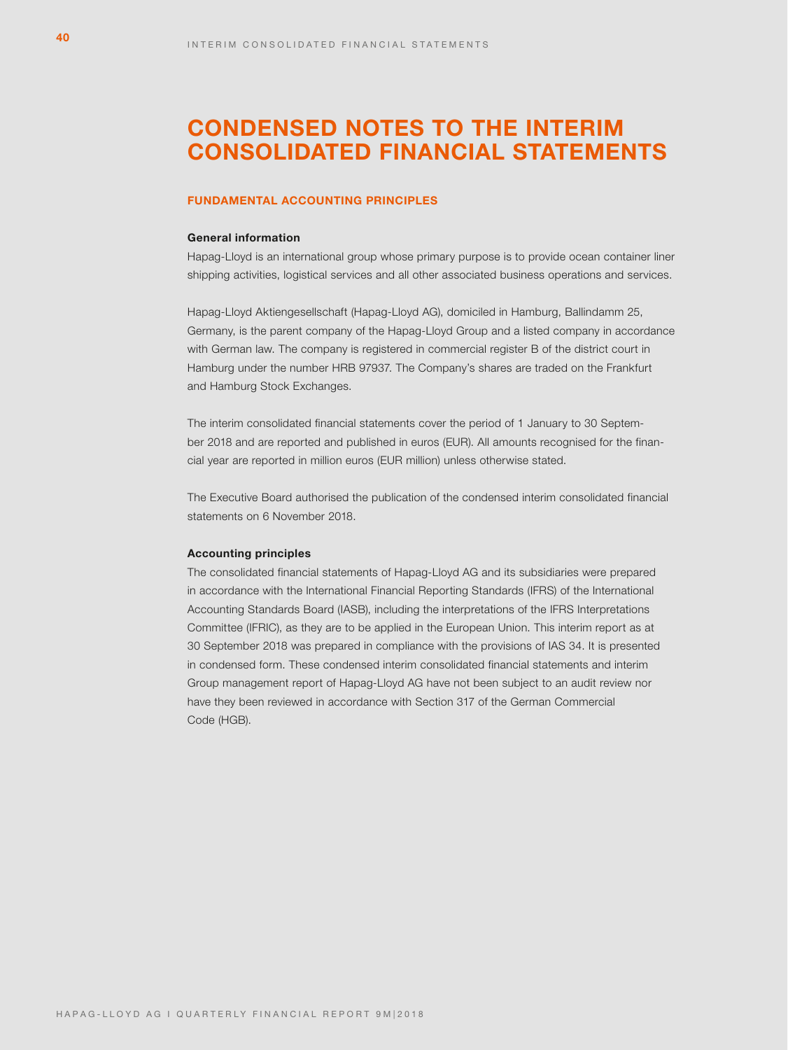# CONDENSED NOTES TO THE INTERIM CONSOLIDATED FINANCIAL STATEMENTS

## FUNDAMENTAL ACCOUNTING PRINCIPLES

### General information

Hapag-Lloyd is an international group whose primary purpose is to provide ocean container liner shipping activities, logistical services and all other associated business operations and services.

Hapag-Lloyd Aktiengesellschaft (Hapag-Lloyd AG), domiciled in Hamburg, Ballindamm 25, Germany, is the parent company of the Hapag-Lloyd Group and a listed company in accordance with German law. The company is registered in commercial register B of the district court in Hamburg under the number HRB 97937. The Company's shares are traded on the Frankfurt and Hamburg Stock Exchanges.

The interim consolidated financial statements cover the period of 1 January to 30 September 2018 and are reported and published in euros (EUR). All amounts recognised for the financial year are reported in million euros (EUR million) unless otherwise stated.

The Executive Board authorised the publication of the condensed interim consolidated financial statements on 6 November 2018.

### Accounting principles

The consolidated financial statements of Hapag-Lloyd AG and its subsidiaries were prepared in accordance with the International Financial Reporting Standards (IFRS) of the International Accounting Standards Board (IASB), including the interpretations of the IFRS Interpretations Committee (IFRIC), as they are to be applied in the European Union. This interim report as at 30 September 2018 was prepared in compliance with the provisions of IAS 34. It is presented in condensed form. These condensed interim consolidated financial statements and interim Group management report of Hapag-Lloyd AG have not been subject to an audit review nor have they been reviewed in accordance with Section 317 of the German Commercial Code (HGB).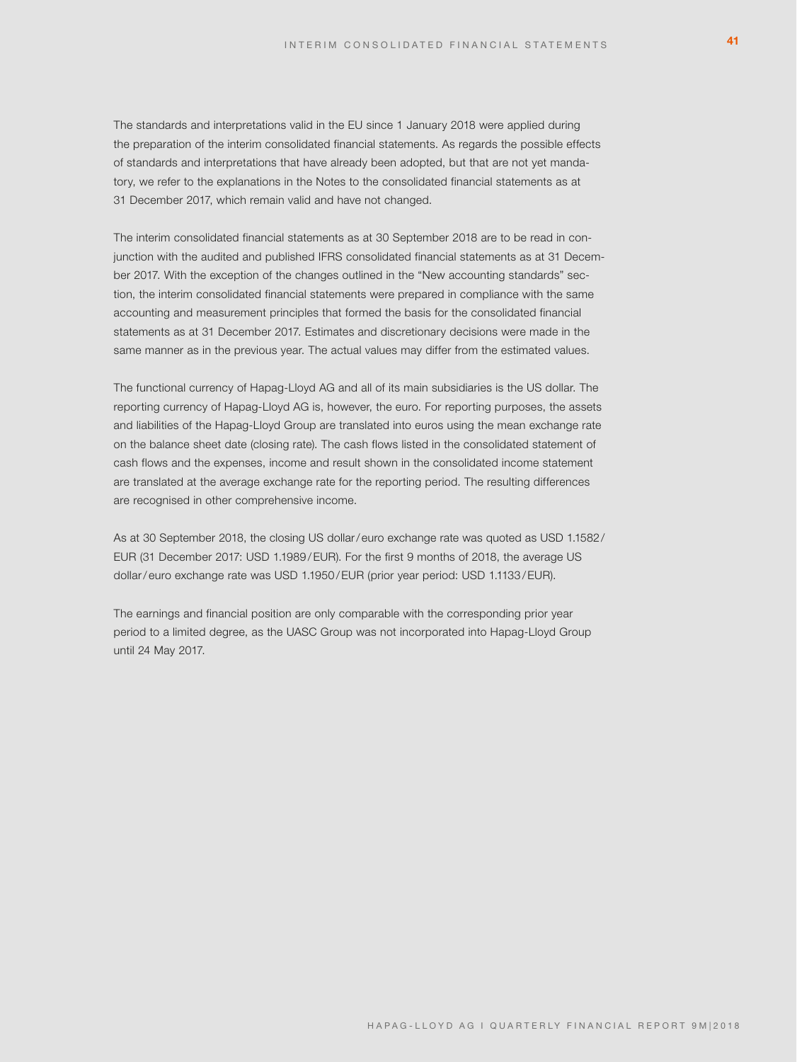The standards and interpretations valid in the EU since 1 January 2018 were applied during the preparation of the interim consolidated financial statements. As regards the possible effects of standards and interpretations that have already been adopted, but that are not yet mandatory, we refer to the explanations in the Notes to the consolidated financial statements as at 31 December 2017, which remain valid and have not changed.

The interim consolidated financial statements as at 30 September 2018 are to be read in conjunction with the audited and published IFRS consolidated financial statements as at 31 December 2017. With the exception of the changes outlined in the "New accounting standards" section, the interim consolidated financial statements were prepared in compliance with the same accounting and measurement principles that formed the basis for the consolidated financial statements as at 31 December 2017. Estimates and discretionary decisions were made in the same manner as in the previous year. The actual values may differ from the estimated values.

The functional currency of Hapag-Lloyd AG and all of its main subsidiaries is the US dollar. The reporting currency of Hapag-Lloyd AG is, however, the euro. For reporting purposes, the assets and liabilities of the Hapag-Lloyd Group are translated into euros using the mean exchange rate on the balance sheet date (closing rate). The cash flows listed in the consolidated statement of cash flows and the expenses, income and result shown in the consolidated income statement are translated at the average exchange rate for the reporting period. The resulting differences are recognised in other comprehensive income.

As at 30 September 2018, the closing US dollar/euro exchange rate was quoted as USD 1.1582/EUR (31 December 2017: USD 1.1989/EUR). For the first 9 months of 2018, the average US dollar/euro exchange rate was USD 1.1950/EUR (prior year period: USD 1.1133/EUR).

The earnings and financial position are only comparable with the corresponding prior year period to a limited degree, as the UASC Group was not incorporated into Hapag-Lloyd Group until 24 May 2017.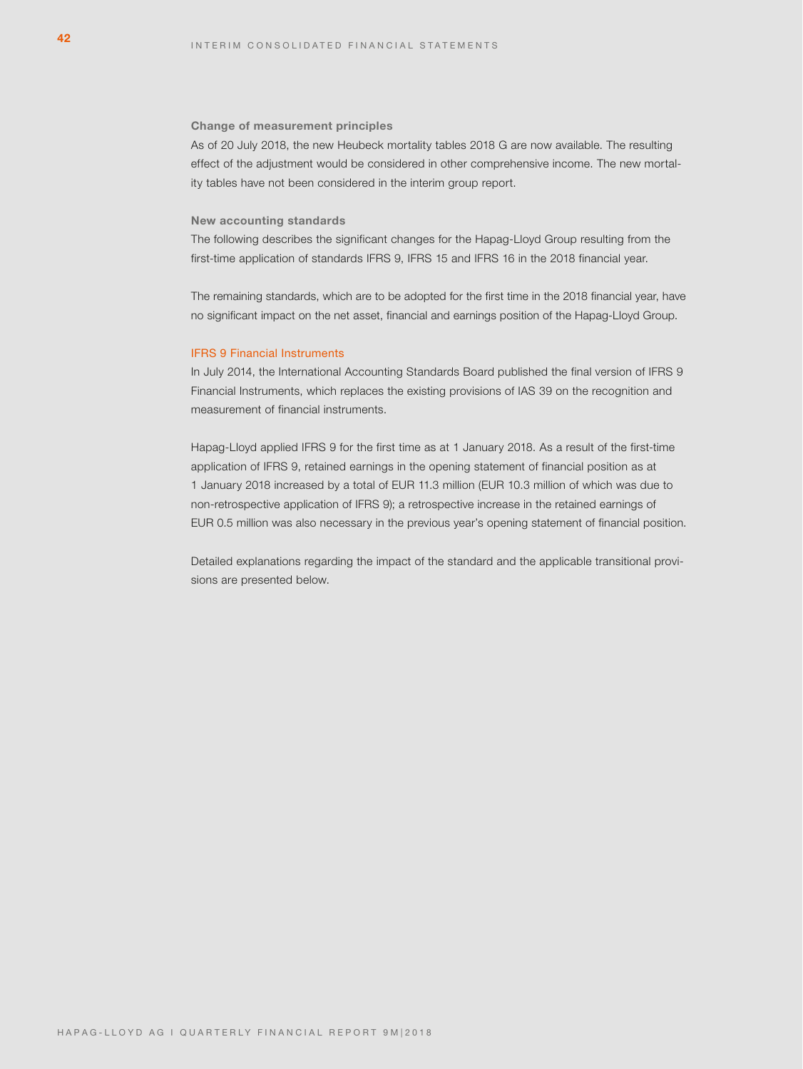### Change of measurement principles

As of 20 July 2018, the new Heubeck mortality tables 2018 G are now available. The resulting effect of the adjustment would be considered in other comprehensive income. The new mortality tables have not been considered in the interim group report.

### New accounting standards

The following describes the significant changes for the Hapag-Lloyd Group resulting from the first-time application of standards IFRS 9, IFRS 15 and IFRS 16 in the 2018 financial year.

The remaining standards, which are to be adopted for the first time in the 2018 financial year, have no significant impact on the net asset, financial and earnings position of the Hapag-Lloyd Group.

#### IFRS 9 Financial Instruments

In July 2014, the International Accounting Standards Board published the final version of IFRS 9 Financial Instruments, which replaces the existing provisions of IAS 39 on the recognition and measurement of financial instruments.

Hapag-Lloyd applied IFRS 9 for the first time as at 1 January 2018. As a result of the first-time application of IFRS 9, retained earnings in the opening statement of financial position as at 1 January 2018 increased by a total of EUR 11.3 million (EUR 10.3 million of which was due to non-retrospective application of IFRS 9); a retrospective increase in the retained earnings of EUR 0.5 million was also necessary in the previous year's opening statement of financial position.

Detailed explanations regarding the impact of the standard and the applicable transitional provisions are presented below.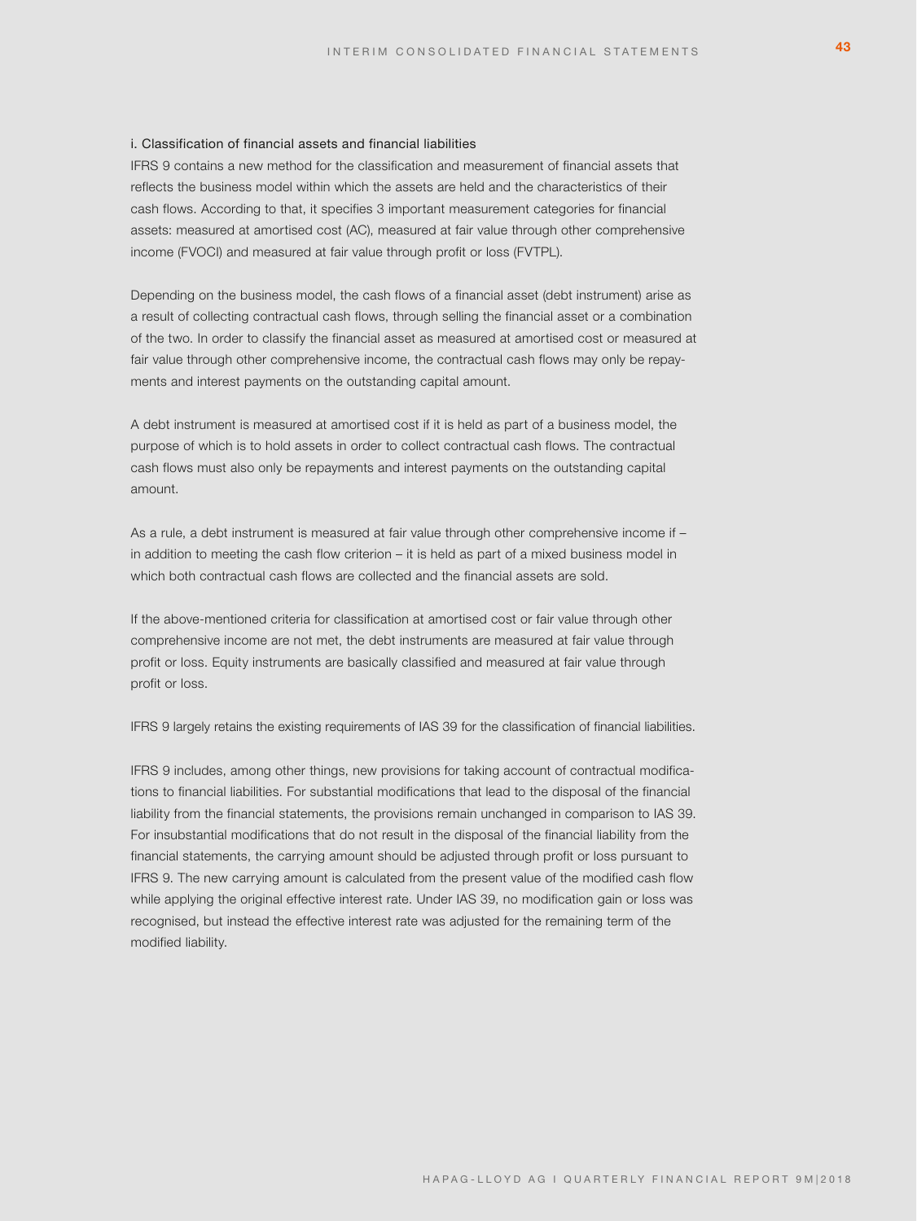#### i. Classification of financial assets and financial liabilities

IFRS 9 contains a new method for the classification and measurement of financial assets that reflects the business model within which the assets are held and the characteristics of their cash flows. According to that, it specifies 3 important measurement categories for financial assets: measured at amortised cost (AC), measured at fair value through other comprehensive income (FVOCI) and measured at fair value through profit or loss (FVTPL).

Depending on the business model, the cash flows of a financial asset (debt instrument) arise as a result of collecting contractual cash flows, through selling the financial asset or a combination of the two. In order to classify the financial asset as measured at amortised cost or measured at fair value through other comprehensive income, the contractual cash flows may only be repayments and interest payments on the outstanding capital amount.

A debt instrument is measured at amortised cost if it is held as part of a business model, the purpose of which is to hold assets in order to collect contractual cash flows. The contractual cash flows must also only be repayments and interest payments on the outstanding capital amount.

As a rule, a debt instrument is measured at fair value through other comprehensive income if – in addition to meeting the cash flow criterion – it is held as part of a mixed business model in which both contractual cash flows are collected and the financial assets are sold.

If the above-mentioned criteria for classification at amortised cost or fair value through other comprehensive income are not met, the debt instruments are measured at fair value through profit or loss. Equity instruments are basically classified and measured at fair value through profit or loss.

IFRS 9 largely retains the existing requirements of IAS 39 for the classification of financial liabilities.

IFRS 9 includes, among other things, new provisions for taking account of contractual modifications to financial liabilities. For substantial modifications that lead to the disposal of the financial liability from the financial statements, the provisions remain unchanged in comparison to IAS 39. For insubstantial modifications that do not result in the disposal of the financial liability from the financial statements, the carrying amount should be adjusted through profit or loss pursuant to IFRS 9. The new carrying amount is calculated from the present value of the modified cash flow while applying the original effective interest rate. Under IAS 39, no modification gain or loss was recognised, but instead the effective interest rate was adjusted for the remaining term of the modified liability.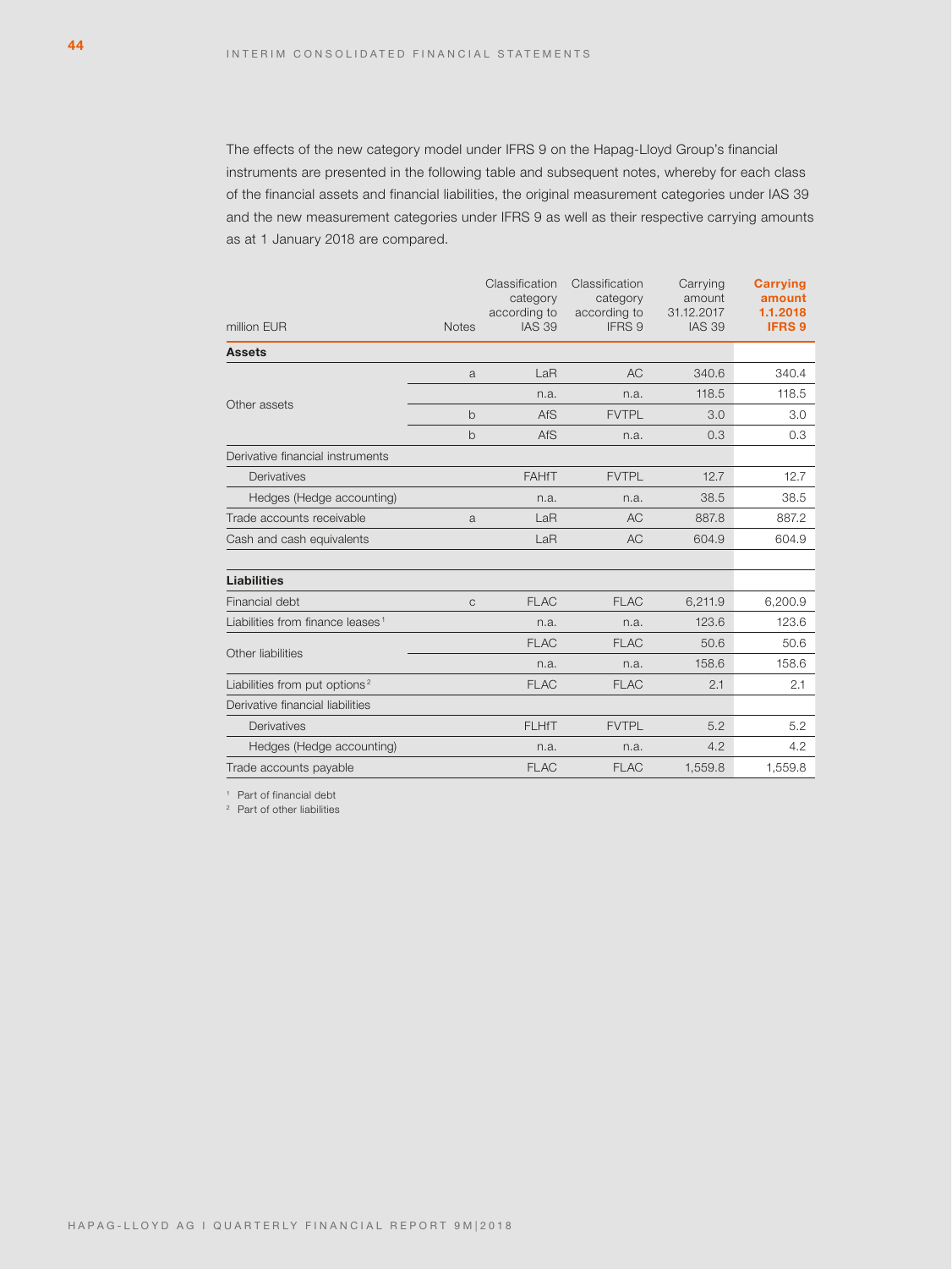The effects of the new category model under IFRS 9 on the Hapag-Lloyd Group's financial instruments are presented in the following table and subsequent notes, whereby for each class of the financial assets and financial liabilities, the original measurement categories under IAS 39 and the new measurement categories under IFRS 9 as well as their respective carrying amounts as at 1 January 2018 are compared.

| million EUR | Notes | Classification category according to IAS 39 | Classification category according to IFRS 9 | Carrying amount 31.12.2017 IAS 39 | **Carrying amount 1.1.2018 IFRS 9** |
|---|---|---|---|---|---|
| **Assets** | | | | | |
| Other assets | a | LaR | AC | 340.6 | 340.4 |
| | | n.a. | n.a. | 118.5 | 118.5 |
| | b | AfS | FVTPL | 3.0 | 3.0 |
| | b | AfS | n.a. | 0.3 | 0.3 |
| Derivative financial instruments | | | | | |
| Derivatives | | FAHfT | FVTPL | 12.7 | 12.7 |
| Hedges (Hedge accounting) | | n.a. | n.a. | 38.5 | 38.5 |
| Trade accounts receivable | a | LaR | AC | 887.8 | 887.2 |
| Cash and cash equivalents | | LaR | AC | 604.9 | 604.9 |
| **Liabilities** | | | | | |
| Financial debt | c | FLAC | FLAC | 6,211.9 | 6,200.9 |
| Liabilities from finance leases[1] | | n.a. | n.a. | 123.6 | 123.6 |
| Other liabilities | | FLAC | FLAC | 50.6 | 50.6 |
| | | n.a. | n.a. | 158.6 | 158.6 |
| Liabilities from put options[2] | | FLAC | FLAC | 2.1 | 2.1 |
| Derivative financial liabilities | | | | | |
| Derivatives | | FLHfT | FVTPL | 5.2 | 5.2 |
| Hedges (Hedge accounting) | | n.a. | n.a. | 4.2 | 4.2 |
| Trade accounts payable | | FLAC | FLAC | 1,559.8 | 1,559.8 |

[1] Part of financial debt
[2] Part of other liabilities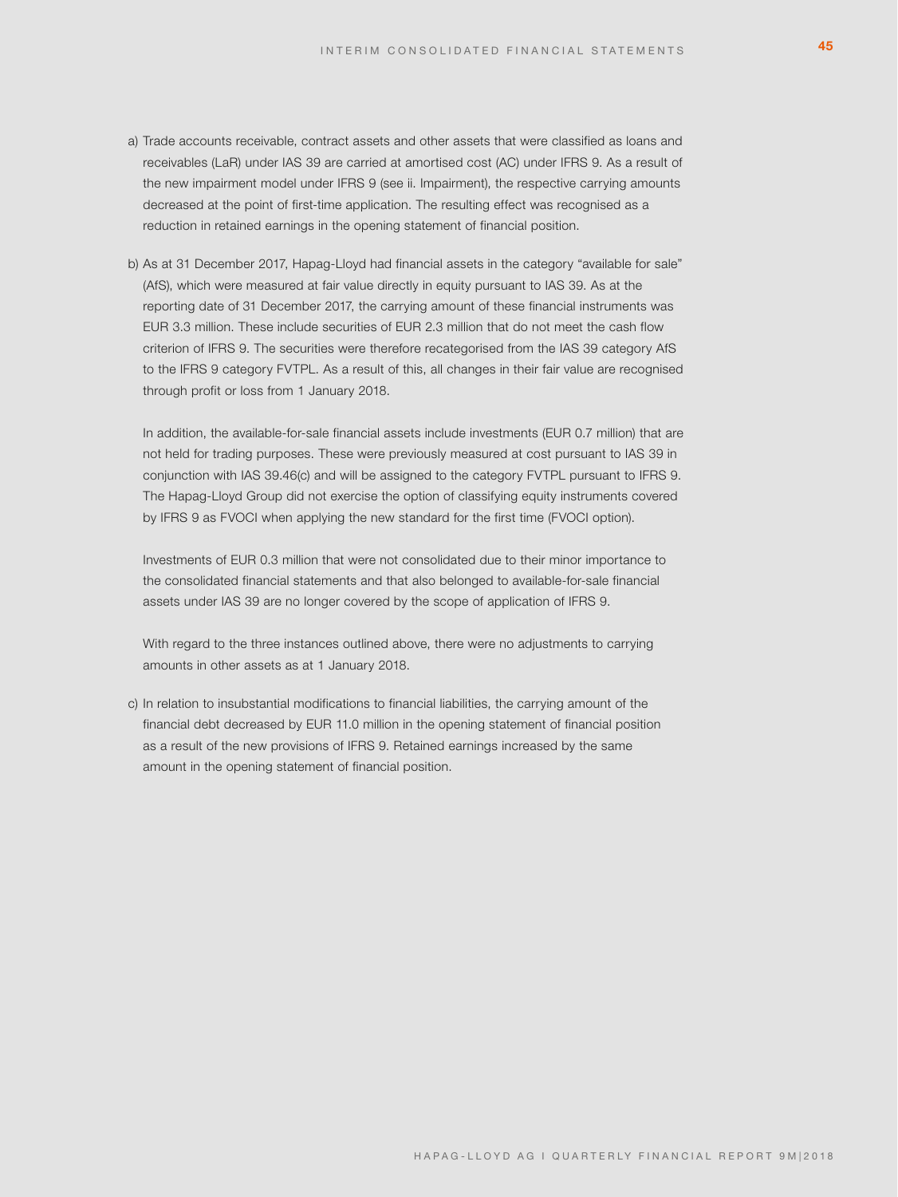a) Trade accounts receivable, contract assets and other assets that were classified as loans and receivables (LaR) under IAS 39 are carried at amortised cost (AC) under IFRS 9. As a result of the new impairment model under IFRS 9 (see ii. Impairment), the respective carrying amounts decreased at the point of first-time application. The resulting effect was recognised as a reduction in retained earnings in the opening statement of financial position.

b) As at 31 December 2017, Hapag-Lloyd had financial assets in the category "available for sale" (AfS), which were measured at fair value directly in equity pursuant to IAS 39. As at the reporting date of 31 December 2017, the carrying amount of these financial instruments was EUR 3.3 million. These include securities of EUR 2.3 million that do not meet the cash flow criterion of IFRS 9. The securities were therefore recategorised from the IAS 39 category AfS to the IFRS 9 category FVTPL. As a result of this, all changes in their fair value are recognised through profit or loss from 1 January 2018.

   In addition, the available-for-sale financial assets include investments (EUR 0.7 million) that are not held for trading purposes. These were previously measured at cost pursuant to IAS 39 in conjunction with IAS 39.46(c) and will be assigned to the category FVTPL pursuant to IFRS 9. The Hapag-Lloyd Group did not exercise the option of classifying equity instruments covered by IFRS 9 as FVOCI when applying the new standard for the first time (FVOCI option).

   Investments of EUR 0.3 million that were not consolidated due to their minor importance to the consolidated financial statements and that also belonged to available-for-sale financial assets under IAS 39 are no longer covered by the scope of application of IFRS 9.

   With regard to the three instances outlined above, there were no adjustments to carrying amounts in other assets as at 1 January 2018.

c) In relation to insubstantial modifications to financial liabilities, the carrying amount of the financial debt decreased by EUR 11.0 million in the opening statement of financial position as a result of the new provisions of IFRS 9. Retained earnings increased by the same amount in the opening statement of financial position.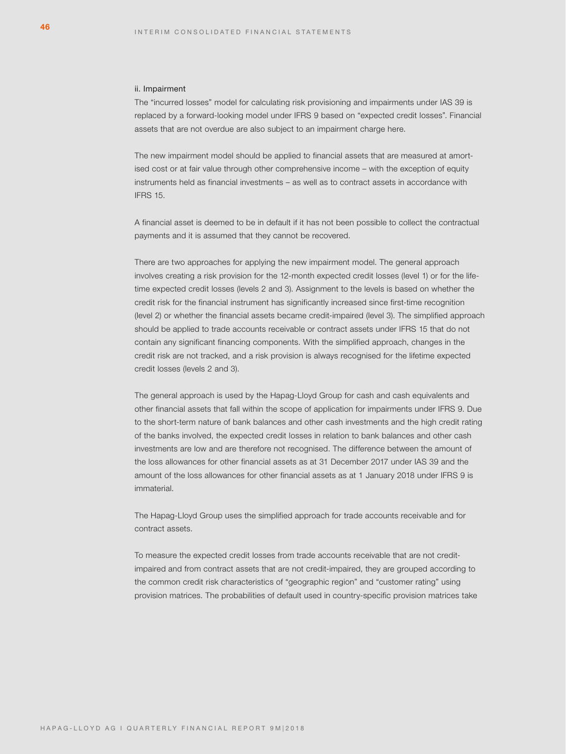ii. Impairment

The "incurred losses" model for calculating risk provisioning and impairments under IAS 39 is replaced by a forward-looking model under IFRS 9 based on "expected credit losses". Financial assets that are not overdue are also subject to an impairment charge here.

The new impairment model should be applied to financial assets that are measured at amortised cost or at fair value through other comprehensive income – with the exception of equity instruments held as financial investments – as well as to contract assets in accordance with IFRS 15.

A financial asset is deemed to be in default if it has not been possible to collect the contractual payments and it is assumed that they cannot be recovered.

There are two approaches for applying the new impairment model. The general approach involves creating a risk provision for the 12-month expected credit losses (level 1) or for the lifetime expected credit losses (levels 2 and 3). Assignment to the levels is based on whether the credit risk for the financial instrument has significantly increased since first-time recognition (level 2) or whether the financial assets became credit-impaired (level 3). The simplified approach should be applied to trade accounts receivable or contract assets under IFRS 15 that do not contain any significant financing components. With the simplified approach, changes in the credit risk are not tracked, and a risk provision is always recognised for the lifetime expected credit losses (levels 2 and 3).

The general approach is used by the Hapag-Lloyd Group for cash and cash equivalents and other financial assets that fall within the scope of application for impairments under IFRS 9. Due to the short-term nature of bank balances and other cash investments and the high credit rating of the banks involved, the expected credit losses in relation to bank balances and other cash investments are low and are therefore not recognised. The difference between the amount of the loss allowances for other financial assets as at 31 December 2017 under IAS 39 and the amount of the loss allowances for other financial assets as at 1 January 2018 under IFRS 9 is immaterial.

The Hapag-Lloyd Group uses the simplified approach for trade accounts receivable and for contract assets.

To measure the expected credit losses from trade accounts receivable that are not credit-impaired and from contract assets that are not credit-impaired, they are grouped according to the common credit risk characteristics of "geographic region" and "customer rating" using provision matrices. The probabilities of default used in country-specific provision matrices take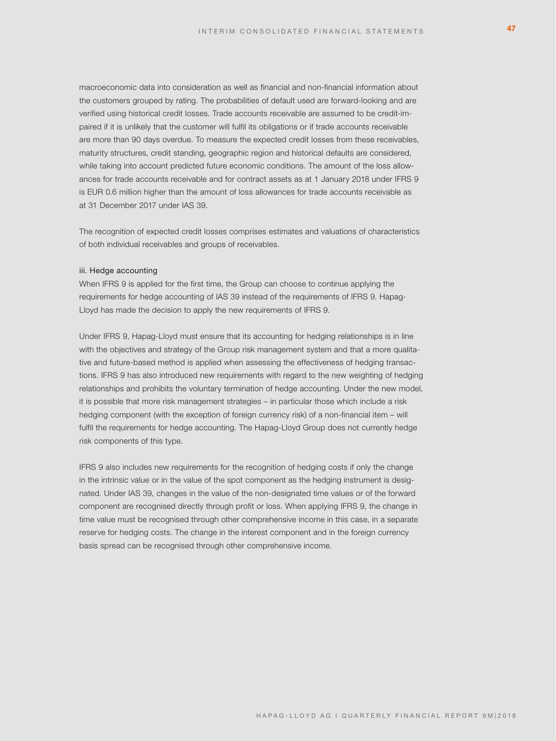macroeconomic data into consideration as well as financial and non-financial information about the customers grouped by rating. The probabilities of default used are forward-looking and are verified using historical credit losses. Trade accounts receivable are assumed to be credit-impaired if it is unlikely that the customer will fulfil its obligations or if trade accounts receivable are more than 90 days overdue. To measure the expected credit losses from these receivables, maturity structures, credit standing, geographic region and historical defaults are considered, while taking into account predicted future economic conditions. The amount of the loss allowances for trade accounts receivable and for contract assets as at 1 January 2018 under IFRS 9 is EUR 0.6 million higher than the amount of loss allowances for trade accounts receivable as at 31 December 2017 under IAS 39.

The recognition of expected credit losses comprises estimates and valuations of characteristics of both individual receivables and groups of receivables.

iii. Hedge accounting

When IFRS 9 is applied for the first time, the Group can choose to continue applying the requirements for hedge accounting of IAS 39 instead of the requirements of IFRS 9. Hapag-Lloyd has made the decision to apply the new requirements of IFRS 9.

Under IFRS 9, Hapag-Lloyd must ensure that its accounting for hedging relationships is in line with the objectives and strategy of the Group risk management system and that a more qualitative and future-based method is applied when assessing the effectiveness of hedging transactions. IFRS 9 has also introduced new requirements with regard to the new weighting of hedging relationships and prohibits the voluntary termination of hedge accounting. Under the new model, it is possible that more risk management strategies – in particular those which include a risk hedging component (with the exception of foreign currency risk) of a non-financial item – will fulfil the requirements for hedge accounting. The Hapag-Lloyd Group does not currently hedge risk components of this type.

IFRS 9 also includes new requirements for the recognition of hedging costs if only the change in the intrinsic value or in the value of the spot component as the hedging instrument is designated. Under IAS 39, changes in the value of the non-designated time values or of the forward component are recognised directly through profit or loss. When applying IFRS 9, the change in time value must be recognised through other comprehensive income in this case, in a separate reserve for hedging costs. The change in the interest component and in the foreign currency basis spread can be recognised through other comprehensive income.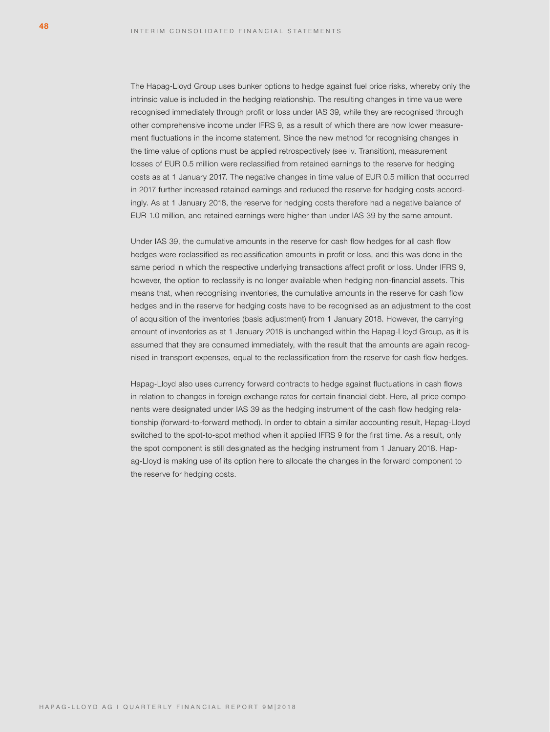The Hapag-Lloyd Group uses bunker options to hedge against fuel price risks, whereby only the intrinsic value is included in the hedging relationship. The resulting changes in time value were recognised immediately through profit or loss under IAS 39, while they are recognised through other comprehensive income under IFRS 9, as a result of which there are now lower measurement fluctuations in the income statement. Since the new method for recognising changes in the time value of options must be applied retrospectively (see iv. Transition), measurement losses of EUR 0.5 million were reclassified from retained earnings to the reserve for hedging costs as at 1 January 2017. The negative changes in time value of EUR 0.5 million that occurred in 2017 further increased retained earnings and reduced the reserve for hedging costs accordingly. As at 1 January 2018, the reserve for hedging costs therefore had a negative balance of EUR 1.0 million, and retained earnings were higher than under IAS 39 by the same amount.

Under IAS 39, the cumulative amounts in the reserve for cash flow hedges for all cash flow hedges were reclassified as reclassification amounts in profit or loss, and this was done in the same period in which the respective underlying transactions affect profit or loss. Under IFRS 9, however, the option to reclassify is no longer available when hedging non-financial assets. This means that, when recognising inventories, the cumulative amounts in the reserve for cash flow hedges and in the reserve for hedging costs have to be recognised as an adjustment to the cost of acquisition of the inventories (basis adjustment) from 1 January 2018. However, the carrying amount of inventories as at 1 January 2018 is unchanged within the Hapag-Lloyd Group, as it is assumed that they are consumed immediately, with the result that the amounts are again recognised in transport expenses, equal to the reclassification from the reserve for cash flow hedges.

Hapag-Lloyd also uses currency forward contracts to hedge against fluctuations in cash flows in relation to changes in foreign exchange rates for certain financial debt. Here, all price components were designated under IAS 39 as the hedging instrument of the cash flow hedging relationship (forward-to-forward method). In order to obtain a similar accounting result, Hapag-Lloyd switched to the spot-to-spot method when it applied IFRS 9 for the first time. As a result, only the spot component is still designated as the hedging instrument from 1 January 2018. Hapag-Lloyd is making use of its option here to allocate the changes in the forward component to the reserve for hedging costs.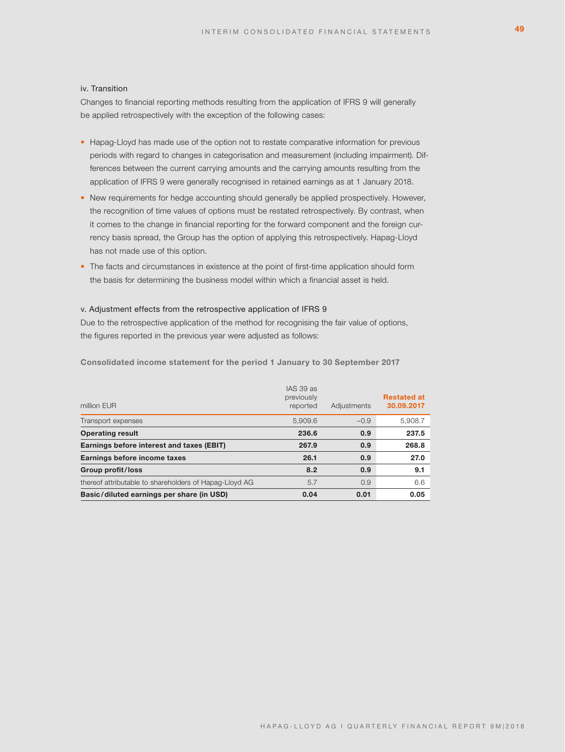#### iv. Transition

Changes to financial reporting methods resulting from the application of IFRS 9 will generally be applied retrospectively with the exception of the following cases:

- Hapag-Lloyd has made use of the option not to restate comparative information for previous periods with regard to changes in categorisation and measurement (including impairment). Differences between the current carrying amounts and the carrying amounts resulting from the application of IFRS 9 were generally recognised in retained earnings as at 1 January 2018.
- New requirements for hedge accounting should generally be applied prospectively. However, the recognition of time values of options must be restated retrospectively. By contrast, when it comes to the change in financial reporting for the forward component and the foreign currency basis spread, the Group has the option of applying this retrospectively. Hapag-Lloyd has not made use of this option.
- The facts and circumstances in existence at the point of first-time application should form the basis for determining the business model within which a financial asset is held.

#### v. Adjustment effects from the retrospective application of IFRS 9

Due to the retrospective application of the method for recognising the fair value of options, the figures reported in the previous year were adjusted as follows:

**Consolidated income statement for the period 1 January to 30 September 2017**

| million EUR | IAS 39 as previously reported | Adjustments | Restated at 30.09.2017 |
|---|---|---|---|
| Transport expenses | 5,909.6 | –0.9 | 5,908.7 |
| **Operating result** | **236.6** | **0.9** | **237.5** |
| **Earnings before interest and taxes (EBIT)** | **267.9** | **0.9** | **268.8** |
| **Earnings before income taxes** | **26.1** | **0.9** | **27.0** |
| **Group profit/loss** | **8.2** | **0.9** | **9.1** |
| thereof attributable to shareholders of Hapag-Lloyd AG | 5.7 | 0.9 | 6.6 |
| **Basic/diluted earnings per share (in USD)** | **0.04** | **0.01** | **0.05** |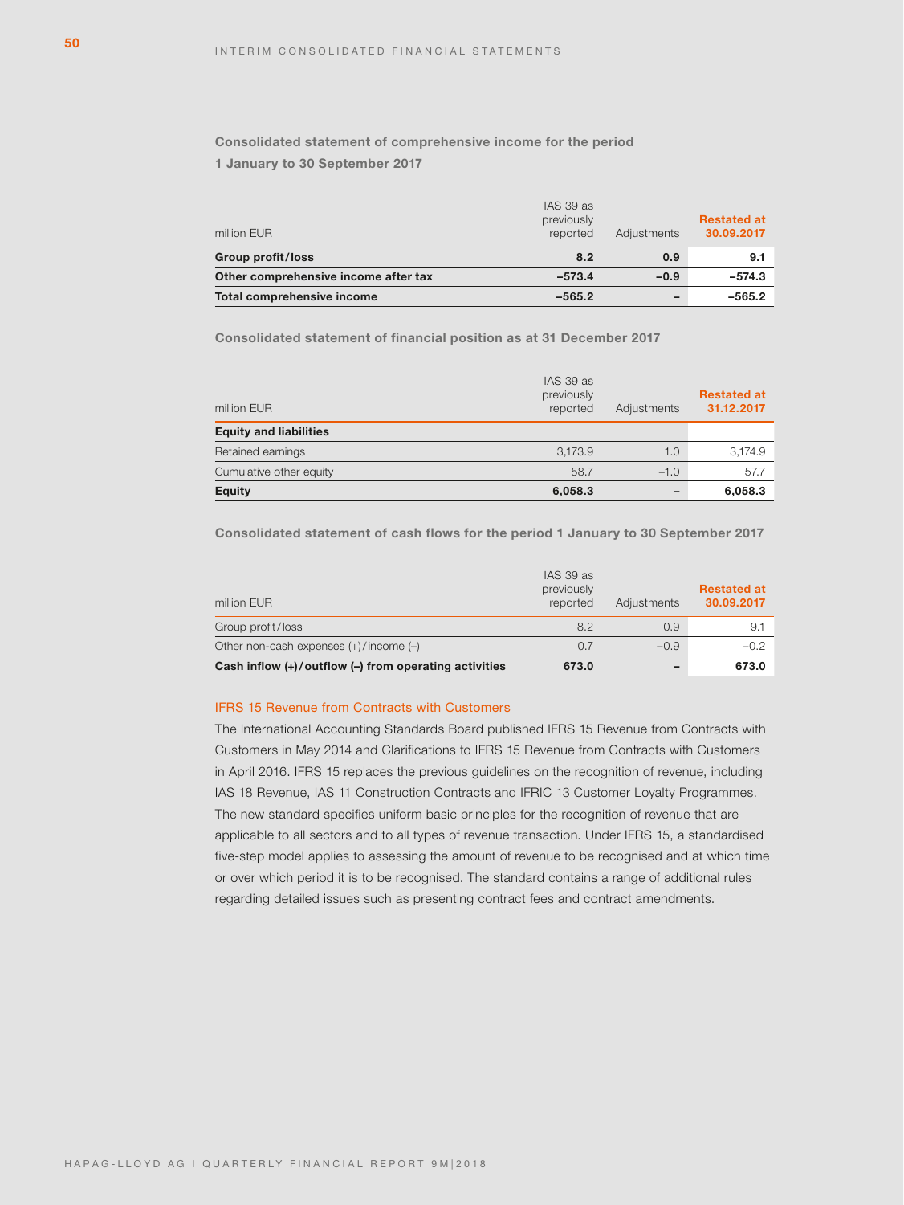**Consolidated statement of comprehensive income for the period**

**1 January to 30 September 2017**

| million EUR | IAS 39 as previously reported | Adjustments | Restated at 30.09.2017 |
|---|---|---|---|
| **Group profit/loss** | **8.2** | **0.9** | **9.1** |
| **Other comprehensive income after tax** | **–573.4** | **–0.9** | **–574.3** |
| **Total comprehensive income** | **–565.2** | **–** | **–565.2** |

**Consolidated statement of financial position as at 31 December 2017**

| million EUR | IAS 39 as previously reported | Adjustments | Restated at 31.12.2017 |
|---|---|---|---|
| **Equity and liabilities** | | | |
| Retained earnings | 3,173.9 | 1.0 | 3,174.9 |
| Cumulative other equity | 58.7 | –1.0 | 57.7 |
| **Equity** | **6,058.3** | **–** | **6,058.3** |

**Consolidated statement of cash flows for the period 1 January to 30 September 2017**

| million EUR | IAS 39 as previously reported | Adjustments | Restated at 30.09.2017 |
|---|---|---|---|
| Group profit/loss | 8.2 | 0.9 | 9.1 |
| Other non-cash expenses (+)/income (–) | 0.7 | –0.9 | –0.2 |
| **Cash inflow (+)/outflow (–) from operating activities** | **673.0** | **–** | **673.0** |

### IFRS 15 Revenue from Contracts with Customers

The International Accounting Standards Board published IFRS 15 Revenue from Contracts with Customers in May 2014 and Clarifications to IFRS 15 Revenue from Contracts with Customers in April 2016. IFRS 15 replaces the previous guidelines on the recognition of revenue, including IAS 18 Revenue, IAS 11 Construction Contracts and IFRIC 13 Customer Loyalty Programmes. The new standard specifies uniform basic principles for the recognition of revenue that are applicable to all sectors and to all types of revenue transaction. Under IFRS 15, a standardised five-step model applies to assessing the amount of revenue to be recognised and at which time or over which period it is to be recognised. The standard contains a range of additional rules regarding detailed issues such as presenting contract fees and contract amendments.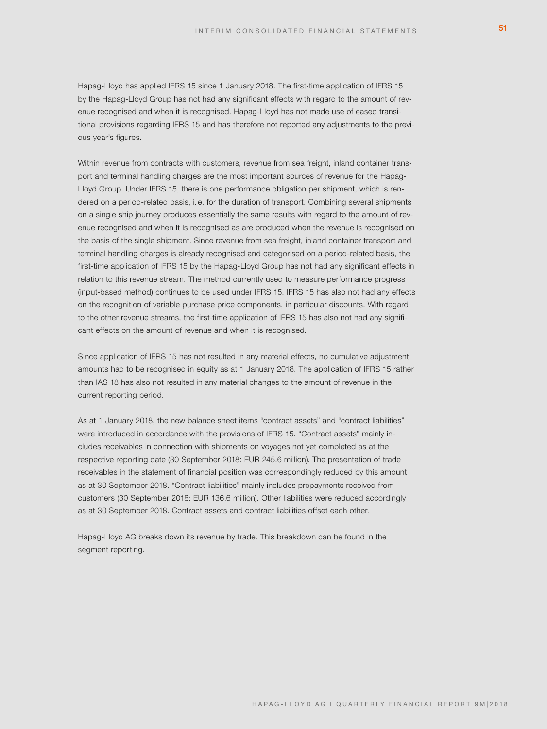Hapag-Lloyd has applied IFRS 15 since 1 January 2018. The first-time application of IFRS 15 by the Hapag-Lloyd Group has not had any significant effects with regard to the amount of revenue recognised and when it is recognised. Hapag-Lloyd has not made use of eased transitional provisions regarding IFRS 15 and has therefore not reported any adjustments to the previous year's figures.

Within revenue from contracts with customers, revenue from sea freight, inland container transport and terminal handling charges are the most important sources of revenue for the Hapag-Lloyd Group. Under IFRS 15, there is one performance obligation per shipment, which is rendered on a period-related basis, i.e. for the duration of transport. Combining several shipments on a single ship journey produces essentially the same results with regard to the amount of revenue recognised and when it is recognised as are produced when the revenue is recognised on the basis of the single shipment. Since revenue from sea freight, inland container transport and terminal handling charges is already recognised and categorised on a period-related basis, the first-time application of IFRS 15 by the Hapag-Lloyd Group has not had any significant effects in relation to this revenue stream. The method currently used to measure performance progress (input-based method) continues to be used under IFRS 15. IFRS 15 has also not had any effects on the recognition of variable purchase price components, in particular discounts. With regard to the other revenue streams, the first-time application of IFRS 15 has also not had any significant effects on the amount of revenue and when it is recognised.

Since application of IFRS 15 has not resulted in any material effects, no cumulative adjustment amounts had to be recognised in equity as at 1 January 2018. The application of IFRS 15 rather than IAS 18 has also not resulted in any material changes to the amount of revenue in the current reporting period.

As at 1 January 2018, the new balance sheet items "contract assets" and "contract liabilities" were introduced in accordance with the provisions of IFRS 15. "Contract assets" mainly includes receivables in connection with shipments on voyages not yet completed as at the respective reporting date (30 September 2018: EUR 245.6 million). The presentation of trade receivables in the statement of financial position was correspondingly reduced by this amount as at 30 September 2018. "Contract liabilities" mainly includes prepayments received from customers (30 September 2018: EUR 136.6 million). Other liabilities were reduced accordingly as at 30 September 2018. Contract assets and contract liabilities offset each other.

Hapag-Lloyd AG breaks down its revenue by trade. This breakdown can be found in the segment reporting.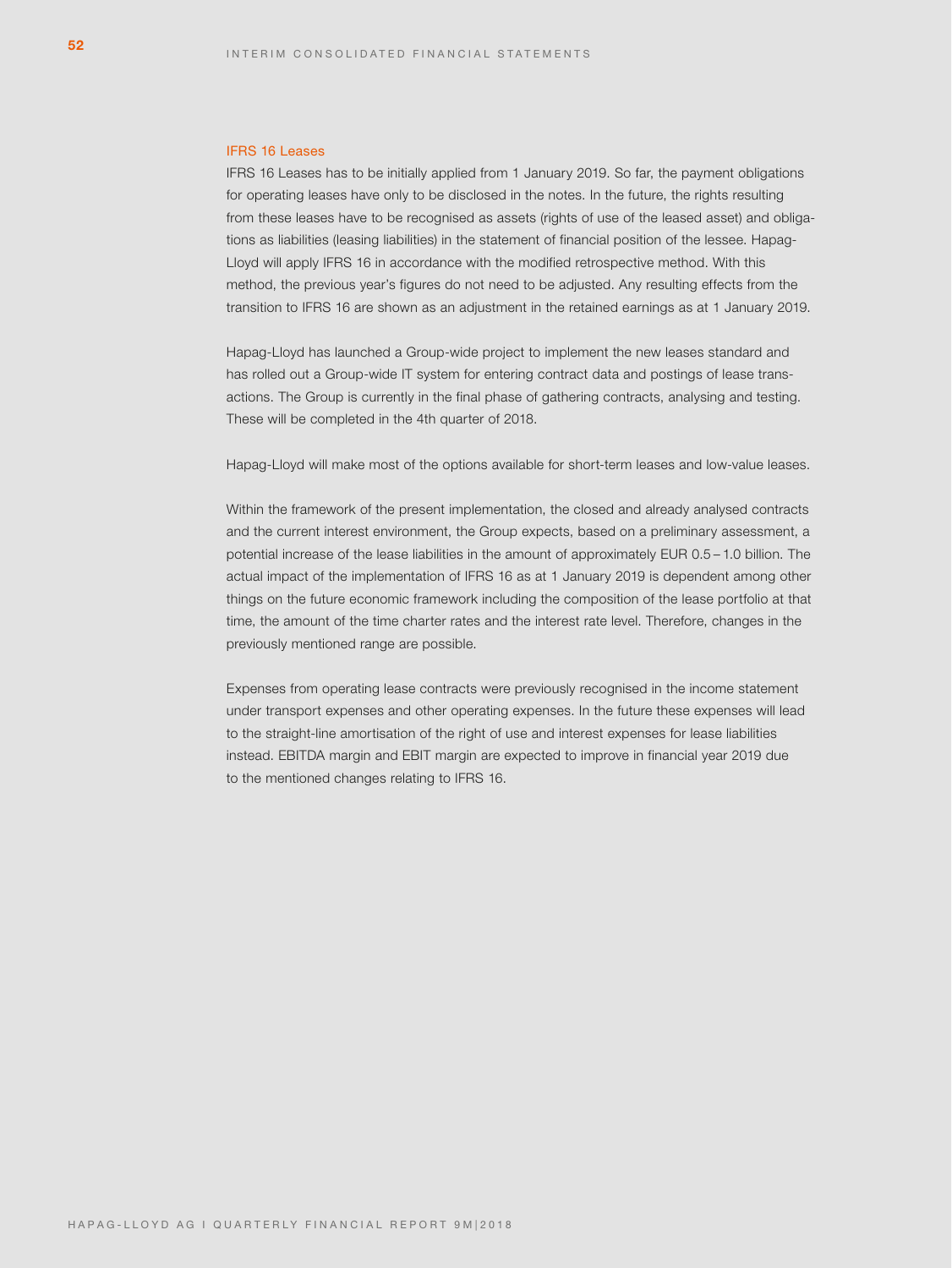### IFRS 16 Leases

IFRS 16 Leases has to be initially applied from 1 January 2019. So far, the payment obligations for operating leases have only to be disclosed in the notes. In the future, the rights resulting from these leases have to be recognised as assets (rights of use of the leased asset) and obligations as liabilities (leasing liabilities) in the statement of financial position of the lessee. Hapag-Lloyd will apply IFRS 16 in accordance with the modified retrospective method. With this method, the previous year's figures do not need to be adjusted. Any resulting effects from the transition to IFRS 16 are shown as an adjustment in the retained earnings as at 1 January 2019.

Hapag-Lloyd has launched a Group-wide project to implement the new leases standard and has rolled out a Group-wide IT system for entering contract data and postings of lease transactions. The Group is currently in the final phase of gathering contracts, analysing and testing. These will be completed in the 4th quarter of 2018.

Hapag-Lloyd will make most of the options available for short-term leases and low-value leases.

Within the framework of the present implementation, the closed and already analysed contracts and the current interest environment, the Group expects, based on a preliminary assessment, a potential increase of the lease liabilities in the amount of approximately EUR 0.5 – 1.0 billion. The actual impact of the implementation of IFRS 16 as at 1 January 2019 is dependent among other things on the future economic framework including the composition of the lease portfolio at that time, the amount of the time charter rates and the interest rate level. Therefore, changes in the previously mentioned range are possible.

Expenses from operating lease contracts were previously recognised in the income statement under transport expenses and other operating expenses. In the future these expenses will lead to the straight-line amortisation of the right of use and interest expenses for lease liabilities instead. EBITDA margin and EBIT margin are expected to improve in financial year 2019 due to the mentioned changes relating to IFRS 16.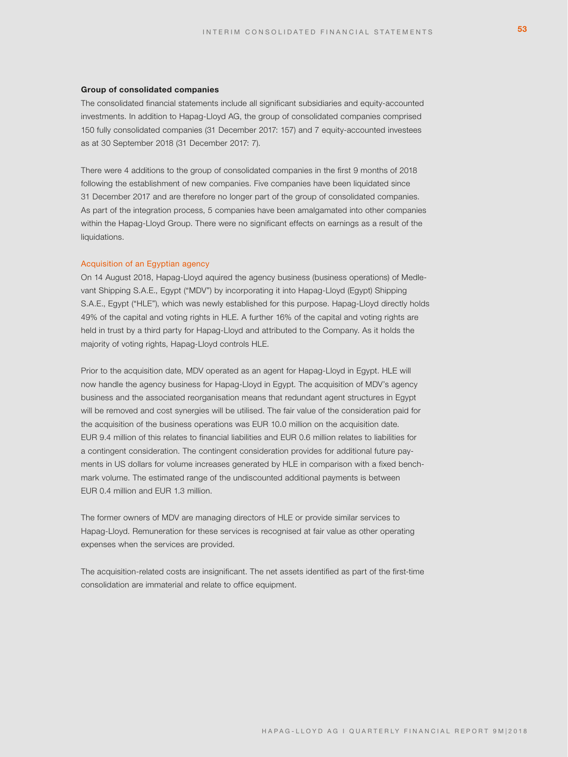### Group of consolidated companies

The consolidated financial statements include all significant subsidiaries and equity-accounted investments. In addition to Hapag-Lloyd AG, the group of consolidated companies comprised 150 fully consolidated companies (31 December 2017: 157) and 7 equity-accounted investees as at 30 September 2018 (31 December 2017: 7).

There were 4 additions to the group of consolidated companies in the first 9 months of 2018 following the establishment of new companies. Five companies have been liquidated since 31 December 2017 and are therefore no longer part of the group of consolidated companies. As part of the integration process, 5 companies have been amalgamated into other companies within the Hapag-Lloyd Group. There were no significant effects on earnings as a result of the liquidations.

#### Acquisition of an Egyptian agency

On 14 August 2018, Hapag-Lloyd aquired the agency business (business operations) of Medlevant Shipping S.A.E., Egypt ("MDV") by incorporating it into Hapag-Lloyd (Egypt) Shipping S.A.E., Egypt ("HLE"), which was newly established for this purpose. Hapag-Lloyd directly holds 49% of the capital and voting rights in HLE. A further 16% of the capital and voting rights are held in trust by a third party for Hapag-Lloyd and attributed to the Company. As it holds the majority of voting rights, Hapag-Lloyd controls HLE.

Prior to the acquisition date, MDV operated as an agent for Hapag-Lloyd in Egypt. HLE will now handle the agency business for Hapag-Lloyd in Egypt. The acquisition of MDV's agency business and the associated reorganisation means that redundant agent structures in Egypt will be removed and cost synergies will be utilised. The fair value of the consideration paid for the acquisition of the business operations was EUR 10.0 million on the acquisition date. EUR 9.4 million of this relates to financial liabilities and EUR 0.6 million relates to liabilities for a contingent consideration. The contingent consideration provides for additional future payments in US dollars for volume increases generated by HLE in comparison with a fixed benchmark volume. The estimated range of the undiscounted additional payments is between EUR 0.4 million and EUR 1.3 million.

The former owners of MDV are managing directors of HLE or provide similar services to Hapag-Lloyd. Remuneration for these services is recognised at fair value as other operating expenses when the services are provided.

The acquisition-related costs are insignificant. The net assets identified as part of the first-time consolidation are immaterial and relate to office equipment.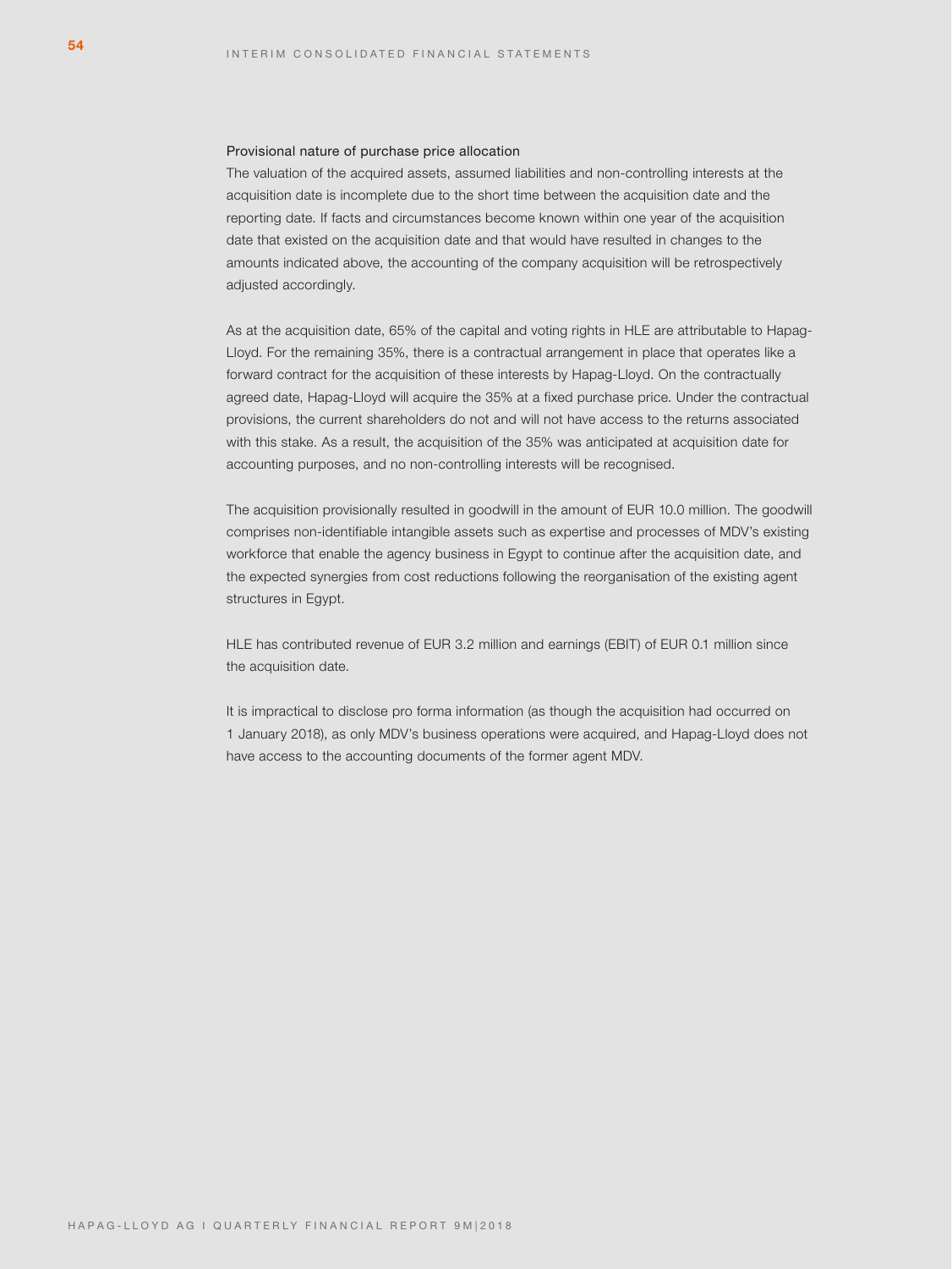### Provisional nature of purchase price allocation

The valuation of the acquired assets, assumed liabilities and non-controlling interests at the acquisition date is incomplete due to the short time between the acquisition date and the reporting date. If facts and circumstances become known within one year of the acquisition date that existed on the acquisition date and that would have resulted in changes to the amounts indicated above, the accounting of the company acquisition will be retrospectively adjusted accordingly.

As at the acquisition date, 65% of the capital and voting rights in HLE are attributable to Hapag-Lloyd. For the remaining 35%, there is a contractual arrangement in place that operates like a forward contract for the acquisition of these interests by Hapag-Lloyd. On the contractually agreed date, Hapag-Lloyd will acquire the 35% at a fixed purchase price. Under the contractual provisions, the current shareholders do not and will not have access to the returns associated with this stake. As a result, the acquisition of the 35% was anticipated at acquisition date for accounting purposes, and no non-controlling interests will be recognised.

The acquisition provisionally resulted in goodwill in the amount of EUR 10.0 million. The goodwill comprises non-identifiable intangible assets such as expertise and processes of MDV's existing workforce that enable the agency business in Egypt to continue after the acquisition date, and the expected synergies from cost reductions following the reorganisation of the existing agent structures in Egypt.

HLE has contributed revenue of EUR 3.2 million and earnings (EBIT) of EUR 0.1 million since the acquisition date.

It is impractical to disclose pro forma information (as though the acquisition had occurred on 1 January 2018), as only MDV's business operations were acquired, and Hapag-Lloyd does not have access to the accounting documents of the former agent MDV.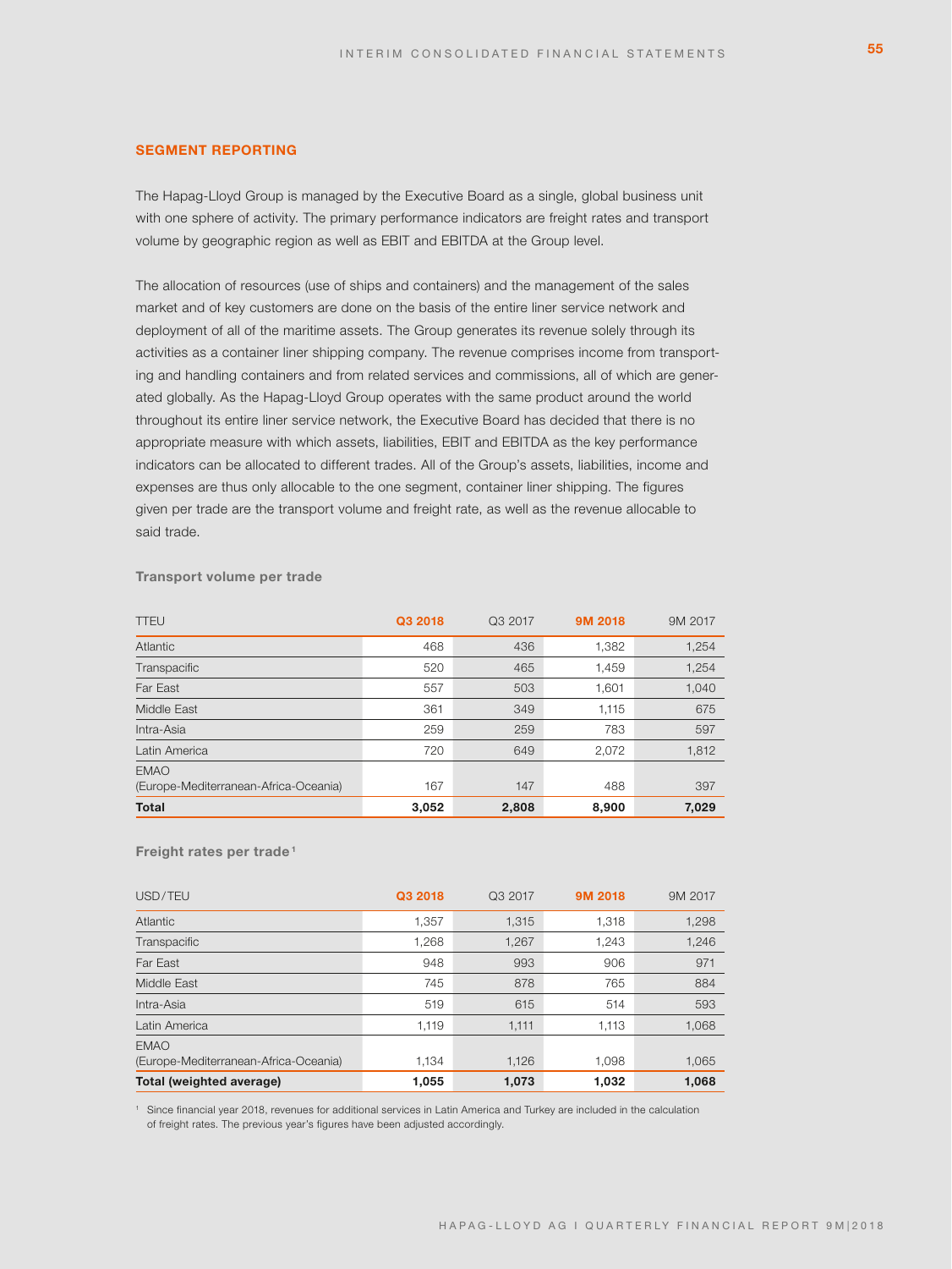## SEGMENT REPORTING

The Hapag-Lloyd Group is managed by the Executive Board as a single, global business unit with one sphere of activity. The primary performance indicators are freight rates and transport volume by geographic region as well as EBIT and EBITDA at the Group level.

The allocation of resources (use of ships and containers) and the management of the sales market and of key customers are done on the basis of the entire liner service network and deployment of all of the maritime assets. The Group generates its revenue solely through its activities as a container liner shipping company. The revenue comprises income from transporting and handling containers and from related services and commissions, all of which are generated globally. As the Hapag-Lloyd Group operates with the same product around the world throughout its entire liner service network, the Executive Board has decided that there is no appropriate measure with which assets, liabilities, EBIT and EBITDA as the key performance indicators can be allocated to different trades. All of the Group's assets, liabilities, income and expenses are thus only allocable to the one segment, container liner shipping. The figures given per trade are the transport volume and freight rate, as well as the revenue allocable to said trade.

**Transport volume per trade**

| TTEU | Q3 2018 | Q3 2017 | 9M 2018 | 9M 2017 |
|---|---|---|---|---|
| Atlantic | 468 | 436 | 1,382 | 1,254 |
| Transpacific | 520 | 465 | 1,459 | 1,254 |
| Far East | 557 | 503 | 1,601 | 1,040 |
| Middle East | 361 | 349 | 1,115 | 675 |
| Intra-Asia | 259 | 259 | 783 | 597 |
| Latin America | 720 | 649 | 2,072 | 1,812 |
| EMAO (Europe-Mediterranean-Africa-Oceania) | 167 | 147 | 488 | 397 |
| **Total** | **3,052** | **2,808** | **8,900** | **7,029** |

**Freight rates per trade**[1]

| USD/TEU | Q3 2018 | Q3 2017 | 9M 2018 | 9M 2017 |
|---|---|---|---|---|
| Atlantic | 1,357 | 1,315 | 1,318 | 1,298 |
| Transpacific | 1,268 | 1,267 | 1,243 | 1,246 |
| Far East | 948 | 993 | 906 | 971 |
| Middle East | 745 | 878 | 765 | 884 |
| Intra-Asia | 519 | 615 | 514 | 593 |
| Latin America | 1,119 | 1,111 | 1,113 | 1,068 |
| EMAO (Europe-Mediterranean-Africa-Oceania) | 1,134 | 1,126 | 1,098 | 1,065 |
| **Total (weighted average)** | **1,055** | **1,073** | **1,032** | **1,068** |

[1] Since financial year 2018, revenues for additional services in Latin America and Turkey are included in the calculation of freight rates. The previous year's figures have been adjusted accordingly.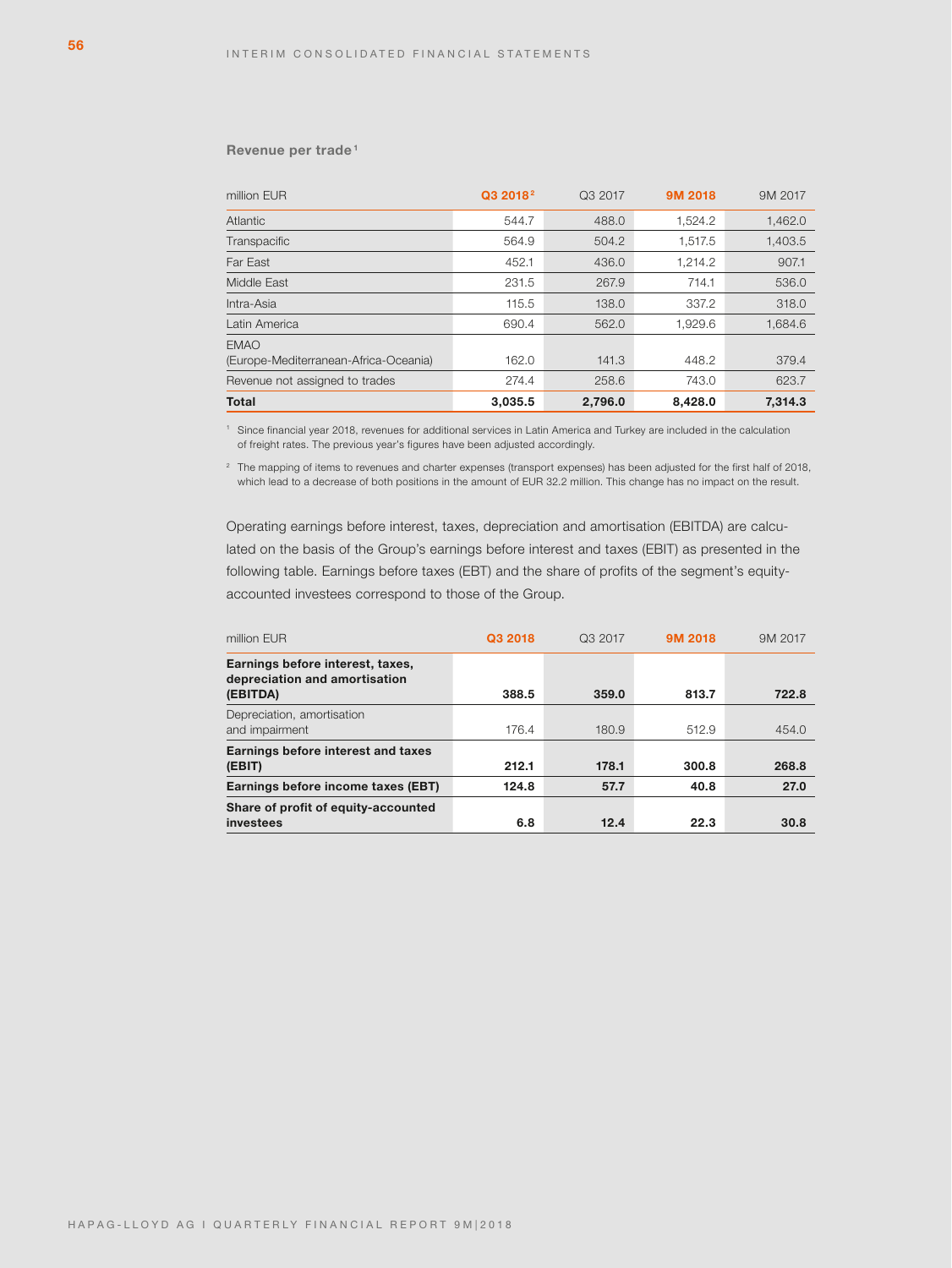**Revenue per trade**[1]

| million EUR | Q3 2018[2] | Q3 2017 | 9M 2018 | 9M 2017 |
|---|---|---|---|---|
| Atlantic | 544.7 | 488.0 | 1,524.2 | 1,462.0 |
| Transpacific | 564.9 | 504.2 | 1,517.5 | 1,403.5 |
| Far East | 452.1 | 436.0 | 1,214.2 | 907.1 |
| Middle East | 231.5 | 267.9 | 714.1 | 536.0 |
| Intra-Asia | 115.5 | 138.0 | 337.2 | 318.0 |
| Latin America | 690.4 | 562.0 | 1,929.6 | 1,684.6 |
| EMAO (Europe-Mediterranean-Africa-Oceania) | 162.0 | 141.3 | 448.2 | 379.4 |
| Revenue not assigned to trades | 274.4 | 258.6 | 743.0 | 623.7 |
| **Total** | **3,035.5** | **2,796.0** | **8,428.0** | **7,314.3** |

[1] Since financial year 2018, revenues for additional services in Latin America and Turkey are included in the calculation of freight rates. The previous year's figures have been adjusted accordingly.

[2] The mapping of items to revenues and charter expenses (transport expenses) has been adjusted for the first half of 2018, which lead to a decrease of both positions in the amount of EUR 32.2 million. This change has no impact on the result.

Operating earnings before interest, taxes, depreciation and amortisation (EBITDA) are calculated on the basis of the Group's earnings before interest and taxes (EBIT) as presented in the following table. Earnings before taxes (EBT) and the share of profits of the segment's equity-accounted investees correspond to those of the Group.

| million EUR | Q3 2018 | Q3 2017 | 9M 2018 | 9M 2017 |
|---|---|---|---|---|
| **Earnings before interest, taxes, depreciation and amortisation (EBITDA)** | **388.5** | **359.0** | **813.7** | **722.8** |
| Depreciation, amortisation and impairment | 176.4 | 180.9 | 512.9 | 454.0 |
| **Earnings before interest and taxes (EBIT)** | **212.1** | **178.1** | **300.8** | **268.8** |
| **Earnings before income taxes (EBT)** | **124.8** | **57.7** | **40.8** | **27.0** |
| **Share of profit of equity-accounted investees** | **6.8** | **12.4** | **22.3** | **30.8** |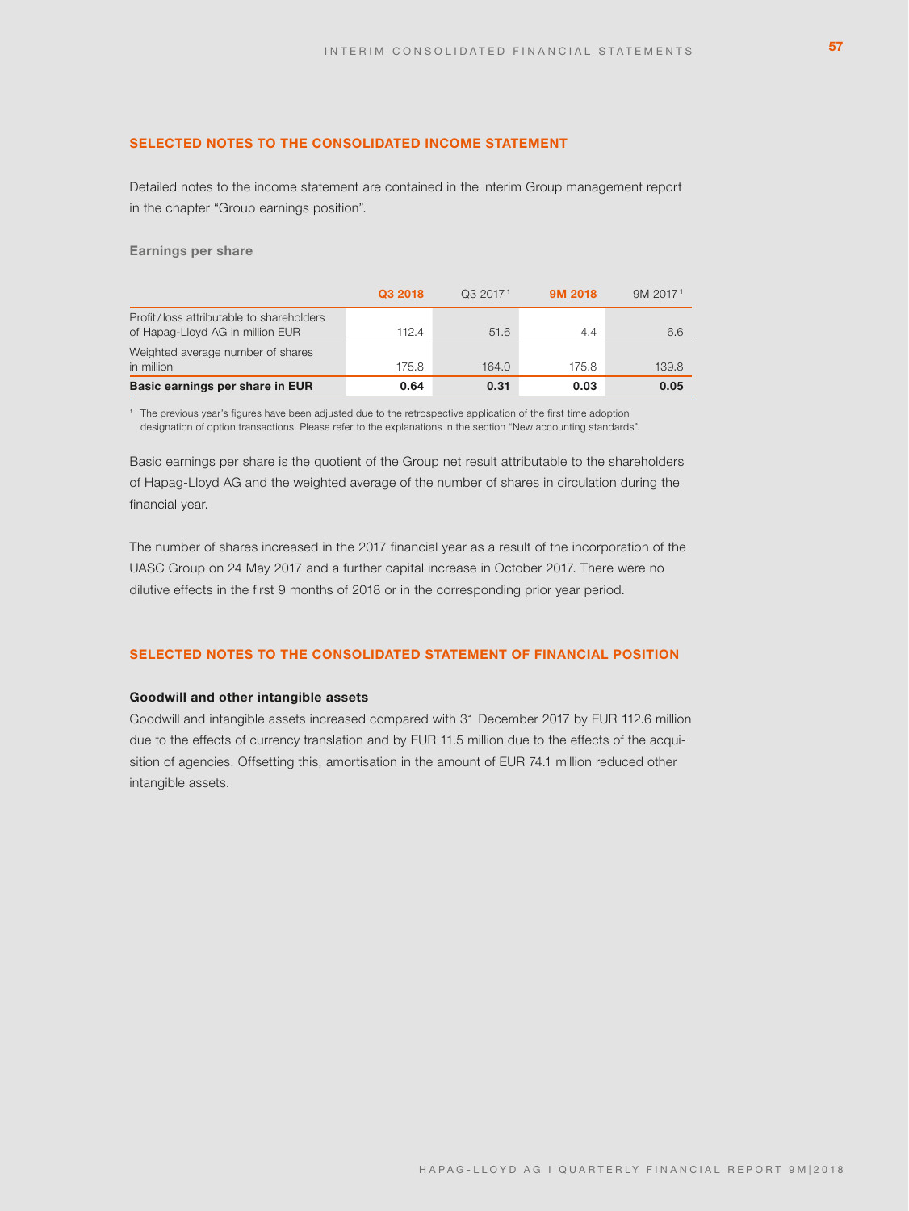## SELECTED NOTES TO THE CONSOLIDATED INCOME STATEMENT

Detailed notes to the income statement are contained in the interim Group management report in the chapter "Group earnings position".

### Earnings per share

| | Q3 2018 | Q3 2017[1] | 9M 2018 | 9M 2017[1] |
|---|---|---|---|---|
| Profit/loss attributable to shareholders of Hapag-Lloyd AG in million EUR | 112.4 | 51.6 | 4.4 | 6.6 |
| Weighted average number of shares in million | 175.8 | 164.0 | 175.8 | 139.8 |
| **Basic earnings per share in EUR** | **0.64** | **0.31** | **0.03** | **0.05** |

[1] The previous year's figures have been adjusted due to the retrospective application of the first time adoption designation of option transactions. Please refer to the explanations in the section "New accounting standards".

Basic earnings per share is the quotient of the Group net result attributable to the shareholders of Hapag-Lloyd AG and the weighted average of the number of shares in circulation during the financial year.

The number of shares increased in the 2017 financial year as a result of the incorporation of the UASC Group on 24 May 2017 and a further capital increase in October 2017. There were no dilutive effects in the first 9 months of 2018 or in the corresponding prior year period.

## SELECTED NOTES TO THE CONSOLIDATED STATEMENT OF FINANCIAL POSITION

**Goodwill and other intangible assets**

Goodwill and intangible assets increased compared with 31 December 2017 by EUR 112.6 million due to the effects of currency translation and by EUR 11.5 million due to the effects of the acquisition of agencies. Offsetting this, amortisation in the amount of EUR 74.1 million reduced other intangible assets.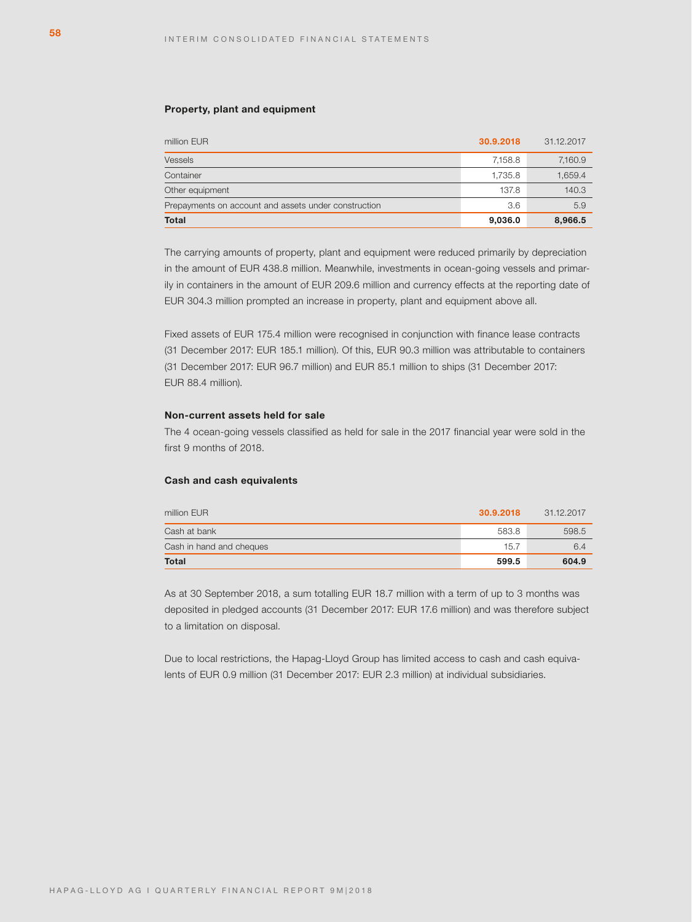### Property, plant and equipment

| million EUR | 30.9.2018 | 31.12.2017 |
|---|---|---|
| Vessels | 7,158.8 | 7,160.9 |
| Container | 1,735.8 | 1,659.4 |
| Other equipment | 137.8 | 140.3 |
| Prepayments on account and assets under construction | 3.6 | 5.9 |
| **Total** | **9,036.0** | **8,966.5** |

The carrying amounts of property, plant and equipment were reduced primarily by depreciation in the amount of EUR 438.8 million. Meanwhile, investments in ocean-going vessels and primarily in containers in the amount of EUR 209.6 million and currency effects at the reporting date of EUR 304.3 million prompted an increase in property, plant and equipment above all.

Fixed assets of EUR 175.4 million were recognised in conjunction with finance lease contracts (31 December 2017: EUR 185.1 million). Of this, EUR 90.3 million was attributable to containers (31 December 2017: EUR 96.7 million) and EUR 85.1 million to ships (31 December 2017: EUR 88.4 million).

### Non-current assets held for sale

The 4 ocean-going vessels classified as held for sale in the 2017 financial year were sold in the first 9 months of 2018.

### Cash and cash equivalents

| million EUR | 30.9.2018 | 31.12.2017 |
|---|---|---|
| Cash at bank | 583.8 | 598.5 |
| Cash in hand and cheques | 15.7 | 6.4 |
| **Total** | **599.5** | **604.9** |

As at 30 September 2018, a sum totalling EUR 18.7 million with a term of up to 3 months was deposited in pledged accounts (31 December 2017: EUR 17.6 million) and was therefore subject to a limitation on disposal.

Due to local restrictions, the Hapag-Lloyd Group has limited access to cash and cash equivalents of EUR 0.9 million (31 December 2017: EUR 2.3 million) at individual subsidiaries.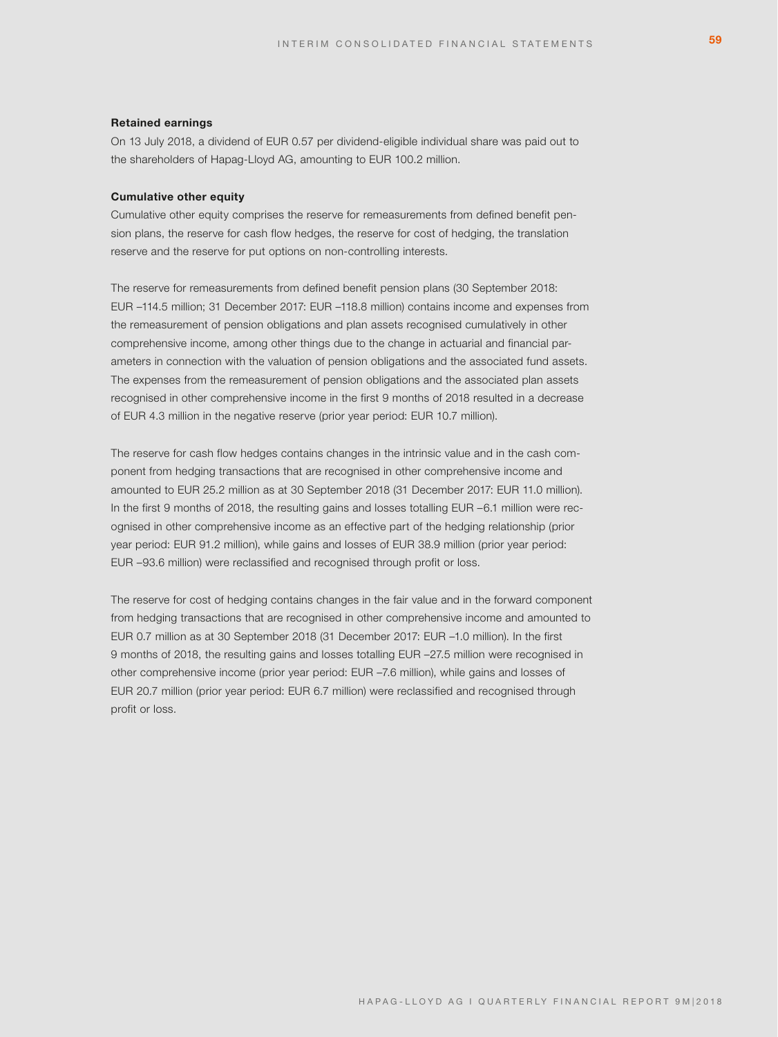#### Retained earnings

On 13 July 2018, a dividend of EUR 0.57 per dividend-eligible individual share was paid out to the shareholders of Hapag-Lloyd AG, amounting to EUR 100.2 million.

#### Cumulative other equity

Cumulative other equity comprises the reserve for remeasurements from defined benefit pension plans, the reserve for cash flow hedges, the reserve for cost of hedging, the translation reserve and the reserve for put options on non-controlling interests.

The reserve for remeasurements from defined benefit pension plans (30 September 2018: EUR –114.5 million; 31 December 2017: EUR –118.8 million) contains income and expenses from the remeasurement of pension obligations and plan assets recognised cumulatively in other comprehensive income, among other things due to the change in actuarial and financial parameters in connection with the valuation of pension obligations and the associated fund assets. The expenses from the remeasurement of pension obligations and the associated plan assets recognised in other comprehensive income in the first 9 months of 2018 resulted in a decrease of EUR 4.3 million in the negative reserve (prior year period: EUR 10.7 million).

The reserve for cash flow hedges contains changes in the intrinsic value and in the cash component from hedging transactions that are recognised in other comprehensive income and amounted to EUR 25.2 million as at 30 September 2018 (31 December 2017: EUR 11.0 million). In the first 9 months of 2018, the resulting gains and losses totalling EUR –6.1 million were recognised in other comprehensive income as an effective part of the hedging relationship (prior year period: EUR 91.2 million), while gains and losses of EUR 38.9 million (prior year period: EUR –93.6 million) were reclassified and recognised through profit or loss.

The reserve for cost of hedging contains changes in the fair value and in the forward component from hedging transactions that are recognised in other comprehensive income and amounted to EUR 0.7 million as at 30 September 2018 (31 December 2017: EUR –1.0 million). In the first 9 months of 2018, the resulting gains and losses totalling EUR –27.5 million were recognised in other comprehensive income (prior year period: EUR –7.6 million), while gains and losses of EUR 20.7 million (prior year period: EUR 6.7 million) were reclassified and recognised through profit or loss.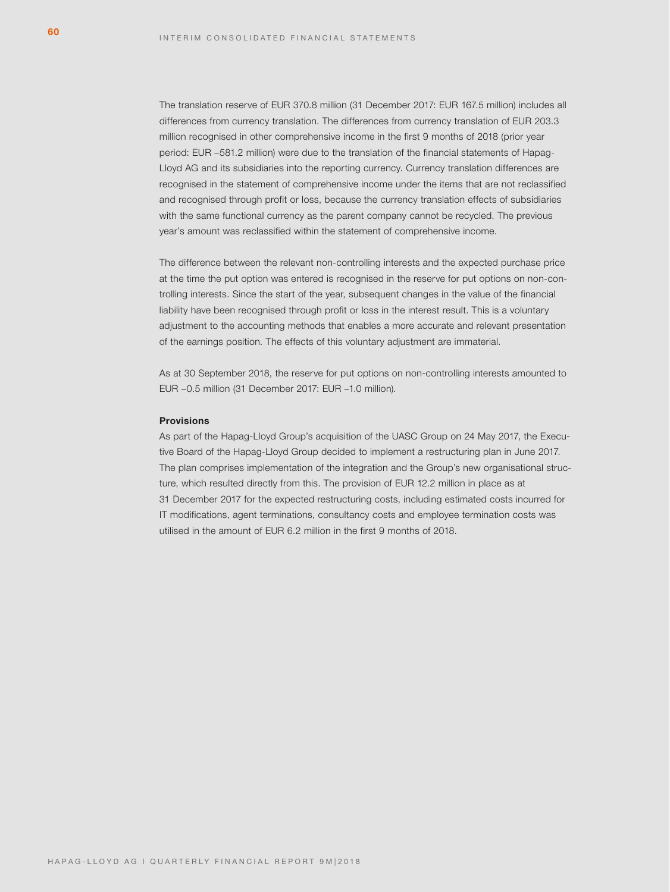The translation reserve of EUR 370.8 million (31 December 2017: EUR 167.5 million) includes all differences from currency translation. The differences from currency translation of EUR 203.3 million recognised in other comprehensive income in the first 9 months of 2018 (prior year period: EUR –581.2 million) were due to the translation of the financial statements of Hapag-Lloyd AG and its subsidiaries into the reporting currency. Currency translation differences are recognised in the statement of comprehensive income under the items that are not reclassified and recognised through profit or loss, because the currency translation effects of subsidiaries with the same functional currency as the parent company cannot be recycled. The previous year's amount was reclassified within the statement of comprehensive income.

The difference between the relevant non-controlling interests and the expected purchase price at the time the put option was entered is recognised in the reserve for put options on non-controlling interests. Since the start of the year, subsequent changes in the value of the financial liability have been recognised through profit or loss in the interest result. This is a voluntary adjustment to the accounting methods that enables a more accurate and relevant presentation of the earnings position. The effects of this voluntary adjustment are immaterial.

As at 30 September 2018, the reserve for put options on non-controlling interests amounted to EUR –0.5 million (31 December 2017: EUR –1.0 million).

**Provisions**

As part of the Hapag-Lloyd Group's acquisition of the UASC Group on 24 May 2017, the Executive Board of the Hapag-Lloyd Group decided to implement a restructuring plan in June 2017. The plan comprises implementation of the integration and the Group's new organisational structure, which resulted directly from this. The provision of EUR 12.2 million in place as at 31 December 2017 for the expected restructuring costs, including estimated costs incurred for IT modifications, agent terminations, consultancy costs and employee termination costs was utilised in the amount of EUR 6.2 million in the first 9 months of 2018.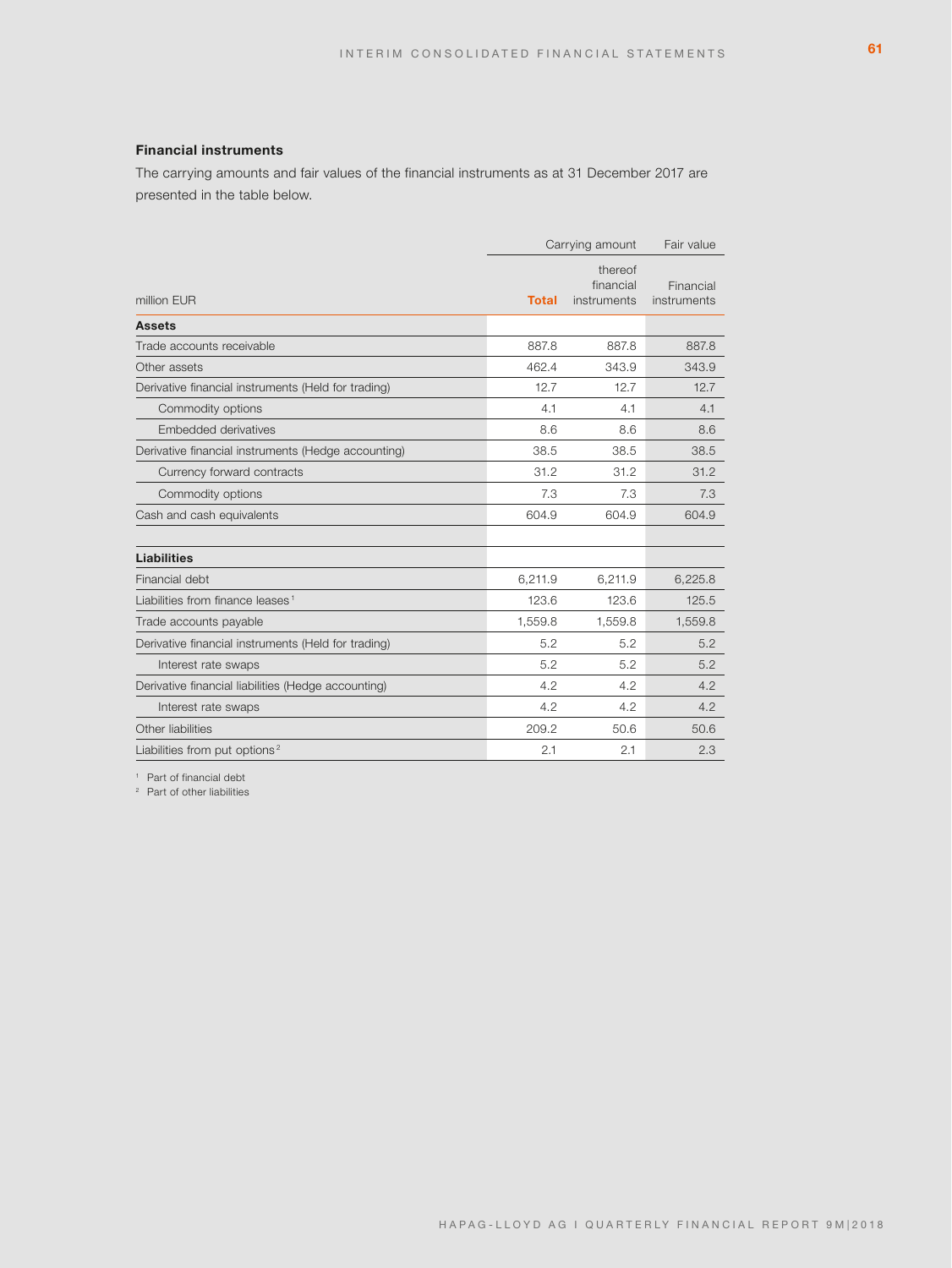### Financial instruments

The carrying amounts and fair values of the financial instruments as at 31 December 2017 are presented in the table below.

| | Carrying amount | | Fair value |
|---|---|---|---|
| million EUR | **Total** | thereof financial instruments | Financial instruments |
| **Assets** | | | |
| Trade accounts receivable | 887.8 | 887.8 | 887.8 |
| Other assets | 462.4 | 343.9 | 343.9 |
| Derivative financial instruments (Held for trading) | 12.7 | 12.7 | 12.7 |
| Commodity options | 4.1 | 4.1 | 4.1 |
| Embedded derivatives | 8.6 | 8.6 | 8.6 |
| Derivative financial instruments (Hedge accounting) | 38.5 | 38.5 | 38.5 |
| Currency forward contracts | 31.2 | 31.2 | 31.2 |
| Commodity options | 7.3 | 7.3 | 7.3 |
| Cash and cash equivalents | 604.9 | 604.9 | 604.9 |
| | | | |
| **Liabilities** | | | |
| Financial debt | 6,211.9 | 6,211.9 | 6,225.8 |
| Liabilities from finance leases [1] | 123.6 | 123.6 | 125.5 |
| Trade accounts payable | 1,559.8 | 1,559.8 | 1,559.8 |
| Derivative financial instruments (Held for trading) | 5.2 | 5.2 | 5.2 |
| Interest rate swaps | 5.2 | 5.2 | 5.2 |
| Derivative financial liabilities (Hedge accounting) | 4.2 | 4.2 | 4.2 |
| Interest rate swaps | 4.2 | 4.2 | 4.2 |
| Other liabilities | 209.2 | 50.6 | 50.6 |
| Liabilities from put options [2] | 2.1 | 2.1 | 2.3 |

[1] Part of financial debt
[2] Part of other liabilities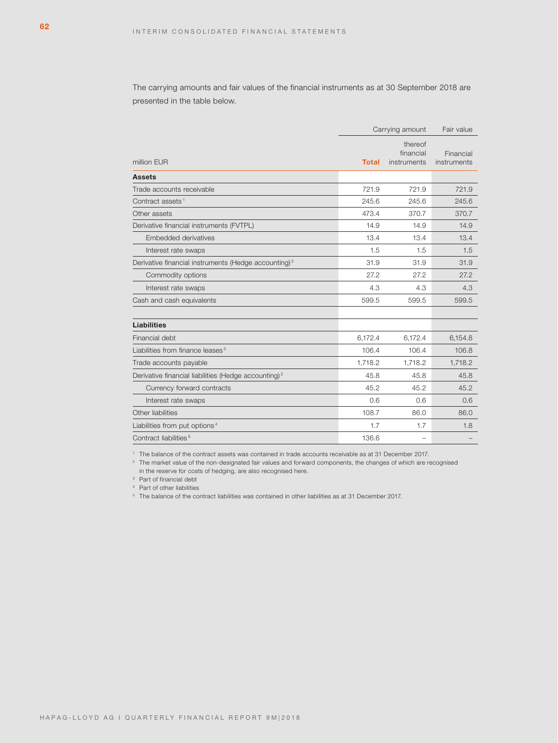The carrying amounts and fair values of the financial instruments as at 30 September 2018 are presented in the table below.

| million EUR | Carrying amount | | Fair value |
|---|---|---|---|
| | **Total** | thereof financial instruments | Financial instruments |
| **Assets** | | | |
| Trade accounts receivable | 721.9 | 721.9 | 721.9 |
| Contract assets [1] | 245.6 | 245.6 | 245.6 |
| Other assets | 473.4 | 370.7 | 370.7 |
| Derivative financial instruments (FVTPL) | 14.9 | 14.9 | 14.9 |
| Embedded derivatives | 13.4 | 13.4 | 13.4 |
| Interest rate swaps | 1.5 | 1.5 | 1.5 |
| Derivative financial instruments (Hedge accounting) [2] | 31.9 | 31.9 | 31.9 |
| Commodity options | 27.2 | 27.2 | 27.2 |
| Interest rate swaps | 4.3 | 4.3 | 4.3 |
| Cash and cash equivalents | 599.5 | 599.5 | 599.5 |
| | | | |
| **Liabilities** | | | |
| Financial debt | 6,172.4 | 6,172.4 | 6,154.8 |
| Liabilities from finance leases [3] | 106.4 | 106.4 | 106.8 |
| Trade accounts payable | 1,718.2 | 1,718.2 | 1,718.2 |
| Derivative financial liabilities (Hedge accounting) [2] | 45.8 | 45.8 | 45.8 |
| Currency forward contracts | 45.2 | 45.2 | 45.2 |
| Interest rate swaps | 0.6 | 0.6 | 0.6 |
| Other liabilities | 108.7 | 86.0 | 86.0 |
| Liabilities from put options [4] | 1.7 | 1.7 | 1.8 |
| Contract liabilities [5] | 136.6 | – | – |

[1] The balance of the contract assets was contained in trade accounts receivable as at 31 December 2017.
[2] The market value of the non-designated fair values and forward components, the changes of which are recognised in the reserve for costs of hedging, are also recognised here.
[3] Part of financial debt
[4] Part of other liabilities
[5] The balance of the contract liabilities was contained in other liabilities as at 31 December 2017.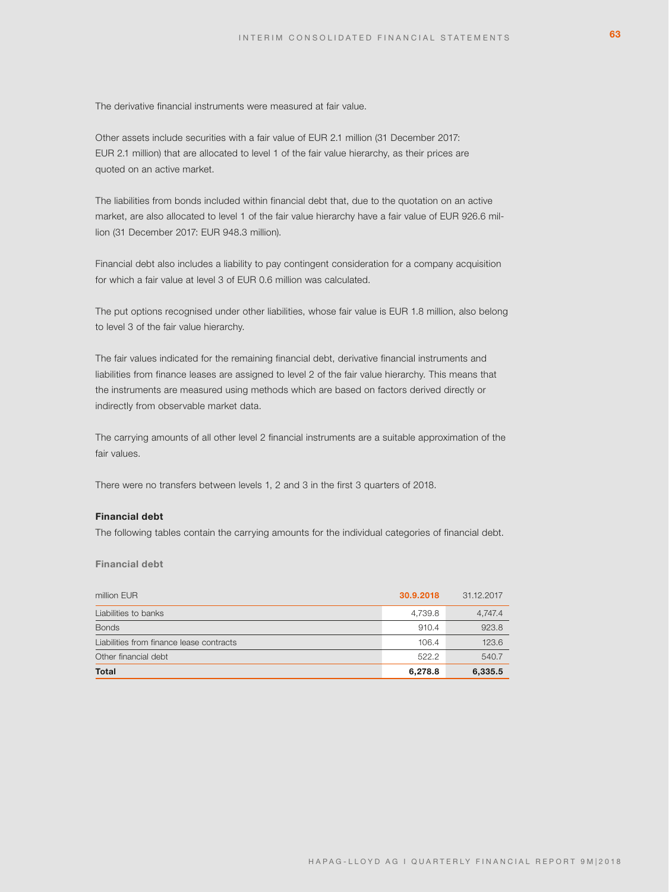The derivative financial instruments were measured at fair value.

Other assets include securities with a fair value of EUR 2.1 million (31 December 2017: EUR 2.1 million) that are allocated to level 1 of the fair value hierarchy, as their prices are quoted on an active market.

The liabilities from bonds included within financial debt that, due to the quotation on an active market, are also allocated to level 1 of the fair value hierarchy have a fair value of EUR 926.6 million (31 December 2017: EUR 948.3 million).

Financial debt also includes a liability to pay contingent consideration for a company acquisition for which a fair value at level 3 of EUR 0.6 million was calculated.

The put options recognised under other liabilities, whose fair value is EUR 1.8 million, also belong to level 3 of the fair value hierarchy.

The fair values indicated for the remaining financial debt, derivative financial instruments and liabilities from finance leases are assigned to level 2 of the fair value hierarchy. This means that the instruments are measured using methods which are based on factors derived directly or indirectly from observable market data.

The carrying amounts of all other level 2 financial instruments are a suitable approximation of the fair values.

There were no transfers between levels 1, 2 and 3 in the first 3 quarters of 2018.

### Financial debt

The following tables contain the carrying amounts for the individual categories of financial debt.

**Financial debt**

| million EUR | 30.9.2018 | 31.12.2017 |
|---|---|---|
| Liabilities to banks | 4,739.8 | 4,747.4 |
| Bonds | 910.4 | 923.8 |
| Liabilities from finance lease contracts | 106.4 | 123.6 |
| Other financial debt | 522.2 | 540.7 |
| **Total** | **6,278.8** | **6,335.5** |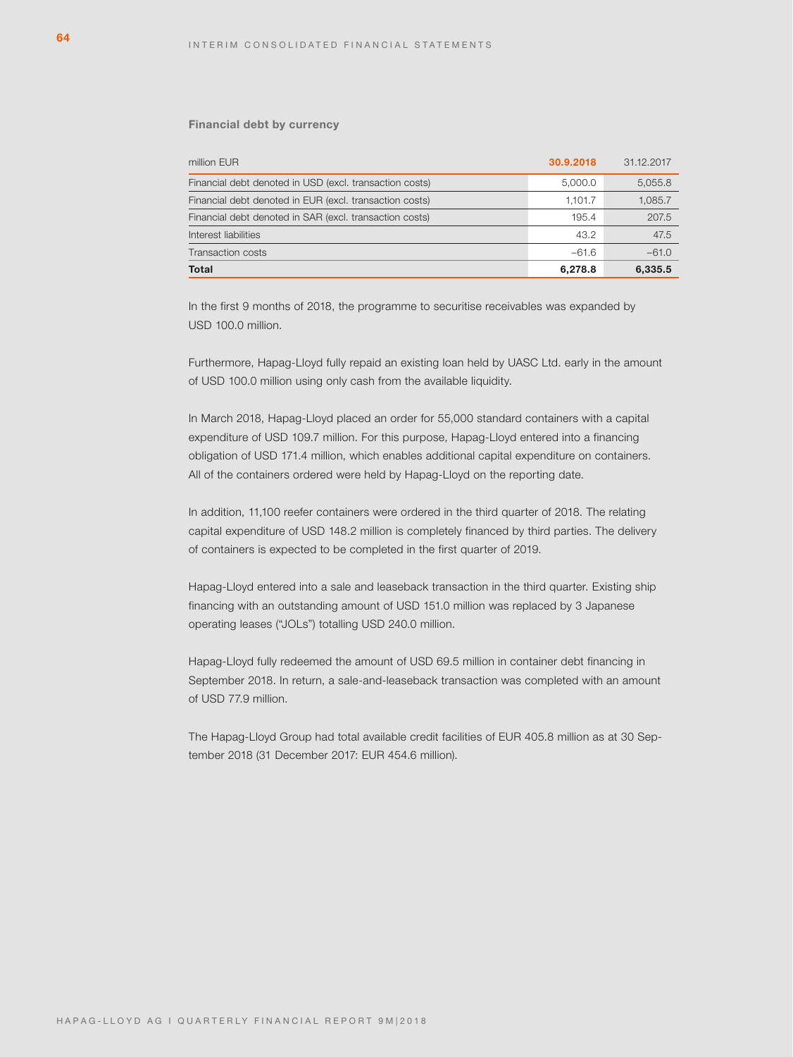**Financial debt by currency**

| million EUR | 30.9.2018 | 31.12.2017 |
|---|---|---|
| Financial debt denoted in USD (excl. transaction costs) | 5,000.0 | 5,055.8 |
| Financial debt denoted in EUR (excl. transaction costs) | 1,101.7 | 1,085.7 |
| Financial debt denoted in SAR (excl. transaction costs) | 195.4 | 207.5 |
| Interest liabilities | 43.2 | 47.5 |
| Transaction costs | –61.6 | –61.0 |
| **Total** | **6,278.8** | **6,335.5** |

In the first 9 months of 2018, the programme to securitise receivables was expanded by USD 100.0 million.

Furthermore, Hapag-Lloyd fully repaid an existing loan held by UASC Ltd. early in the amount of USD 100.0 million using only cash from the available liquidity.

In March 2018, Hapag-Lloyd placed an order for 55,000 standard containers with a capital expenditure of USD 109.7 million. For this purpose, Hapag-Lloyd entered into a financing obligation of USD 171.4 million, which enables additional capital expenditure on containers. All of the containers ordered were held by Hapag-Lloyd on the reporting date.

In addition, 11,100 reefer containers were ordered in the third quarter of 2018. The relating capital expenditure of USD 148.2 million is completely financed by third parties. The delivery of containers is expected to be completed in the first quarter of 2019.

Hapag-Lloyd entered into a sale and leaseback transaction in the third quarter. Existing ship financing with an outstanding amount of USD 151.0 million was replaced by 3 Japanese operating leases ("JOLs") totalling USD 240.0 million.

Hapag-Lloyd fully redeemed the amount of USD 69.5 million in container debt financing in September 2018. In return, a sale-and-leaseback transaction was completed with an amount of USD 77.9 million.

The Hapag-Lloyd Group had total available credit facilities of EUR 405.8 million as at 30 September 2018 (31 December 2017: EUR 454.6 million).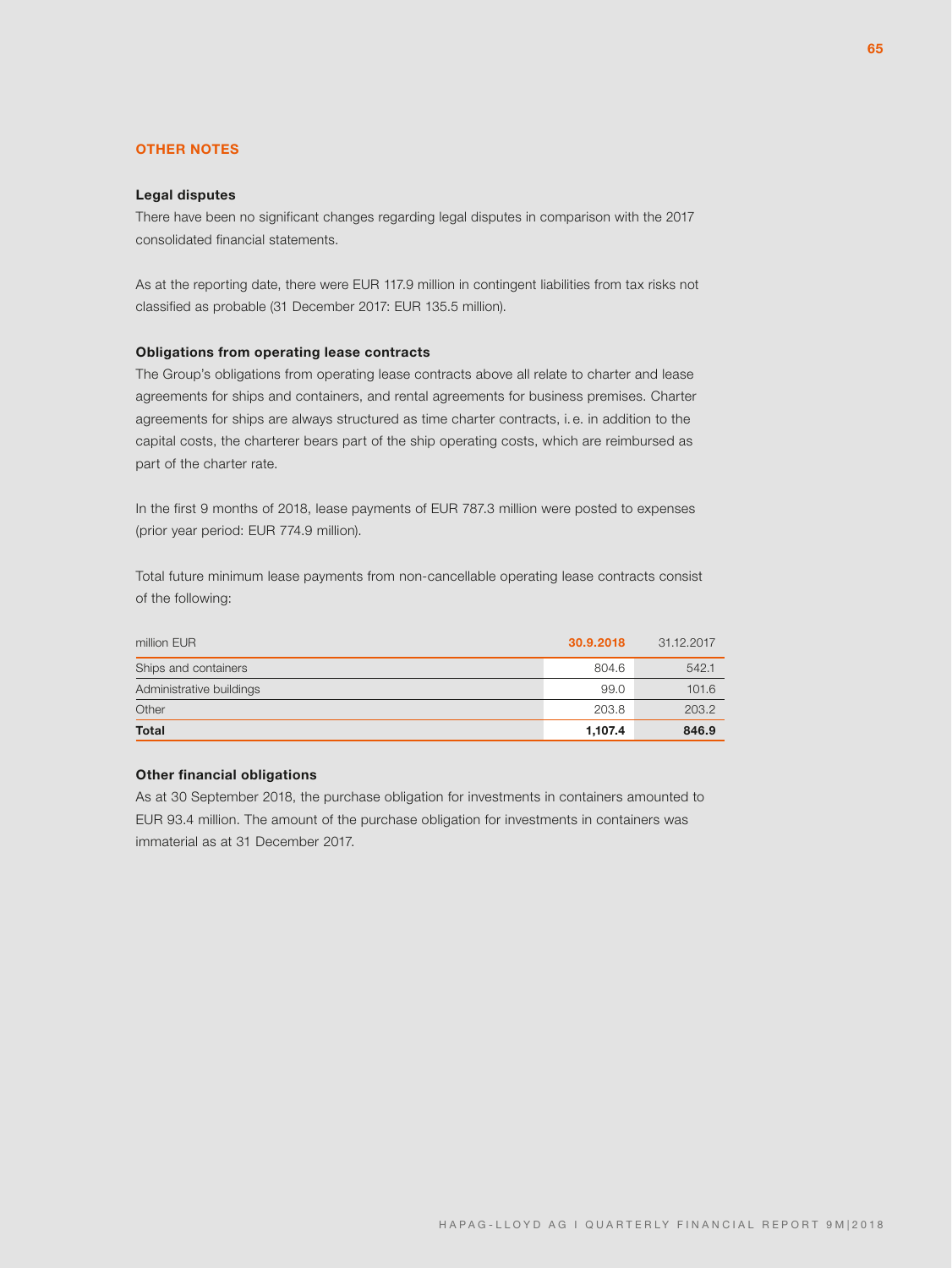## OTHER NOTES

### Legal disputes

There have been no significant changes regarding legal disputes in comparison with the 2017 consolidated financial statements.

As at the reporting date, there were EUR 117.9 million in contingent liabilities from tax risks not classified as probable (31 December 2017: EUR 135.5 million).

### Obligations from operating lease contracts

The Group's obligations from operating lease contracts above all relate to charter and lease agreements for ships and containers, and rental agreements for business premises. Charter agreements for ships are always structured as time charter contracts, i.e. in addition to the capital costs, the charterer bears part of the ship operating costs, which are reimbursed as part of the charter rate.

In the first 9 months of 2018, lease payments of EUR 787.3 million were posted to expenses (prior year period: EUR 774.9 million).

Total future minimum lease payments from non-cancellable operating lease contracts consist of the following:

| million EUR | 30.9.2018 | 31.12.2017 |
|---|---|---|
| Ships and containers | 804.6 | 542.1 |
| Administrative buildings | 99.0 | 101.6 |
| Other | 203.8 | 203.2 |
| **Total** | **1,107.4** | **846.9** |

### Other financial obligations

As at 30 September 2018, the purchase obligation for investments in containers amounted to EUR 93.4 million. The amount of the purchase obligation for investments in containers was immaterial as at 31 December 2017.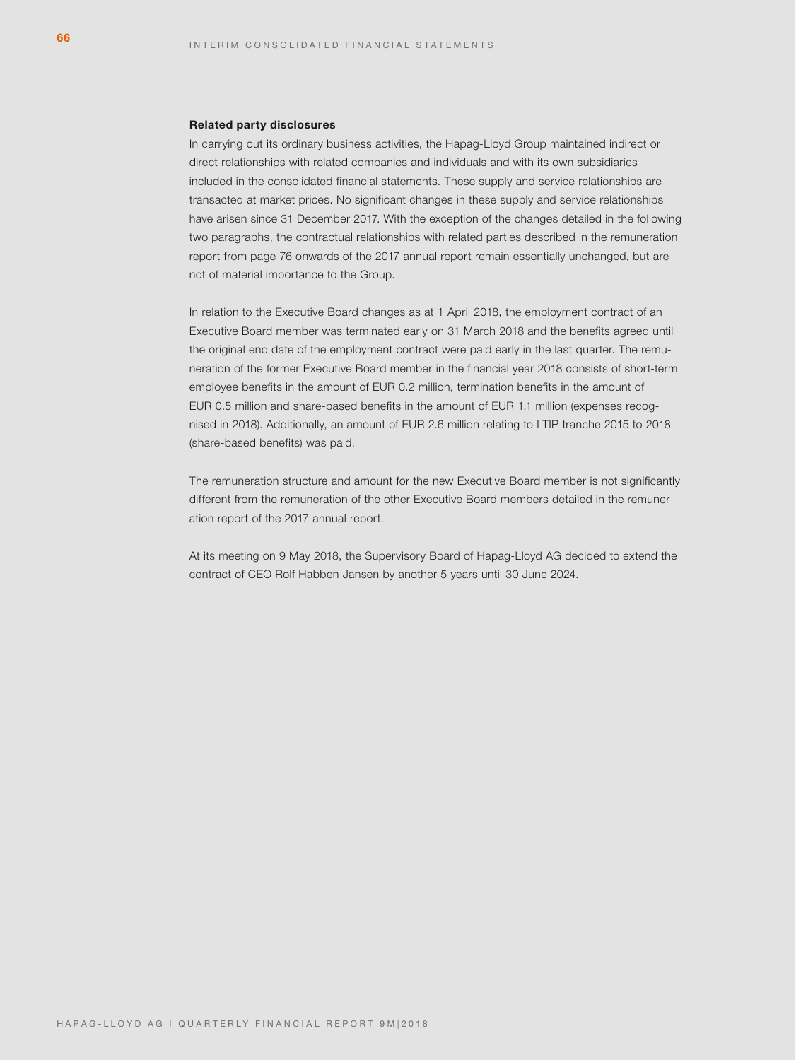### Related party disclosures

In carrying out its ordinary business activities, the Hapag-Lloyd Group maintained indirect or direct relationships with related companies and individuals and with its own subsidiaries included in the consolidated financial statements. These supply and service relationships are transacted at market prices. No significant changes in these supply and service relationships have arisen since 31 December 2017. With the exception of the changes detailed in the following two paragraphs, the contractual relationships with related parties described in the remuneration report from page 76 onwards of the 2017 annual report remain essentially unchanged, but are not of material importance to the Group.

In relation to the Executive Board changes as at 1 April 2018, the employment contract of an Executive Board member was terminated early on 31 March 2018 and the benefits agreed until the original end date of the employment contract were paid early in the last quarter. The remuneration of the former Executive Board member in the financial year 2018 consists of short-term employee benefits in the amount of EUR 0.2 million, termination benefits in the amount of EUR 0.5 million and share-based benefits in the amount of EUR 1.1 million (expenses recognised in 2018). Additionally, an amount of EUR 2.6 million relating to LTIP tranche 2015 to 2018 (share-based benefits) was paid.

The remuneration structure and amount for the new Executive Board member is not significantly different from the remuneration of the other Executive Board members detailed in the remuneration report of the 2017 annual report.

At its meeting on 9 May 2018, the Supervisory Board of Hapag-Lloyd AG decided to extend the contract of CEO Rolf Habben Jansen by another 5 years until 30 June 2024.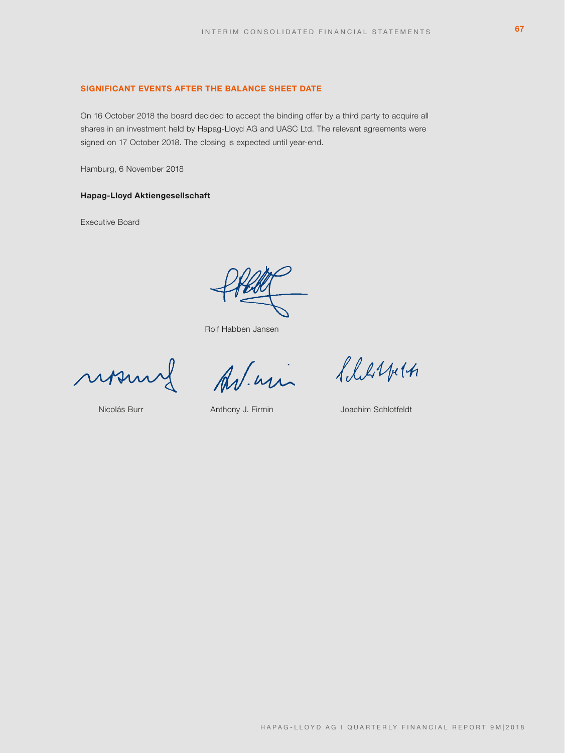## SIGNIFICANT EVENTS AFTER THE BALANCE SHEET DATE

On 16 October 2018 the board decided to accept the binding offer by a third party to acquire all shares in an investment held by Hapag-Lloyd AG and UASC Ltd. The relevant agreements were signed on 17 October 2018. The closing is expected until year-end.

Hamburg, 6 November 2018

**Hapag-Lloyd Aktiengesellschaft**

Executive Board

Rolf Habben Jansen

Nicolás Burr

Anthony J. Firmin

Joachim Schlotfeldt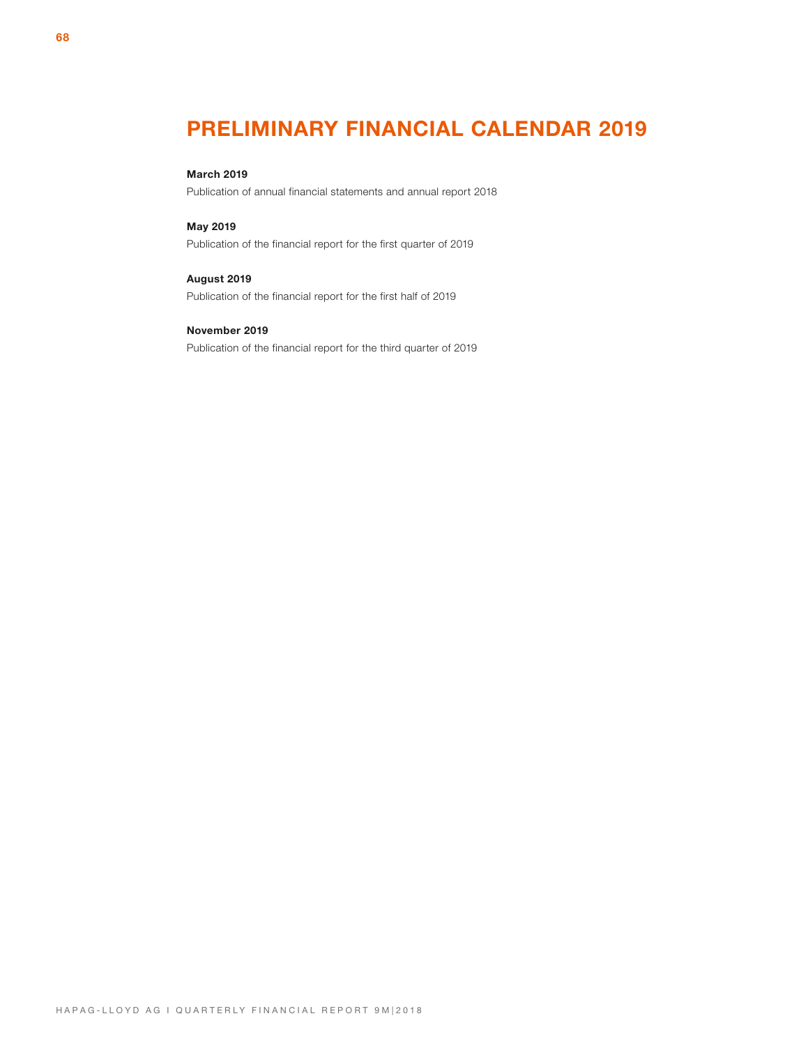# PRELIMINARY FINANCIAL CALENDAR 2019

**March 2019**

Publication of annual financial statements and annual report 2018

**May 2019**

Publication of the financial report for the first quarter of 2019

**August 2019**

Publication of the financial report for the first half of 2019

**November 2019**

Publication of the financial report for the third quarter of 2019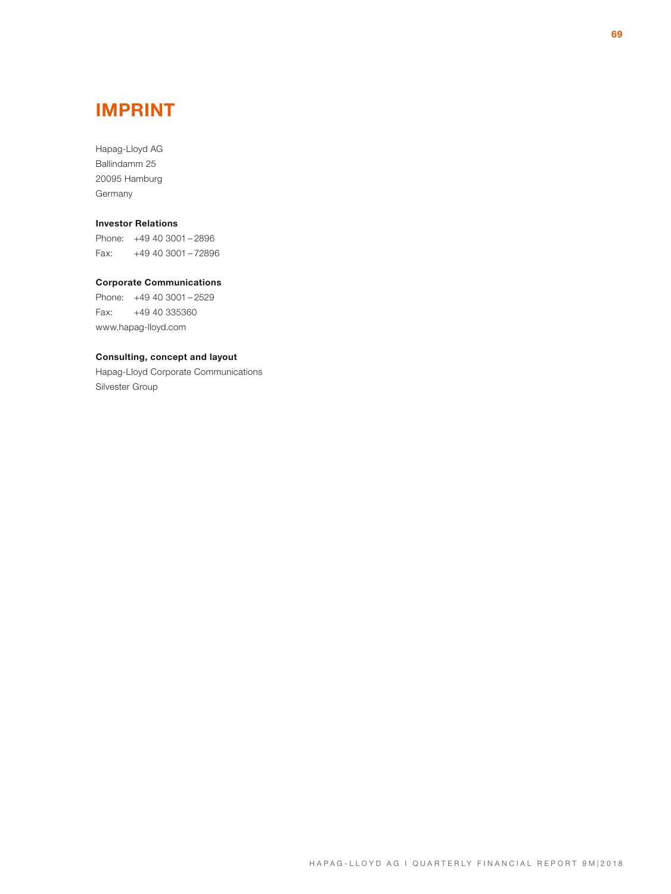# IMPRINT

Hapag-Lloyd AG
Ballindamm 25
20095 Hamburg
Germany

**Investor Relations**
Phone: +49 40 3001 – 2896
Fax: +49 40 3001 – 72896

**Corporate Communications**
Phone: +49 40 3001 – 2529
Fax: +49 40 335360
www.hapag-lloyd.com

**Consulting, concept and layout**
Hapag-Lloyd Corporate Communications
Silvester Group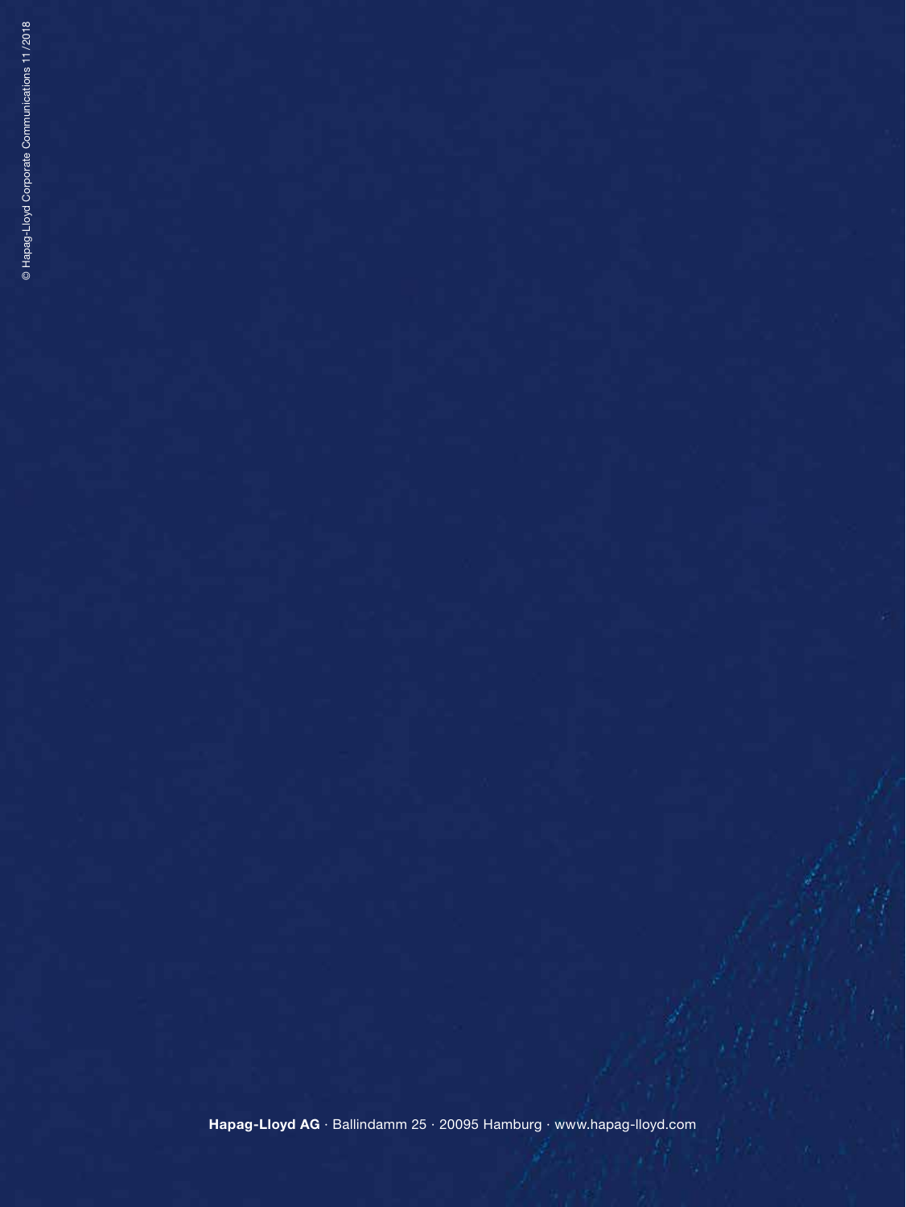© Hapag-Lloyd Corporate Communications 11/2018

**Hapag-Lloyd AG** · Ballindamm 25 · 20095 Hamburg · www.hapag-lloyd.com